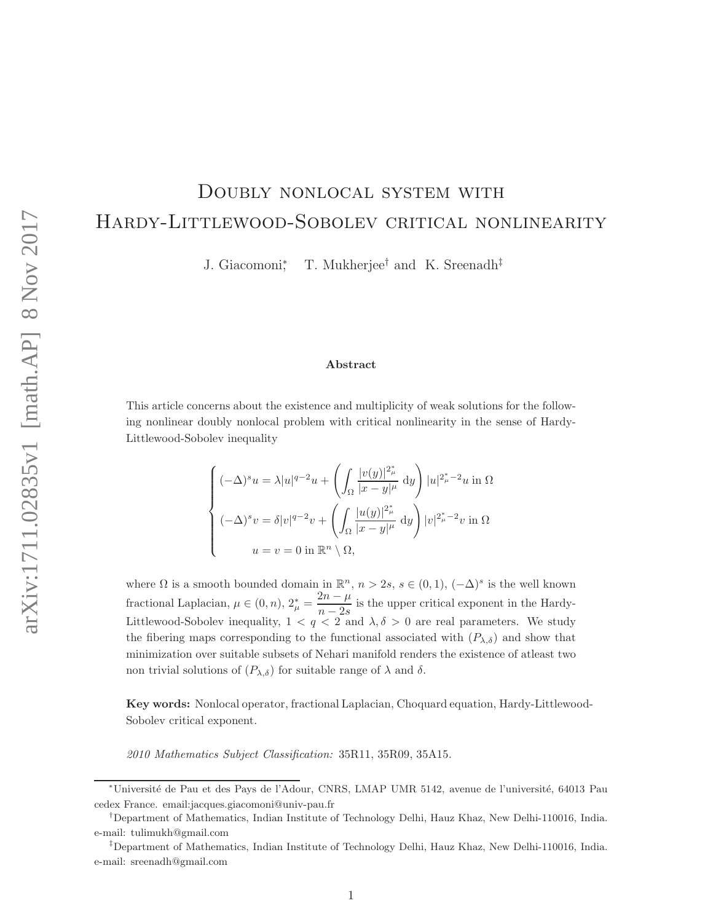# Doubly nonlocal system with Hardy-Littlewood-Sobolev critical nonlinearity

J. Giacomoni,[*] T. Mukherjee[†] and K. Sreenadh[‡]

## Abstract

This article concerns about the existence and multiplicity of weak solutions for the following nonlinear doubly nonlocal problem with critical nonlinearity in the sense of Hardy-Littlewood-Sobolev inequality

$$
\begin{cases}
(-\Delta)^s u = \lambda |u|^{q-2}u + \left( \displaystyle\int_\Omega \frac{|v(y)|^{2^*_\mu}}{|x-y|^\mu}\, \mathrm{d}y \right) |u|^{2^*_\mu - 2}u \text{ in } \Omega \\
(-\Delta)^s v = \delta |v|^{q-2}v + \left( \displaystyle\int_\Omega \frac{|u(y)|^{2^*_\mu}}{|x-y|^\mu}\, \mathrm{d}y \right) |v|^{2^*_\mu - 2}v \text{ in } \Omega \\
\qquad u = v = 0 \text{ in } \mathbb{R}^n \setminus \Omega,
\end{cases}
$$

where $\Omega$ is a smooth bounded domain in $\mathbb{R}^n$, $n > 2s$, $s \in (0,1)$, $(-\Delta)^s$ is the well known fractional Laplacian, $\mu \in (0,n)$, $2^*_\mu = \dfrac{2n-\mu}{n-2s}$ is the upper critical exponent in the Hardy-Littlewood-Sobolev inequality, $1 < q < 2$ and $\lambda, \delta > 0$ are real parameters. We study the fibering maps corresponding to the functional associated with $(P_{\lambda,\delta})$ and show that minimization over suitable subsets of Nehari manifold renders the existence of atleast two non trivial solutions of $(P_{\lambda,\delta})$ for suitable range of $\lambda$ and $\delta$.

**Key words:** Nonlocal operator, fractional Laplacian, Choquard equation, Hardy-Littlewood-Sobolev critical exponent.

*2010 Mathematics Subject Classification:* 35R11, 35R09, 35A15.

---

[*] Université de Pau et des Pays de l'Adour, CNRS, LMAP UMR 5142, avenue de l'université, 64013 Pau cedex France. email:jacques.giacomoni@univ-pau.fr

[†] Department of Mathematics, Indian Institute of Technology Delhi, Hauz Khaz, New Delhi-110016, India. e-mail: tulimukh@gmail.com

[‡] Department of Mathematics, Indian Institute of Technology Delhi, Hauz Khaz, New Delhi-110016, India. e-mail: sreenadh@gmail.com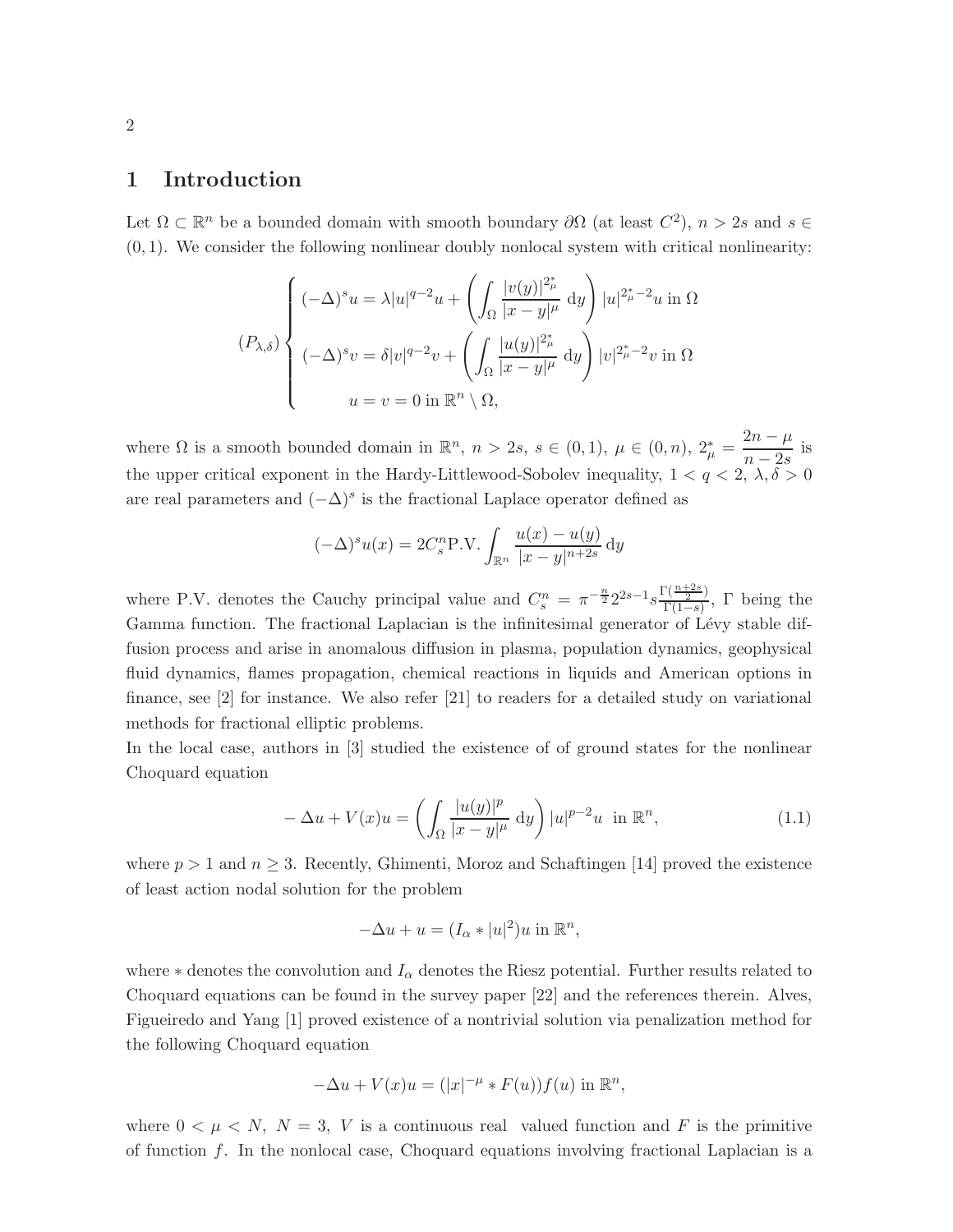# 1 Introduction

Let $\Omega \subset \mathbb{R}^n$ be a bounded domain with smooth boundary $\partial\Omega$ (at least $C^2$), $n > 2s$ and $s \in (0,1)$. We consider the following nonlinear doubly nonlocal system with critical nonlinearity:

$$
(P_{\lambda,\delta}) \begin{cases} (-\Delta)^s u = \lambda |u|^{q-2}u + \left( \displaystyle\int_\Omega \frac{|v(y)|^{2^*_\mu}}{|x-y|^\mu} \, \mathrm{d}y \right) |u|^{2^*_\mu - 2}u \text{ in } \Omega \\ (-\Delta)^s v = \delta |v|^{q-2}v + \left( \displaystyle\int_\Omega \frac{|u(y)|^{2^*_\mu}}{|x-y|^\mu} \, \mathrm{d}y \right) |v|^{2^*_\mu - 2}v \text{ in } \Omega \\ \qquad u = v = 0 \text{ in } \mathbb{R}^n \setminus \Omega, \end{cases}
$$

where $\Omega$ is a smooth bounded domain in $\mathbb{R}^n$, $n > 2s$, $s \in (0,1)$, $\mu \in (0,n)$, $2^*_\mu = \dfrac{2n-\mu}{n-2s}$ is the upper critical exponent in the Hardy-Littlewood-Sobolev inequality, $1 < q < 2$, $\lambda, \delta > 0$ are real parameters and $(-\Delta)^s$ is the fractional Laplace operator defined as

$$
(-\Delta)^s u(x) = 2C^n_s \text{P.V.} \int_{\mathbb{R}^n} \frac{u(x) - u(y)}{|x-y|^{n+2s}} \, \mathrm{d}y
$$

where P.V. denotes the Cauchy principal value and $C^n_s = \pi^{-\frac{n}{2}} 2^{2s-1} s \frac{\Gamma(\frac{n+2s}{2})}{\Gamma(1-s)}$, $\Gamma$ being the Gamma function. The fractional Laplacian is the infinitesimal generator of Lévy stable diffusion process and arise in anomalous diffusion in plasma, population dynamics, geophysical fluid dynamics, flames propagation, chemical reactions in liquids and American options in finance, see [2] for instance. We also refer [21] to readers for a detailed study on variational methods for fractional elliptic problems.

In the local case, authors in [3] studied the existence of of ground states for the nonlinear Choquard equation

$$
-\Delta u + V(x)u = \left( \int_\Omega \frac{|u(y)|^p}{|x-y|^\mu} \, \mathrm{d}y \right) |u|^{p-2}u \ \text{ in } \mathbb{R}^n, \tag{1.1}
$$

where $p > 1$ and $n \geq 3$. Recently, Ghimenti, Moroz and Schaftingen [14] proved the existence of least action nodal solution for the problem

$$
-\Delta u + u = (I_\alpha * |u|^2)u \text{ in } \mathbb{R}^n,
$$

where $*$ denotes the convolution and $I_\alpha$ denotes the Riesz potential. Further results related to Choquard equations can be found in the survey paper [22] and the references therein. Alves, Figueiredo and Yang [1] proved existence of a nontrivial solution via penalization method for the following Choquard equation

$$
-\Delta u + V(x)u = (|x|^{-\mu} * F(u))f(u) \text{ in } \mathbb{R}^n,
$$

where $0 < \mu < N$, $N = 3$, $V$ is a continuous real valued function and $F$ is the primitive of function $f$. In the nonlocal case, Choquard equations involving fractional Laplacian is a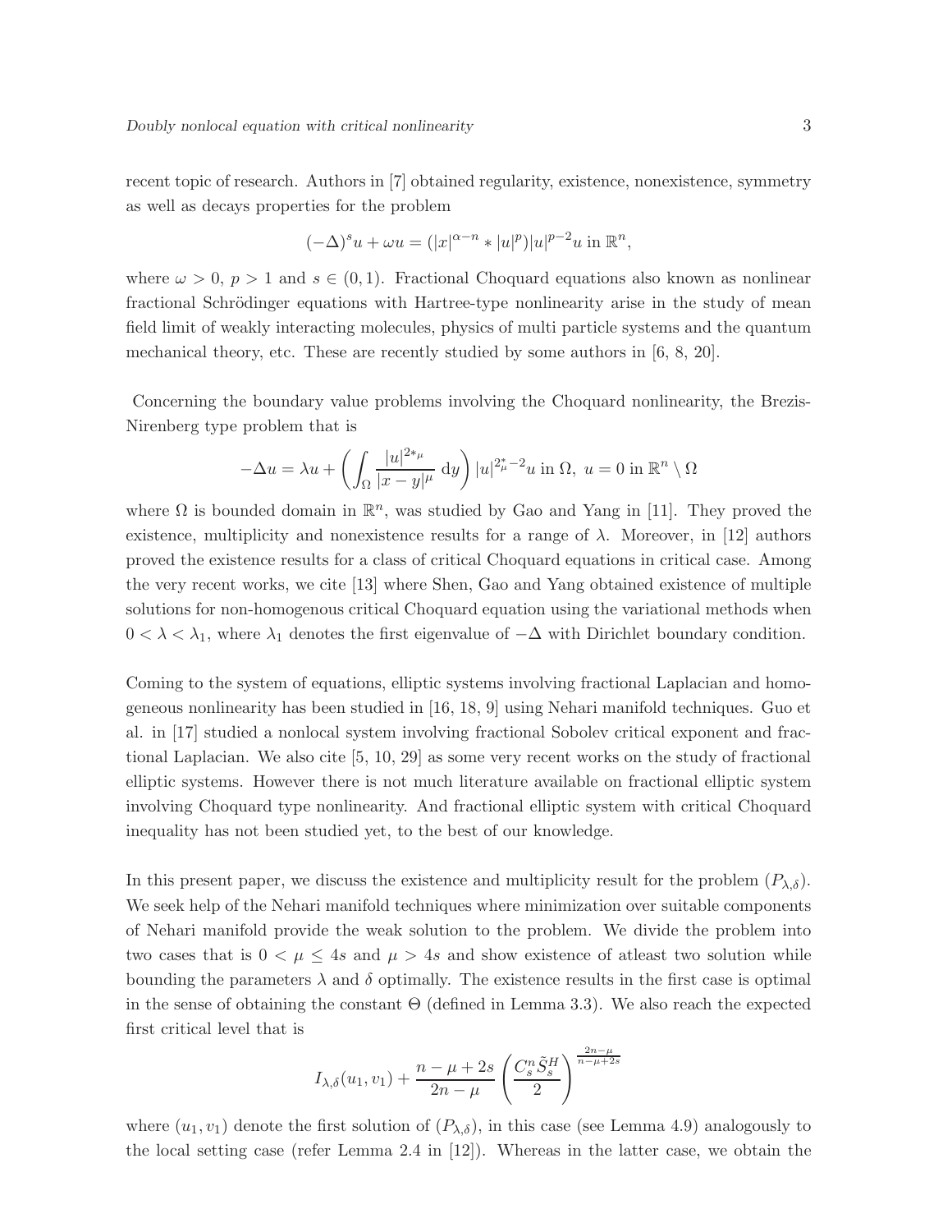recent topic of research. Authors in [7] obtained regularity, existence, nonexistence, symmetry as well as decays properties for the problem

$$(-\Delta)^s u + \omega u = (|x|^{\alpha-n} * |u|^p)|u|^{p-2}u \text{ in } \mathbb{R}^n,$$

where $\omega > 0$, $p > 1$ and $s \in (0,1)$. Fractional Choquard equations also known as nonlinear fractional Schrödinger equations with Hartree-type nonlinearity arise in the study of mean field limit of weakly interacting molecules, physics of multi particle systems and the quantum mechanical theory, etc. These are recently studied by some authors in [6, 8, 20].

Concerning the boundary value problems involving the Choquard nonlinearity, the Brezis-Nirenberg type problem that is

$$-\Delta u = \lambda u + \left( \int_\Omega \frac{|u|^{2*_\mu}}{|x-y|^\mu} \, \mathrm{d}y \right) |u|^{2^*_\mu - 2} u \text{ in } \Omega, \; u = 0 \text{ in } \mathbb{R}^n \setminus \Omega$$

where $\Omega$ is bounded domain in $\mathbb{R}^n$, was studied by Gao and Yang in [11]. They proved the existence, multiplicity and nonexistence results for a range of $\lambda$. Moreover, in [12] authors proved the existence results for a class of critical Choquard equations in critical case. Among the very recent works, we cite [13] where Shen, Gao and Yang obtained existence of multiple solutions for non-homogenous critical Choquard equation using the variational methods when $0 < \lambda < \lambda_1$, where $\lambda_1$ denotes the first eigenvalue of $-\Delta$ with Dirichlet boundary condition.

Coming to the system of equations, elliptic systems involving fractional Laplacian and homogeneous nonlinearity has been studied in [16, 18, 9] using Nehari manifold techniques. Guo et al. in [17] studied a nonlocal system involving fractional Sobolev critical exponent and fractional Laplacian. We also cite [5, 10, 29] as some very recent works on the study of fractional elliptic systems. However there is not much literature available on fractional elliptic system involving Choquard type nonlinearity. And fractional elliptic system with critical Choquard inequality has not been studied yet, to the best of our knowledge.

In this present paper, we discuss the existence and multiplicity result for the problem $(P_{\lambda,\delta})$. We seek help of the Nehari manifold techniques where minimization over suitable components of Nehari manifold provide the weak solution to the problem. We divide the problem into two cases that is $0 < \mu \leq 4s$ and $\mu > 4s$ and show existence of atleast two solution while bounding the parameters $\lambda$ and $\delta$ optimally. The existence results in the first case is optimal in the sense of obtaining the constant $\Theta$ (defined in Lemma 3.3). We also reach the expected first critical level that is

$$I_{\lambda,\delta}(u_1, v_1) + \frac{n-\mu+2s}{2n-\mu} \left( \frac{C_s^n \tilde{S}_s^H}{2} \right)^{\frac{2n-\mu}{n-\mu+2s}}$$

where $(u_1, v_1)$ denote the first solution of $(P_{\lambda,\delta})$, in this case (see Lemma 4.9) analogously to the local setting case (refer Lemma 2.4 in [12]). Whereas in the latter case, we obtain the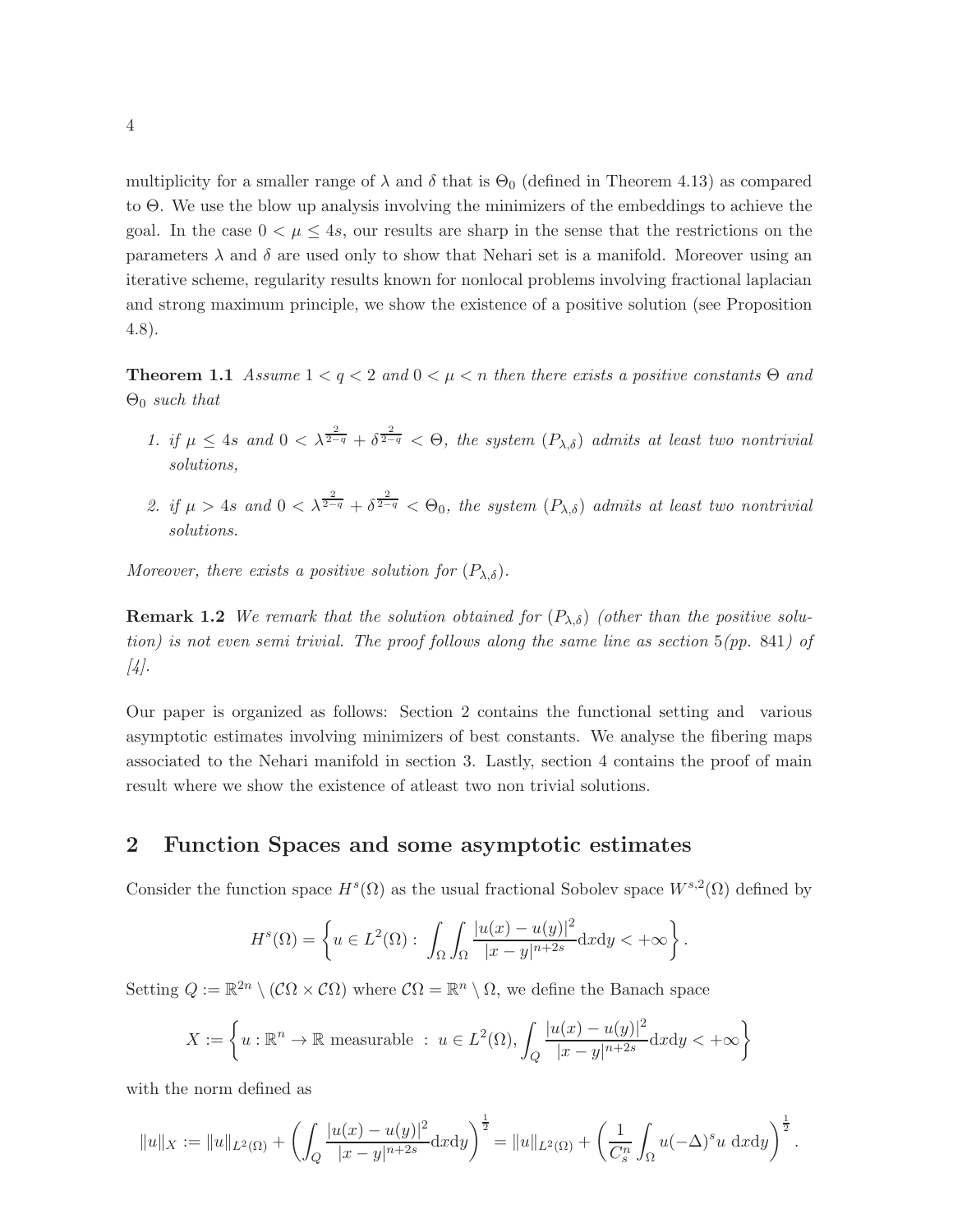multiplicity for a smaller range of $\lambda$ and $\delta$ that is $\Theta_0$ (defined in Theorem 4.13) as compared to $\Theta$. We use the blow up analysis involving the minimizers of the embeddings to achieve the goal. In the case $0 < \mu \leq 4s$, our results are sharp in the sense that the restrictions on the parameters $\lambda$ and $\delta$ are used only to show that Nehari set is a manifold. Moreover using an iterative scheme, regularity results known for nonlocal problems involving fractional laplacian and strong maximum principle, we show the existence of a positive solution (see Proposition 4.8).

**Theorem 1.1** *Assume $1 < q < 2$ and $0 < \mu < n$ then there exists a positive constants $\Theta$ and $\Theta_0$ such that*

1. *if $\mu \leq 4s$ and $0 < \lambda^{\frac{2}{2-q}} + \delta^{\frac{2}{2-q}} < \Theta$, the system $(P_{\lambda,\delta})$ admits at least two nontrivial solutions,*
2. *if $\mu > 4s$ and $0 < \lambda^{\frac{2}{2-q}} + \delta^{\frac{2}{2-q}} < \Theta_0$, the system $(P_{\lambda,\delta})$ admits at least two nontrivial solutions.*

*Moreover, there exists a positive solution for $(P_{\lambda,\delta})$.*

**Remark 1.2** *We remark that the solution obtained for $(P_{\lambda,\delta})$ (other than the positive solution) is not even semi trivial. The proof follows along the same line as section 5(pp. 841) of [4].*

Our paper is organized as follows: Section 2 contains the functional setting and various asymptotic estimates involving minimizers of best constants. We analyse the fibering maps associated to the Nehari manifold in section 3. Lastly, section 4 contains the proof of main result where we show the existence of atleast two non trivial solutions.

## 2 Function Spaces and some asymptotic estimates

Consider the function space $H^s(\Omega)$ as the usual fractional Sobolev space $W^{s,2}(\Omega)$ defined by

$$H^s(\Omega) = \left\{ u \in L^2(\Omega) : \int_\Omega \int_\Omega \frac{|u(x)-u(y)|^2}{|x-y|^{n+2s}} \mathrm{d}x\mathrm{d}y < +\infty \right\}.$$

Setting $Q := \mathbb{R}^{2n} \setminus (\mathcal{C}\Omega \times \mathcal{C}\Omega)$ where $\mathcal{C}\Omega = \mathbb{R}^n \setminus \Omega$, we define the Banach space

$$X := \left\{ u : \mathbb{R}^n \to \mathbb{R} \text{ measurable } : \ u \in L^2(\Omega), \int_Q \frac{|u(x)-u(y)|^2}{|x-y|^{n+2s}} \mathrm{d}x\mathrm{d}y < +\infty \right\}$$

with the norm defined as

$$\|u\|_X := \|u\|_{L^2(\Omega)} + \left( \int_Q \frac{|u(x)-u(y)|^2}{|x-y|^{n+2s}} \mathrm{d}x\mathrm{d}y \right)^{\frac{1}{2}} = \|u\|_{L^2(\Omega)} + \left( \frac{1}{C_s^n} \int_\Omega u(-\Delta)^s u \ \mathrm{d}x\mathrm{d}y \right)^{\frac{1}{2}}.$$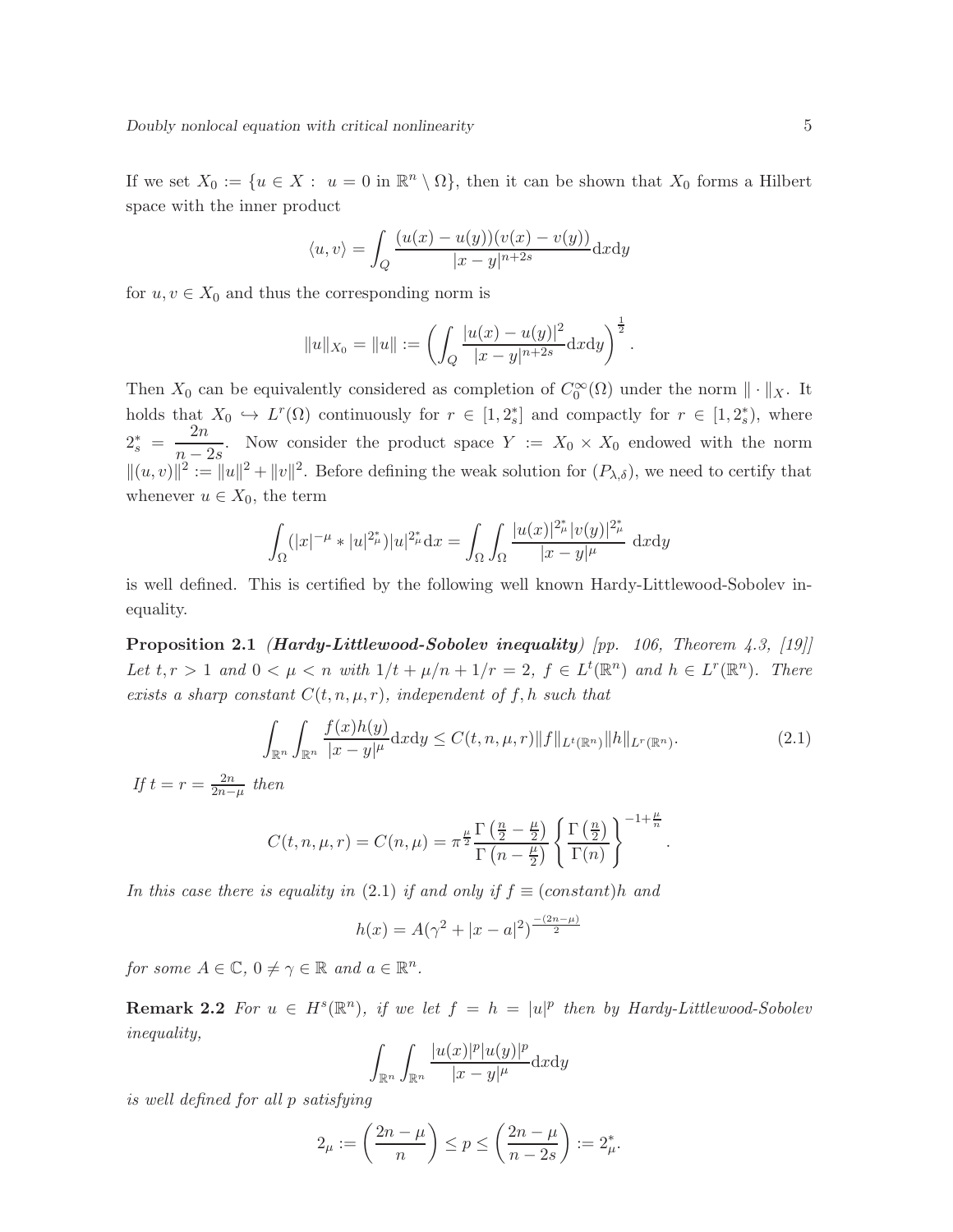If we set $X_0 := \{u \in X : \ u = 0 \text{ in } \mathbb{R}^n \setminus \Omega\}$, then it can be shown that $X_0$ forms a Hilbert space with the inner product

$$\langle u, v \rangle = \int_Q \frac{(u(x)-u(y))(v(x)-v(y))}{|x-y|^{n+2s}} \mathrm{d}x\mathrm{d}y$$

for $u, v \in X_0$ and thus the corresponding norm is

$$\|u\|_{X_0} = \|u\| := \left( \int_Q \frac{|u(x)-u(y)|^2}{|x-y|^{n+2s}} \mathrm{d}x\mathrm{d}y \right)^{\frac{1}{2}}.$$

Then $X_0$ can be equivalently considered as completion of $C_0^\infty(\Omega)$ under the norm $\|\cdot\|_X$. It holds that $X_0 \hookrightarrow L^r(\Omega)$ continuously for $r \in [1, 2_s^*]$ and compactly for $r \in [1, 2_s^*)$, where $2_s^* = \dfrac{2n}{n-2s}$. Now consider the product space $Y := X_0 \times X_0$ endowed with the norm $\|(u,v)\|^2 := \|u\|^2 + \|v\|^2$. Before defining the weak solution for $(P_{\lambda,\delta})$, we need to certify that whenever $u \in X_0$, the term

$$\int_\Omega (|x|^{-\mu} * |u|^{2_\mu^*})|u|^{2_\mu^*} \mathrm{d}x = \int_\Omega \int_\Omega \frac{|u(x)|^{2_\mu^*}|v(y)|^{2_\mu^*}}{|x-y|^\mu} \ \mathrm{d}x\mathrm{d}y$$

is well defined. This is certified by the following well known Hardy-Littlewood-Sobolev inequality.

**Proposition 2.1** ***(Hardy-Littlewood-Sobolev inequality)*** *[pp. 106, Theorem 4.3, [19]] Let $t, r > 1$ and $0 < \mu < n$ with $1/t + \mu/n + 1/r = 2$, $f \in L^t(\mathbb{R}^n)$ and $h \in L^r(\mathbb{R}^n)$. There exists a sharp constant $C(t,n,\mu,r)$, independent of $f, h$ such that*

$$\int_{\mathbb{R}^n} \int_{\mathbb{R}^n} \frac{f(x)h(y)}{|x-y|^\mu} \mathrm{d}x\mathrm{d}y \leq C(t,n,\mu,r)\|f\|_{L^t(\mathbb{R}^n)}\|h\|_{L^r(\mathbb{R}^n)}. \tag{2.1}$$

*If $t = r = \frac{2n}{2n-\mu}$ then*

$$C(t,n,\mu,r) = C(n,\mu) = \pi^{\frac{\mu}{2}} \frac{\Gamma\left(\frac{n}{2} - \frac{\mu}{2}\right)}{\Gamma\left(n - \frac{\mu}{2}\right)} \left\{ \frac{\Gamma\left(\frac{n}{2}\right)}{\Gamma(n)} \right\}^{-1+\frac{\mu}{n}}.$$

*In this case there is equality in (2.1) if and only if $f \equiv (constant)h$ and*

$$h(x) = A(\gamma^2 + |x-a|^2)^{\frac{-(2n-\mu)}{2}}$$

*for some $A \in \mathbb{C}$, $0 \neq \gamma \in \mathbb{R}$ and $a \in \mathbb{R}^n$.*

**Remark 2.2** *For $u \in H^s(\mathbb{R}^n)$, if we let $f = h = |u|^p$ then by Hardy-Littlewood-Sobolev inequality,*

$$\int_{\mathbb{R}^n} \int_{\mathbb{R}^n} \frac{|u(x)|^p|u(y)|^p}{|x-y|^\mu} \mathrm{d}x\mathrm{d}y$$

*is well defined for all $p$ satisfying*

$$2_\mu := \left( \frac{2n-\mu}{n} \right) \leq p \leq \left( \frac{2n-\mu}{n-2s} \right) := 2_\mu^*.$$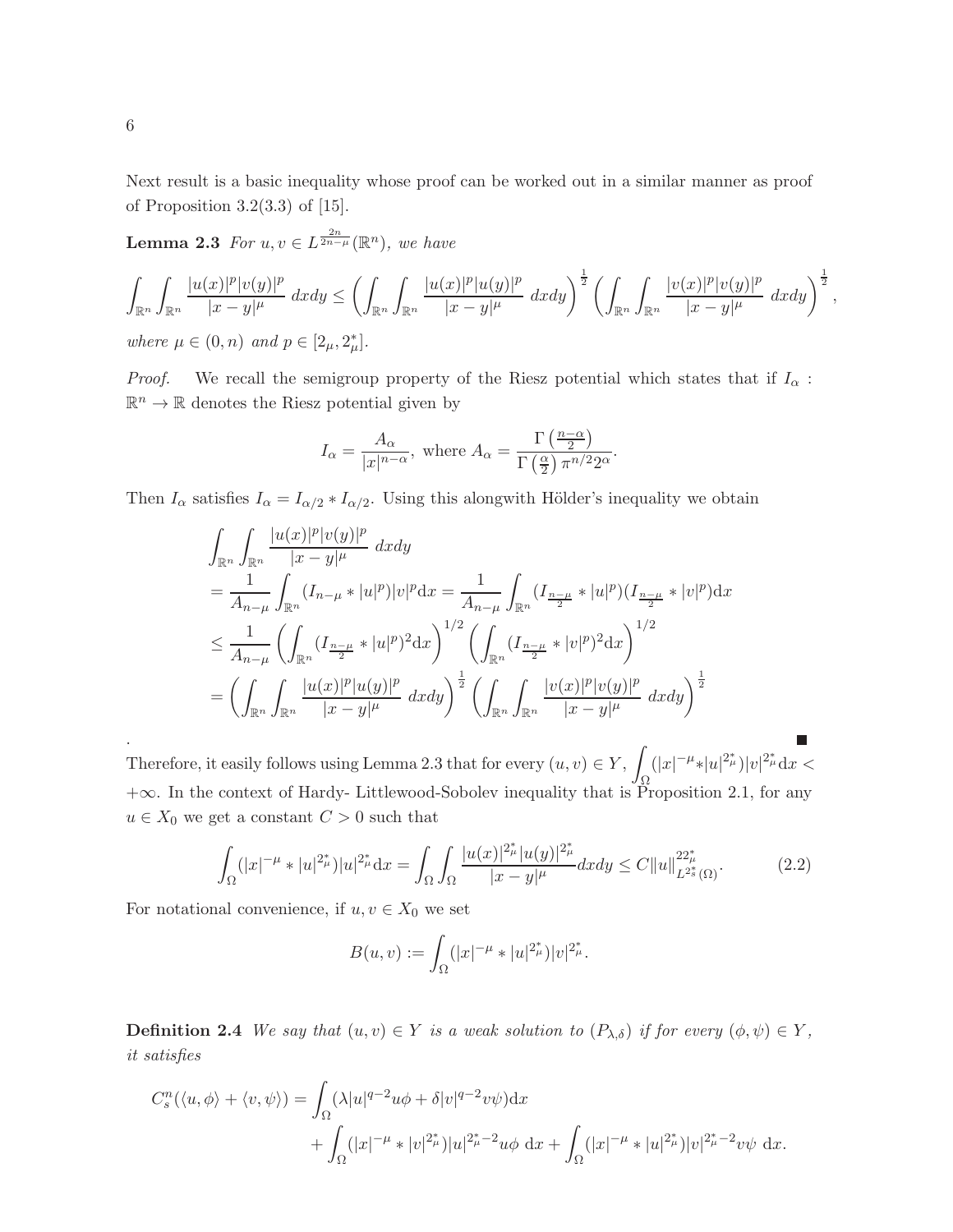Next result is a basic inequality whose proof can be worked out in a similar manner as proof of Proposition 3.2(3.3) of [15].

**Lemma 2.3** *For $u, v \in L^{\frac{2n}{2n-\mu}}(\mathbb{R}^n)$, we have*

$$\int_{\mathbb{R}^n}\int_{\mathbb{R}^n} \frac{|u(x)|^p|v(y)|^p}{|x-y|^\mu}\, dxdy \leq \left(\int_{\mathbb{R}^n}\int_{\mathbb{R}^n} \frac{|u(x)|^p|u(y)|^p}{|x-y|^\mu}\, dxdy\right)^{\frac{1}{2}} \left(\int_{\mathbb{R}^n}\int_{\mathbb{R}^n} \frac{|v(x)|^p|v(y)|^p}{|x-y|^\mu}\, dxdy\right)^{\frac{1}{2}},$$

*where $\mu \in (0, n)$ and $p \in [2_\mu, 2^*_\mu]$.*

*Proof.* We recall the semigroup property of the Riesz potential which states that if $I_\alpha : \mathbb{R}^n \to \mathbb{R}$ denotes the Riesz potential given by

$$I_\alpha = \frac{A_\alpha}{|x|^{n-\alpha}}, \text{ where } A_\alpha = \frac{\Gamma\left(\frac{n-\alpha}{2}\right)}{\Gamma\left(\frac{\alpha}{2}\right)\pi^{n/2}2^\alpha}.$$

Then $I_\alpha$ satisfies $I_\alpha = I_{\alpha/2} * I_{\alpha/2}$. Using this alongwith Hölder's inequality we obtain

$$\begin{aligned}
&\int_{\mathbb{R}^n}\int_{\mathbb{R}^n} \frac{|u(x)|^p|v(y)|^p}{|x-y|^\mu}\, dxdy \\
&= \frac{1}{A_{n-\mu}}\int_{\mathbb{R}^n} (I_{n-\mu} * |u|^p)|v|^p \mathrm{d}x = \frac{1}{A_{n-\mu}}\int_{\mathbb{R}^n} (I_{\frac{n-\mu}{2}} * |u|^p)(I_{\frac{n-\mu}{2}} * |v|^p)\mathrm{d}x \\
&\leq \frac{1}{A_{n-\mu}}\left(\int_{\mathbb{R}^n} (I_{\frac{n-\mu}{2}} * |u|^p)^2\mathrm{d}x\right)^{1/2}\left(\int_{\mathbb{R}^n} (I_{\frac{n-\mu}{2}} * |v|^p)^2\mathrm{d}x\right)^{1/2} \\
&= \left(\int_{\mathbb{R}^n}\int_{\mathbb{R}^n} \frac{|u(x)|^p|u(y)|^p}{|x-y|^\mu}\, dxdy\right)^{\frac{1}{2}} \left(\int_{\mathbb{R}^n}\int_{\mathbb{R}^n} \frac{|v(x)|^p|v(y)|^p}{|x-y|^\mu}\, dxdy\right)^{\frac{1}{2}}
\end{aligned}$$

. ■

Therefore, it easily follows using Lemma 2.3 that for every $(u, v) \in Y$, $\int_\Omega (|x|^{-\mu} * |u|^{2^*_\mu})|v|^{2^*_\mu}\mathrm{d}x < +\infty$. In the context of Hardy- Littlewood-Sobolev inequality that is Proposition 2.1, for any $u \in X_0$ we get a constant $C > 0$ such that

$$\int_\Omega (|x|^{-\mu} * |u|^{2^*_\mu})|u|^{2^*_\mu}\mathrm{d}x = \int_\Omega\int_\Omega \frac{|u(x)|^{2^*_\mu}|u(y)|^{2^*_\mu}}{|x-y|^\mu}dxdy \leq C\|u\|^{22^*_\mu}_{L^{2^*_s}(\Omega)}. \tag{2.2}$$

For notational convenience, if $u, v \in X_0$ we set

$$B(u, v) := \int_\Omega (|x|^{-\mu} * |u|^{2^*_\mu})|v|^{2^*_\mu}.$$

**Definition 2.4** *We say that $(u, v) \in Y$ is a weak solution to $(P_{\lambda,\delta})$ if for every $(\phi, \psi) \in Y$, it satisfies*

$$\begin{aligned}
C^n_s(\langle u, \phi\rangle + \langle v, \psi\rangle) &= \int_\Omega (\lambda|u|^{q-2}u\phi + \delta|v|^{q-2}v\psi)\mathrm{d}x \\
&\quad + \int_\Omega (|x|^{-\mu} * |v|^{2^*_\mu})|u|^{2^*_\mu-2}u\phi\ \mathrm{d}x + \int_\Omega (|x|^{-\mu} * |u|^{2^*_\mu})|v|^{2^*_\mu-2}v\psi\ \mathrm{d}x.
\end{aligned}$$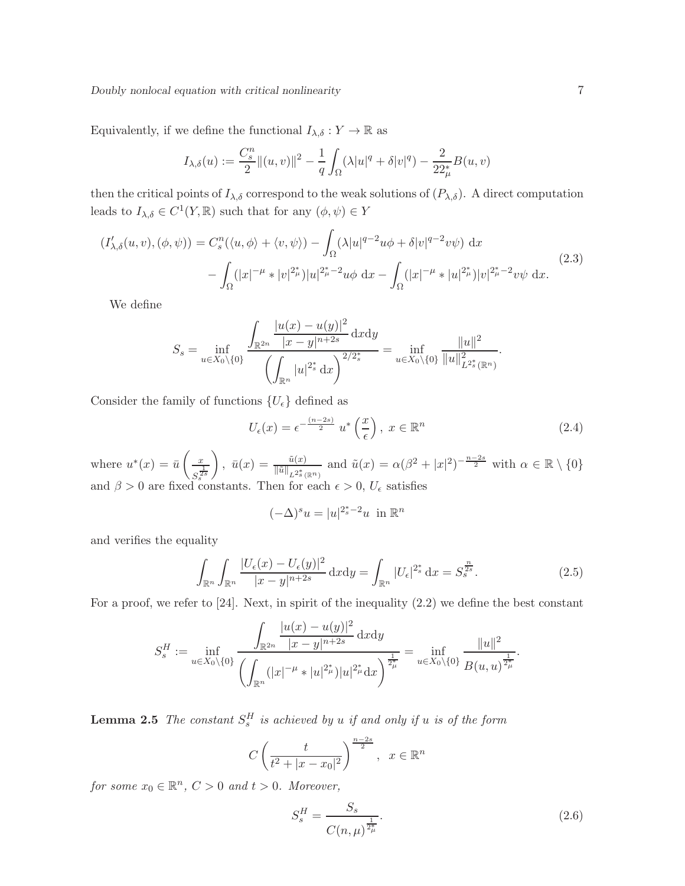Equivalently, if we define the functional $I_{\lambda,\delta} : Y \to \mathbb{R}$ as

$$I_{\lambda,\delta}(u) := \frac{C_s^n}{2}\|(u,v)\|^2 - \frac{1}{q}\int_\Omega (\lambda|u|^q + \delta|v|^q) - \frac{2}{22_\mu^*}B(u,v)$$

then the critical points of $I_{\lambda,\delta}$ correspond to the weak solutions of $(P_{\lambda,\delta})$. A direct computation leads to $I_{\lambda,\delta} \in C^1(Y,\mathbb{R})$ such that for any $(\phi,\psi) \in Y$

$$\begin{aligned}(I'_{\lambda,\delta}(u,v),(\phi,\psi)) &= C_s^n(\langle u,\phi\rangle + \langle v,\psi\rangle) - \int_\Omega (\lambda|u|^{q-2}u\phi + \delta|v|^{q-2}v\psi)\ \mathrm{d}x \\ &\quad - \int_\Omega (|x|^{-\mu} * |v|^{2_\mu^*})|u|^{2_\mu^*-2}u\phi\ \mathrm{d}x - \int_\Omega (|x|^{-\mu} * |u|^{2_\mu^*})|v|^{2_\mu^*-2}v\psi\ \mathrm{d}x.\end{aligned} \tag{2.3}$$

We define

$$S_s = \inf_{u\in X_0\setminus\{0\}} \frac{\displaystyle\int_{\mathbb{R}^{2n}} \frac{|u(x)-u(y)|^2}{|x-y|^{n+2s}}\,\mathrm{d}x\mathrm{d}y}{\left(\displaystyle\int_{\mathbb{R}^n} |u|^{2_s^*}\,\mathrm{d}x\right)^{2/2_s^*}} = \inf_{u\in X_0\setminus\{0\}} \frac{\|u\|^2}{\|u\|^2_{L^{2_s^*}(\mathbb{R}^n)}}.$$

Consider the family of functions $\{U_\epsilon\}$ defined as

$$U_\epsilon(x) = \epsilon^{-\frac{(n-2s)}{2}}\ u^*\left(\frac{x}{\epsilon}\right),\ x \in \mathbb{R}^n \tag{2.4}$$

where $u^*(x) = \bar{u}\left(\frac{x}{S_s^{\frac{1}{2s}}}\right)$, $\bar{u}(x) = \frac{\tilde{u}(x)}{\|\tilde{u}\|_{L^{2_s^*}(\mathbb{R}^n)}}$ and $\tilde{u}(x) = \alpha(\beta^2 + |x|^2)^{-\frac{n-2s}{2}}$ with $\alpha \in \mathbb{R}\setminus\{0\}$ and $\beta > 0$ are fixed constants. Then for each $\epsilon > 0$, $U_\epsilon$ satisfies

$$(-\Delta)^s u = |u|^{2_s^*-2}u \ \text{ in } \mathbb{R}^n$$

and verifies the equality

$$\int_{\mathbb{R}^n}\int_{\mathbb{R}^n} \frac{|U_\epsilon(x)-U_\epsilon(y)|^2}{|x-y|^{n+2s}}\,\mathrm{d}x\mathrm{d}y = \int_{\mathbb{R}^n} |U_\epsilon|^{2_s^*}\,\mathrm{d}x = S_s^{\frac{n}{2s}}. \tag{2.5}$$

For a proof, we refer to [24]. Next, in spirit of the inequality (2.2) we define the best constant

$$S_s^H := \inf_{u\in X_0\setminus\{0\}} \frac{\displaystyle\int_{\mathbb{R}^{2n}} \frac{|u(x)-u(y)|^2}{|x-y|^{n+2s}}\,\mathrm{d}x\mathrm{d}y}{\left(\displaystyle\int_{\mathbb{R}^n} (|x|^{-\mu} * |u|^{2_\mu^*})|u|^{2_\mu^*}\mathrm{d}x\right)^{\frac{1}{2_\mu^*}}} = \inf_{u\in X_0\setminus\{0\}} \frac{\|u\|^2}{B(u,u)^{\frac{1}{2_\mu^*}}}.$$

**Lemma 2.5** *The constant $S_s^H$ is achieved by $u$ if and only if $u$ is of the form*

$$C\left(\frac{t}{t^2 + |x-x_0|^2}\right)^{\frac{n-2s}{2}},\ \ x \in \mathbb{R}^n$$

*for some $x_0 \in \mathbb{R}^n$, $C > 0$ and $t > 0$. Moreover,*

$$S_s^H = \frac{S_s}{C(n,\mu)^{\frac{1}{2_\mu^*}}}. \tag{2.6}$$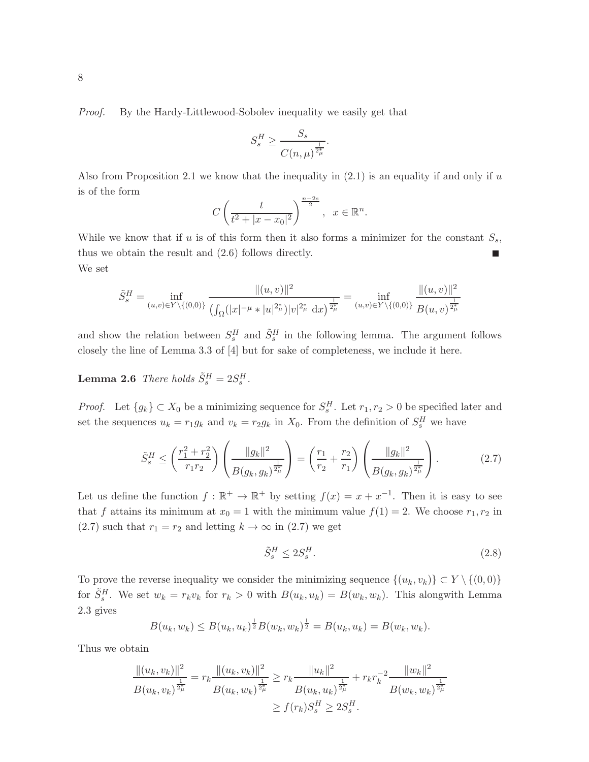*Proof.* By the Hardy-Littlewood-Sobolev inequality we easily get that

$$S_s^H \geq \frac{S_s}{C(n,\mu)^{\frac{1}{2^*_\mu}}}.$$

Also from Proposition 2.1 we know that the inequality in (2.1) is an equality if and only if $u$ is of the form

$$C\left(\frac{t}{t^2 + |x - x_0|^2}\right)^{\frac{n-2s}{2}}, \quad x \in \mathbb{R}^n.$$

While we know that if $u$ is of this form then it also forms a minimizer for the constant $S_s$, thus we obtain the result and (2.6) follows directly. ∎

We set

$$\tilde{S}_s^H = \inf_{(u,v)\in Y\setminus\{(0,0)\}} \frac{\|(u,v)\|^2}{\left(\int_\Omega (|x|^{-\mu} * |u|^{2^*_\mu})|v|^{2^*_\mu}\, \mathrm{d}x\right)^{\frac{1}{2^*_\mu}}} = \inf_{(u,v)\in Y\setminus\{(0,0)\}} \frac{\|(u,v)\|^2}{B(u,v)^{\frac{1}{2^*_\mu}}}$$

and show the relation between $S_s^H$ and $\tilde{S}_s^H$ in the following lemma. The argument follows closely the line of Lemma 3.3 of [4] but for sake of completeness, we include it here.

**Lemma 2.6** *There holds $\tilde{S}_s^H = 2S_s^H$.*

*Proof.* Let $\{g_k\} \subset X_0$ be a minimizing sequence for $S_s^H$. Let $r_1, r_2 > 0$ be specified later and set the sequences $u_k = r_1 g_k$ and $v_k = r_2 g_k$ in $X_0$. From the definition of $S_s^H$ we have

$$\tilde{S}_s^H \leq \left(\frac{r_1^2 + r_2^2}{r_1 r_2}\right)\left(\frac{\|g_k\|^2}{B(g_k,g_k)^{\frac{1}{2^*_\mu}}}\right) = \left(\frac{r_1}{r_2} + \frac{r_2}{r_1}\right)\left(\frac{\|g_k\|^2}{B(g_k,g_k)^{\frac{1}{2^*_\mu}}}\right). \tag{2.7}$$

Let us define the function $f: \mathbb{R}^+ \to \mathbb{R}^+$ by setting $f(x) = x + x^{-1}$. Then it is easy to see that $f$ attains its minimum at $x_0 = 1$ with the minimum value $f(1) = 2$. We choose $r_1, r_2$ in (2.7) such that $r_1 = r_2$ and letting $k \to \infty$ in (2.7) we get

$$\tilde{S}_s^H \leq 2S_s^H. \tag{2.8}$$

To prove the reverse inequality we consider the minimizing sequence $\{(u_k, v_k)\} \subset Y \setminus \{(0,0)\}$ for $\tilde{S}_s^H$. We set $w_k = r_k v_k$ for $r_k > 0$ with $B(u_k, u_k) = B(w_k, w_k)$. This alongwith Lemma 2.3 gives

$$B(u_k, w_k) \leq B(u_k, u_k)^{\frac{1}{2}} B(w_k, w_k)^{\frac{1}{2}} = B(u_k, u_k) = B(w_k, w_k).$$

Thus we obtain

$$\begin{aligned}
\frac{\|(u_k,v_k)\|^2}{B(u_k,v_k)^{\frac{1}{2^*_\mu}}} = r_k \frac{\|(u_k,v_k)\|^2}{B(u_k,w_k)^{\frac{1}{2^*_\mu}}} &\geq r_k \frac{\|u_k\|^2}{B(u_k,u_k)^{\frac{1}{2^*_\mu}}} + r_k r_k^{-2} \frac{\|w_k\|^2}{B(w_k,w_k)^{\frac{1}{2^*_\mu}}} \\
&\geq f(r_k) S_s^H \geq 2S_s^H.
\end{aligned}$$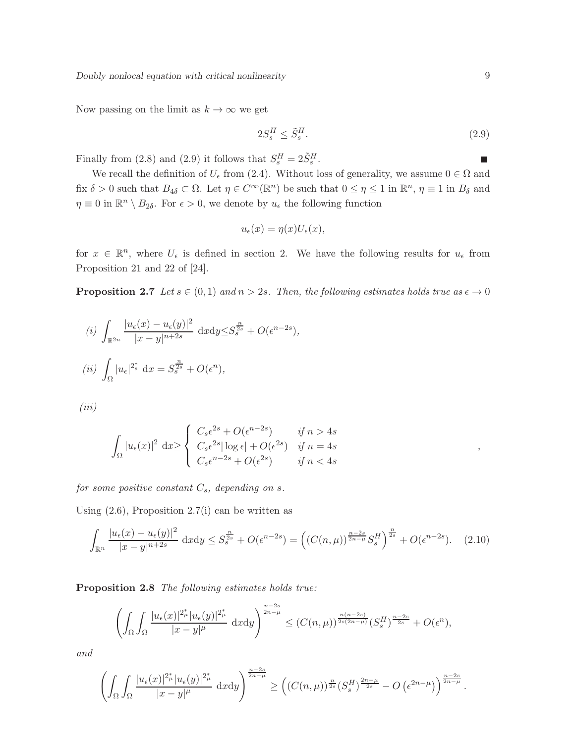Now passing on the limit as $k \to \infty$ we get

$$2S_s^H \leq \tilde{S}_s^H. \tag{2.9}$$

Finally from (2.8) and (2.9) it follows that $S_s^H = 2\tilde{S}_s^H$. ∎

We recall the definition of $U_\epsilon$ from (2.4). Without loss of generality, we assume $0 \in \Omega$ and fix $\delta > 0$ such that $B_{4\delta} \subset \Omega$. Let $\eta \in C^\infty(\mathbb{R}^n)$ be such that $0 \leq \eta \leq 1$ in $\mathbb{R}^n$, $\eta \equiv 1$ in $B_\delta$ and $\eta \equiv 0$ in $\mathbb{R}^n \setminus B_{2\delta}$. For $\epsilon > 0$, we denote by $u_\epsilon$ the following function

$$u_\epsilon(x) = \eta(x) U_\epsilon(x),$$

for $x \in \mathbb{R}^n$, where $U_\epsilon$ is defined in section 2. We have the following results for $u_\epsilon$ from Proposition 21 and 22 of [24].

**Proposition 2.7** *Let $s \in (0,1)$ and $n > 2s$. Then, the following estimates holds true as $\epsilon \to 0$*

$$(i) \int_{\mathbb{R}^{2n}} \frac{|u_\epsilon(x) - u_\epsilon(y)|^2}{|x-y|^{n+2s}} \, \mathrm{d}x\mathrm{d}y \leq S_s^{\frac{n}{2s}} + O(\epsilon^{n-2s}),$$

$$(ii) \int_\Omega |u_\epsilon|^{2_s^*} \, \mathrm{d}x = S_s^{\frac{n}{2s}} + O(\epsilon^n),$$

*(iii)*

$$\int_\Omega |u_\epsilon(x)|^2 \, \mathrm{d}x \geq \begin{cases} C_s \epsilon^{2s} + O(\epsilon^{n-2s}) & \text{if } n > 4s \\ C_s \epsilon^{2s} |\log \epsilon| + O(\epsilon^{2s}) & \text{if } n = 4s \\ C_s \epsilon^{n-2s} + O(\epsilon^{2s}) & \text{if } n < 4s \end{cases},$$

*for some positive constant $C_s$, depending on $s$.*

Using (2.6), Proposition 2.7(i) can be written as

$$\int_{\mathbb{R}^n} \frac{|u_\epsilon(x) - u_\epsilon(y)|^2}{|x-y|^{n+2s}} \, \mathrm{d}x\mathrm{d}y \leq S_s^{\frac{n}{2s}} + O(\epsilon^{n-2s}) = \left( (C(n,\mu))^{\frac{n-2s}{2n-\mu}} S_s^H \right)^{\frac{n}{2s}} + O(\epsilon^{n-2s}). \tag{2.10}$$

**Proposition 2.8** *The following estimates holds true:*

$$\left( \int_\Omega \int_\Omega \frac{|u_\epsilon(x)|^{2_\mu^*} |u_\epsilon(y)|^{2_\mu^*}}{|x-y|^\mu} \, \mathrm{d}x\mathrm{d}y \right)^{\frac{n-2s}{2n-\mu}} \leq (C(n,\mu))^{\frac{n(n-2s)}{2s(2n-\mu)}} (S_s^H)^{\frac{n-2s}{2s}} + O(\epsilon^n),$$

*and*

$$\left( \int_\Omega \int_\Omega \frac{|u_\epsilon(x)|^{2_\mu^*} |u_\epsilon(y)|^{2_\mu^*}}{|x-y|^\mu} \, \mathrm{d}x\mathrm{d}y \right)^{\frac{n-2s}{2n-\mu}} \geq \left( (C(n,\mu))^{\frac{n}{2s}} (S_s^H)^{\frac{2n-\mu}{2s}} - O\left(\epsilon^{2n-\mu}\right) \right)^{\frac{n-2s}{2n-\mu}}.$$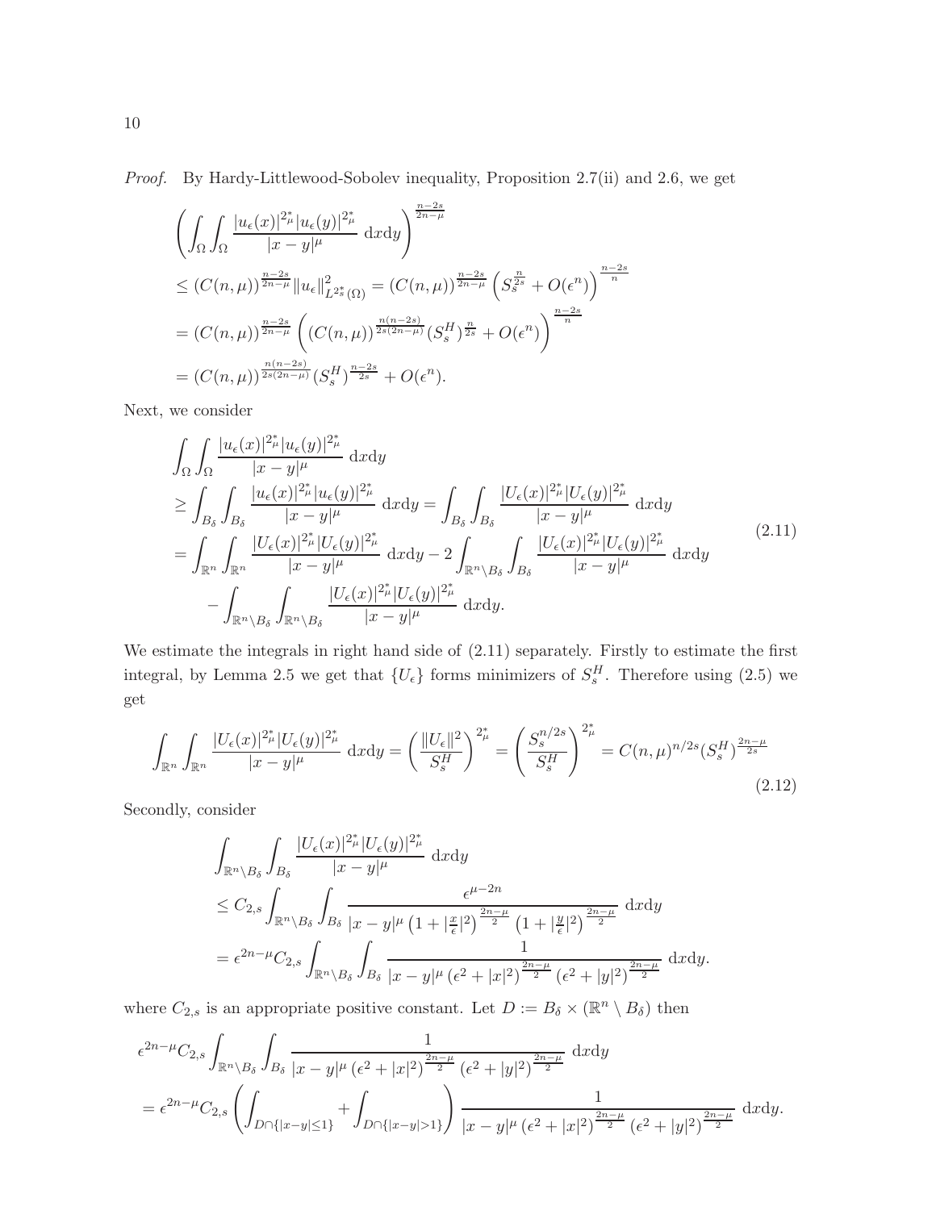*Proof.* By Hardy-Littlewood-Sobolev inequality, Proposition 2.7(ii) and 2.6, we get

$$
\begin{aligned}
&\left(\int_\Omega\int_\Omega \frac{|u_\epsilon(x)|^{2^*_\mu}|u_\epsilon(y)|^{2^*_\mu}}{|x-y|^\mu}\,\mathrm{d}x\mathrm{d}y\right)^{\frac{n-2s}{2n-\mu}}\\
&\le (C(n,\mu))^{\frac{n-2s}{2n-\mu}}\|u_\epsilon\|^2_{L^{2^*_s}(\Omega)} = (C(n,\mu))^{\frac{n-2s}{2n-\mu}}\left(S_s^{\frac{n}{2s}}+O(\epsilon^n)\right)^{\frac{n-2s}{n}}\\
&= (C(n,\mu))^{\frac{n-2s}{2n-\mu}}\left((C(n,\mu))^{\frac{n(n-2s)}{2s(2n-\mu)}}(S_s^H)^{\frac{n}{2s}}+O(\epsilon^n)\right)^{\frac{n-2s}{n}}\\
&= (C(n,\mu))^{\frac{n(n-2s)}{2s(2n-\mu)}}(S_s^H)^{\frac{n-2s}{2s}}+O(\epsilon^n).
\end{aligned}
$$

Next, we consider

$$
\begin{aligned}
&\int_\Omega\int_\Omega \frac{|u_\epsilon(x)|^{2^*_\mu}|u_\epsilon(y)|^{2^*_\mu}}{|x-y|^\mu}\,\mathrm{d}x\mathrm{d}y\\
&\ge \int_{B_\delta}\int_{B_\delta} \frac{|u_\epsilon(x)|^{2^*_\mu}|u_\epsilon(y)|^{2^*_\mu}}{|x-y|^\mu}\,\mathrm{d}x\mathrm{d}y = \int_{B_\delta}\int_{B_\delta} \frac{|U_\epsilon(x)|^{2^*_\mu}|U_\epsilon(y)|^{2^*_\mu}}{|x-y|^\mu}\,\mathrm{d}x\mathrm{d}y\\
&= \int_{\mathbb{R}^n}\int_{\mathbb{R}^n} \frac{|U_\epsilon(x)|^{2^*_\mu}|U_\epsilon(y)|^{2^*_\mu}}{|x-y|^\mu}\,\mathrm{d}x\mathrm{d}y - 2\int_{\mathbb{R}^n\setminus B_\delta}\int_{B_\delta} \frac{|U_\epsilon(x)|^{2^*_\mu}|U_\epsilon(y)|^{2^*_\mu}}{|x-y|^\mu}\,\mathrm{d}x\mathrm{d}y\\
&\quad - \int_{\mathbb{R}^n\setminus B_\delta}\int_{\mathbb{R}^n\setminus B_\delta} \frac{|U_\epsilon(x)|^{2^*_\mu}|U_\epsilon(y)|^{2^*_\mu}}{|x-y|^\mu}\,\mathrm{d}x\mathrm{d}y.
\end{aligned}
\tag{2.11}
$$

We estimate the integrals in right hand side of (2.11) separately. Firstly to estimate the first integral, by Lemma 2.5 we get that $\{U_\epsilon\}$ forms minimizers of $S_s^H$. Therefore using (2.5) we get

$$
\int_{\mathbb{R}^n}\int_{\mathbb{R}^n} \frac{|U_\epsilon(x)|^{2^*_\mu}|U_\epsilon(y)|^{2^*_\mu}}{|x-y|^\mu}\,\mathrm{d}x\mathrm{d}y = \left(\frac{\|U_\epsilon\|^2}{S_s^H}\right)^{2^*_\mu} = \left(\frac{S_s^{n/2s}}{S_s^H}\right)^{2^*_\mu} = C(n,\mu)^{n/2s}(S_s^H)^{\frac{2n-\mu}{2s}}
\tag{2.12}
$$

Secondly, consider

$$
\begin{aligned}
&\int_{\mathbb{R}^n\setminus B_\delta}\int_{B_\delta} \frac{|U_\epsilon(x)|^{2^*_\mu}|U_\epsilon(y)|^{2^*_\mu}}{|x-y|^\mu}\,\mathrm{d}x\mathrm{d}y\\
&\le C_{2,s}\int_{\mathbb{R}^n\setminus B_\delta}\int_{B_\delta} \frac{\epsilon^{\mu-2n}}{|x-y|^\mu\left(1+|\frac{x}{\epsilon}|^2\right)^{\frac{2n-\mu}{2}}\left(1+|\frac{y}{\epsilon}|^2\right)^{\frac{2n-\mu}{2}}}\,\mathrm{d}x\mathrm{d}y\\
&= \epsilon^{2n-\mu}C_{2,s}\int_{\mathbb{R}^n\setminus B_\delta}\int_{B_\delta} \frac{1}{|x-y|^\mu\left(\epsilon^2+|x|^2\right)^{\frac{2n-\mu}{2}}\left(\epsilon^2+|y|^2\right)^{\frac{2n-\mu}{2}}}\,\mathrm{d}x\mathrm{d}y.
\end{aligned}
$$

where $C_{2,s}$ is an appropriate positive constant. Let $D := B_\delta \times (\mathbb{R}^n\setminus B_\delta)$ then

$$
\begin{aligned}
&\epsilon^{2n-\mu}C_{2,s}\int_{\mathbb{R}^n\setminus B_\delta}\int_{B_\delta} \frac{1}{|x-y|^\mu\left(\epsilon^2+|x|^2\right)^{\frac{2n-\mu}{2}}\left(\epsilon^2+|y|^2\right)^{\frac{2n-\mu}{2}}}\,\mathrm{d}x\mathrm{d}y\\
&= \epsilon^{2n-\mu}C_{2,s}\left(\int_{D\cap\{|x-y|\le 1\}} + \int_{D\cap\{|x-y|>1\}}\right)\frac{1}{|x-y|^\mu\left(\epsilon^2+|x|^2\right)^{\frac{2n-\mu}{2}}\left(\epsilon^2+|y|^2\right)^{\frac{2n-\mu}{2}}}\,\mathrm{d}x\mathrm{d}y.
\end{aligned}
$$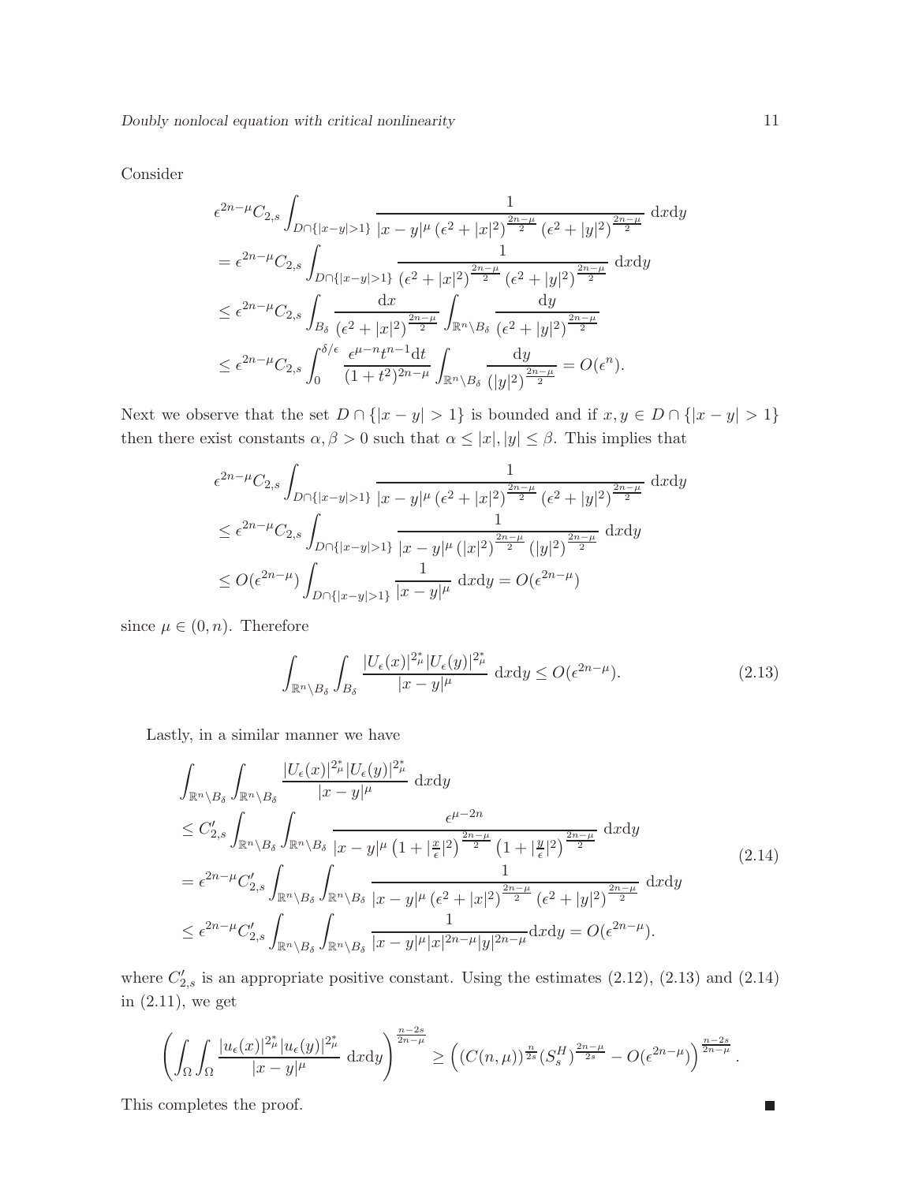Consider

$$
\begin{aligned}
&\epsilon^{2n-\mu} C_{2,s} \int_{D\cap\{|x-y|>1\}} \frac{1}{|x-y|^{\mu}\left(\epsilon^2+|x|^2\right)^{\frac{2n-\mu}{2}}\left(\epsilon^2+|y|^2\right)^{\frac{2n-\mu}{2}}}\,\mathrm{d}x\mathrm{d}y\\
&= \epsilon^{2n-\mu} C_{2,s} \int_{D\cap\{|x-y|>1\}} \frac{1}{\left(\epsilon^2+|x|^2\right)^{\frac{2n-\mu}{2}}\left(\epsilon^2+|y|^2\right)^{\frac{2n-\mu}{2}}}\,\mathrm{d}x\mathrm{d}y\\
&\leq \epsilon^{2n-\mu} C_{2,s} \int_{B_\delta} \frac{\mathrm{d}x}{\left(\epsilon^2+|x|^2\right)^{\frac{2n-\mu}{2}}} \int_{\mathbb{R}^n\setminus B_\delta} \frac{\mathrm{d}y}{\left(\epsilon^2+|y|^2\right)^{\frac{2n-\mu}{2}}}\\
&\leq \epsilon^{2n-\mu} C_{2,s} \int_0^{\delta/\epsilon} \frac{\epsilon^{\mu-n} t^{n-1}\mathrm{d}t}{(1+t^2)^{2n-\mu}} \int_{\mathbb{R}^n\setminus B_\delta} \frac{\mathrm{d}y}{\left(|y|^2\right)^{\frac{2n-\mu}{2}}} = O(\epsilon^n).
\end{aligned}
$$

Next we observe that the set $D \cap \{|x-y| > 1\}$ is bounded and if $x, y \in D \cap \{|x-y| > 1\}$ then there exist constants $\alpha, \beta > 0$ such that $\alpha \leq |x|, |y| \leq \beta$. This implies that

$$
\begin{aligned}
&\epsilon^{2n-\mu} C_{2,s} \int_{D\cap\{|x-y|>1\}} \frac{1}{|x-y|^{\mu}\left(\epsilon^2+|x|^2\right)^{\frac{2n-\mu}{2}}\left(\epsilon^2+|y|^2\right)^{\frac{2n-\mu}{2}}}\,\mathrm{d}x\mathrm{d}y\\
&\leq \epsilon^{2n-\mu} C_{2,s} \int_{D\cap\{|x-y|>1\}} \frac{1}{|x-y|^{\mu}\left(|x|^2\right)^{\frac{2n-\mu}{2}}\left(|y|^2\right)^{\frac{2n-\mu}{2}}}\,\mathrm{d}x\mathrm{d}y\\
&\leq O(\epsilon^{2n-\mu}) \int_{D\cap\{|x-y|>1\}} \frac{1}{|x-y|^{\mu}}\,\mathrm{d}x\mathrm{d}y = O(\epsilon^{2n-\mu})
\end{aligned}
$$

since $\mu \in (0, n)$. Therefore

$$
\int_{\mathbb{R}^n\setminus B_\delta} \int_{B_\delta} \frac{|U_\epsilon(x)|^{2^*_\mu}|U_\epsilon(y)|^{2^*_\mu}}{|x-y|^{\mu}}\,\mathrm{d}x\mathrm{d}y \leq O(\epsilon^{2n-\mu}). \tag{2.13}
$$

Lastly, in a similar manner we have

$$
\begin{aligned}
&\int_{\mathbb{R}^n\setminus B_\delta} \int_{\mathbb{R}^n\setminus B_\delta} \frac{|U_\epsilon(x)|^{2^*_\mu}|U_\epsilon(y)|^{2^*_\mu}}{|x-y|^{\mu}}\,\mathrm{d}x\mathrm{d}y\\
&\leq C'_{2,s} \int_{\mathbb{R}^n\setminus B_\delta} \int_{\mathbb{R}^n\setminus B_\delta} \frac{\epsilon^{\mu-2n}}{|x-y|^{\mu}\left(1+|\frac{x}{\epsilon}|^2\right)^{\frac{2n-\mu}{2}}\left(1+|\frac{y}{\epsilon}|^2\right)^{\frac{2n-\mu}{2}}}\,\mathrm{d}x\mathrm{d}y\\
&= \epsilon^{2n-\mu} C'_{2,s} \int_{\mathbb{R}^n\setminus B_\delta} \int_{\mathbb{R}^n\setminus B_\delta} \frac{1}{|x-y|^{\mu}\left(\epsilon^2+|x|^2\right)^{\frac{2n-\mu}{2}}\left(\epsilon^2+|y|^2\right)^{\frac{2n-\mu}{2}}}\,\mathrm{d}x\mathrm{d}y\\
&\leq \epsilon^{2n-\mu} C'_{2,s} \int_{\mathbb{R}^n\setminus B_\delta} \int_{\mathbb{R}^n\setminus B_\delta} \frac{1}{|x-y|^{\mu}|x|^{2n-\mu}|y|^{2n-\mu}}\mathrm{d}x\mathrm{d}y = O(\epsilon^{2n-\mu}).
\end{aligned} \tag{2.14}
$$

where $C'_{2,s}$ is an appropriate positive constant. Using the estimates (2.12), (2.13) and (2.14) in (2.11), we get

$$
\left(\int_\Omega \int_\Omega \frac{|u_\epsilon(x)|^{2^*_\mu}|u_\epsilon(y)|^{2^*_\mu}}{|x-y|^{\mu}}\,\mathrm{d}x\mathrm{d}y\right)^{\frac{n-2s}{2n-\mu}} \geq \left((C(n,\mu))^{\frac{n}{2s}}(S^H_s)^{\frac{2n-\mu}{2s}} - O(\epsilon^{2n-\mu})\right)^{\frac{n-2s}{2n-\mu}}.
$$

This completes the proof. ∎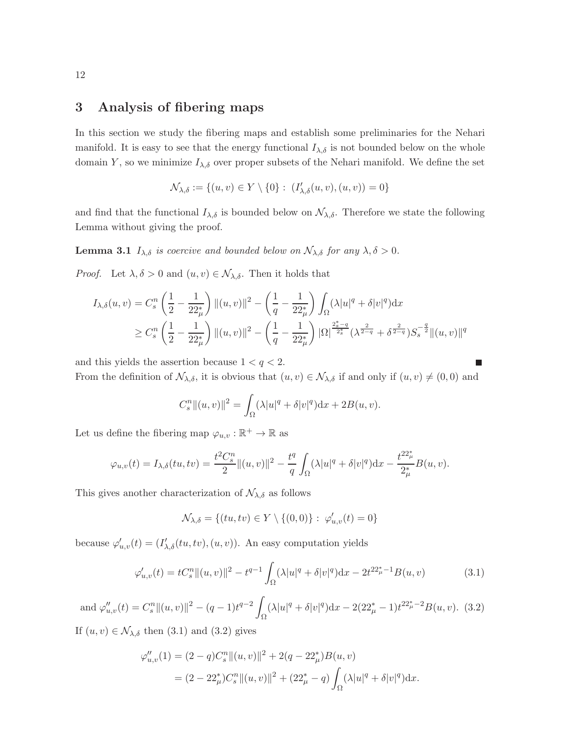## 3 Analysis of fibering maps

In this section we study the fibering maps and establish some preliminaries for the Nehari manifold. It is easy to see that the energy functional $I_{\lambda,\delta}$ is not bounded below on the whole domain $Y$, so we minimize $I_{\lambda,\delta}$ over proper subsets of the Nehari manifold. We define the set

$$\mathcal{N}_{\lambda,\delta} := \{(u,v) \in Y \setminus \{0\} : \ (I'_{\lambda,\delta}(u,v),(u,v)) = 0\}$$

and find that the functional $I_{\lambda,\delta}$ is bounded below on $\mathcal{N}_{\lambda,\delta}$. Therefore we state the following Lemma without giving the proof.

**Lemma 3.1** *$I_{\lambda,\delta}$ is coercive and bounded below on $\mathcal{N}_{\lambda,\delta}$ for any $\lambda,\delta > 0$.*

*Proof.* Let $\lambda,\delta > 0$ and $(u,v) \in \mathcal{N}_{\lambda,\delta}$. Then it holds that

$$\begin{aligned}
I_{\lambda,\delta}(u,v) &= C_s^n \left(\frac{1}{2} - \frac{1}{22^*_\mu}\right) \|(u,v)\|^2 - \left(\frac{1}{q} - \frac{1}{22^*_\mu}\right) \int_\Omega (\lambda|u|^q + \delta|v|^q)\mathrm{d}x \\
&\geq C_s^n \left(\frac{1}{2} - \frac{1}{22^*_\mu}\right) \|(u,v)\|^2 - \left(\frac{1}{q} - \frac{1}{22^*_\mu}\right) |\Omega|^{\frac{2^*_s - q}{2^*_s}} (\lambda^{\frac{2}{2-q}} + \delta^{\frac{2}{2-q}}) S_s^{-\frac{q}{2}} \|(u,v)\|^q
\end{aligned}$$

and this yields the assertion because $1 < q < 2$. ∎

From the definition of $\mathcal{N}_{\lambda,\delta}$, it is obvious that $(u,v) \in \mathcal{N}_{\lambda,\delta}$ if and only if $(u,v) \neq (0,0)$ and

$$C_s^n \|(u,v)\|^2 = \int_\Omega (\lambda|u|^q + \delta|v|^q)\mathrm{d}x + 2B(u,v).$$

Let us define the fibering map $\varphi_{u,v} : \mathbb{R}^+ \to \mathbb{R}$ as

$$\varphi_{u,v}(t) = I_{\lambda,\delta}(tu,tv) = \frac{t^2 C_s^n}{2} \|(u,v)\|^2 - \frac{t^q}{q} \int_\Omega (\lambda|u|^q + \delta|v|^q)\mathrm{d}x - \frac{t^{22^*_\mu}}{2^*_\mu} B(u,v).$$

This gives another characterization of $\mathcal{N}_{\lambda,\delta}$ as follows

$$\mathcal{N}_{\lambda,\delta} = \{(tu,tv) \in Y \setminus \{(0,0)\} : \ \varphi'_{u,v}(t) = 0\}$$

because $\varphi'_{u,v}(t) = (I'_{\lambda,\delta}(tu,tv),(u,v))$. An easy computation yields

$$\varphi'_{u,v}(t) = tC_s^n \|(u,v)\|^2 - t^{q-1} \int_\Omega (\lambda|u|^q + \delta|v|^q)\mathrm{d}x - 2t^{22^*_\mu - 1} B(u,v) \tag{3.1}$$

and
$$\varphi''_{u,v}(t) = C_s^n \|(u,v)\|^2 - (q-1)t^{q-2} \int_\Omega (\lambda|u|^q + \delta|v|^q)\mathrm{d}x - 2(22^*_\mu - 1)t^{22^*_\mu - 2} B(u,v). \tag{3.2}$$

If $(u,v) \in \mathcal{N}_{\lambda,\delta}$ then (3.1) and (3.2) gives

$$\begin{aligned}
\varphi''_{u,v}(1) &= (2-q)C_s^n \|(u,v)\|^2 + 2(q - 22^*_\mu)B(u,v) \\
&= (2 - 22^*_\mu)C_s^n \|(u,v)\|^2 + (22^*_\mu - q) \int_\Omega (\lambda|u|^q + \delta|v|^q)\mathrm{d}x.
\end{aligned}$$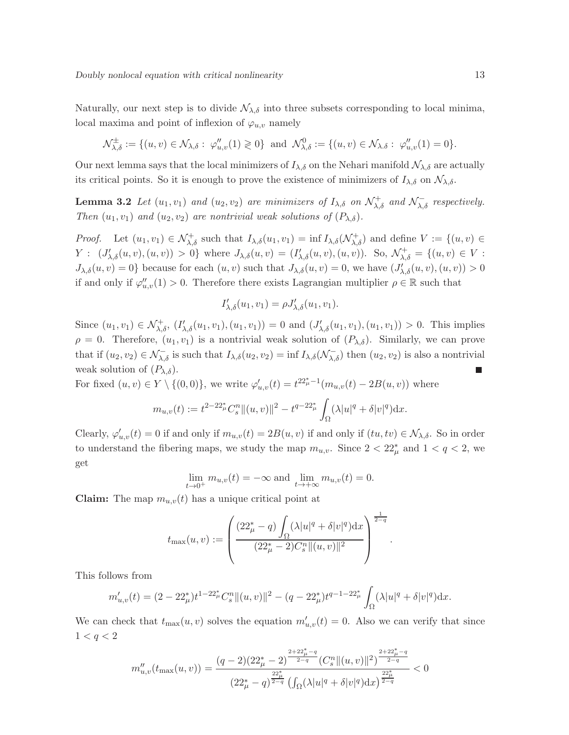Naturally, our next step is to divide $\mathcal{N}_{\lambda,\delta}$ into three subsets corresponding to local minima, local maxima and point of inflexion of $\varphi_{u,v}$ namely

$$\mathcal{N}^{\pm}_{\lambda,\delta} := \{(u,v) \in \mathcal{N}_{\lambda,\delta} : \varphi''_{u,v}(1) \gtrless 0\} \text{ and } \mathcal{N}^{0}_{\lambda,\delta} := \{(u,v) \in \mathcal{N}_{\lambda.\delta} : \varphi''_{u,v}(1) = 0\}.$$

Our next lemma says that the local minimizers of $I_{\lambda,\delta}$ on the Nehari manifold $\mathcal{N}_{\lambda,\delta}$ are actually its critical points. So it is enough to prove the existence of minimizers of $I_{\lambda,\delta}$ on $\mathcal{N}_{\lambda,\delta}$.

**Lemma 3.2** *Let $(u_1,v_1)$ and $(u_2,v_2)$ are minimizers of $I_{\lambda,\delta}$ on $\mathcal{N}^{+}_{\lambda,\delta}$ and $\mathcal{N}^{-}_{\lambda,\delta}$ respectively. Then $(u_1,v_1)$ and $(u_2,v_2)$ are nontrivial weak solutions of $(P_{\lambda,\delta})$.*

*Proof.* Let $(u_1,v_1) \in \mathcal{N}^{+}_{\lambda,\delta}$ such that $I_{\lambda,\delta}(u_1,v_1) = \inf I_{\lambda,\delta}(\mathcal{N}^{+}_{\lambda,\delta})$ and define $V := \{(u,v) \in Y : (J'_{\lambda,\delta}(u,v),(u,v)) > 0\}$ where $J_{\lambda,\delta}(u,v) = (I'_{\lambda,\delta}(u,v),(u,v))$. So, $\mathcal{N}^{+}_{\lambda,\delta} = \{(u,v) \in V : J_{\lambda,\delta}(u,v) = 0\}$ because for each $(u,v)$ such that $J_{\lambda,\delta}(u,v) = 0$, we have $(J'_{\lambda,\delta}(u,v),(u,v)) > 0$ if and only if $\varphi''_{u,v}(1) > 0$. Therefore there exists Lagrangian multiplier $\rho \in \mathbb{R}$ such that

$$I'_{\lambda,\delta}(u_1,v_1) = \rho J'_{\lambda,\delta}(u_1,v_1).$$

Since $(u_1,v_1) \in \mathcal{N}^{+}_{\lambda,\delta}$, $(I'_{\lambda,\delta}(u_1,v_1),(u_1,v_1)) = 0$ and $(J'_{\lambda,\delta}(u_1,v_1),(u_1,v_1)) > 0$. This implies $\rho = 0$. Therefore, $(u_1,v_1)$ is a nontrivial weak solution of $(P_{\lambda,\delta})$. Similarly, we can prove that if $(u_2,v_2) \in \mathcal{N}^{-}_{\lambda,\delta}$ is such that $I_{\lambda,\delta}(u_2,v_2) = \inf I_{\lambda,\delta}(\mathcal{N}^{-}_{\lambda,\delta})$ then $(u_2,v_2)$ is also a nontrivial weak solution of $(P_{\lambda,\delta})$. ■

For fixed $(u,v) \in Y \setminus \{(0,0)\}$, we write $\varphi'_{u,v}(t) = t^{22^*_\mu - 1}(m_{u,v}(t) - 2B(u,v))$ where

$$m_{u,v}(t) := t^{2-22^*_\mu} C^n_s \|(u,v)\|^2 - t^{q-22^*_\mu} \int_\Omega (\lambda|u|^q + \delta|v|^q)\mathrm{d}x.$$

Clearly, $\varphi'_{u,v}(t) = 0$ if and only if $m_{u,v}(t) = 2B(u,v)$ if and only if $(tu,tv) \in \mathcal{N}_{\lambda,\delta}$. So in order to understand the fibering maps, we study the map $m_{u,v}$. Since $2 < 22^*_\mu$ and $1 < q < 2$, we get

$$\lim_{t\to 0^+} m_{u,v}(t) = -\infty \text{ and } \lim_{t\to +\infty} m_{u,v}(t) = 0.$$

**Claim:** The map $m_{u,v}(t)$ has a unique critical point at

$$t_{\max}(u,v) := \left( \frac{(22^*_\mu - q)\displaystyle\int_\Omega (\lambda|u|^q + \delta|v|^q)\mathrm{d}x}{(22^*_\mu - 2)C^n_s\|(u,v)\|^2} \right)^{\frac{1}{2-q}}.$$

This follows from

$$m'_{u,v}(t) = (2 - 22^*_\mu)t^{1-22^*_\mu} C^n_s \|(u,v)\|^2 - (q - 22^*_\mu)t^{q-1-22^*_\mu} \int_\Omega (\lambda|u|^q + \delta|v|^q)\mathrm{d}x.$$

We can check that $t_{\max}(u,v)$ solves the equation $m'_{u,v}(t) = 0$. Also we can verify that since $1 < q < 2$

$$m''_{u,v}(t_{\max}(u,v)) = \frac{(q-2)(22^*_\mu - 2)^{\frac{2+22^*_\mu - q}{2-q}} (C^n_s\|(u,v)\|^2)^{\frac{2+22^*_\mu - q}{2-q}}}{(22^*_\mu - q)^{\frac{22^*_\mu}{2-q}} \left(\int_\Omega (\lambda|u|^q + \delta|v|^q)\mathrm{d}x\right)^{\frac{22^*_\mu}{2-q}}} < 0$$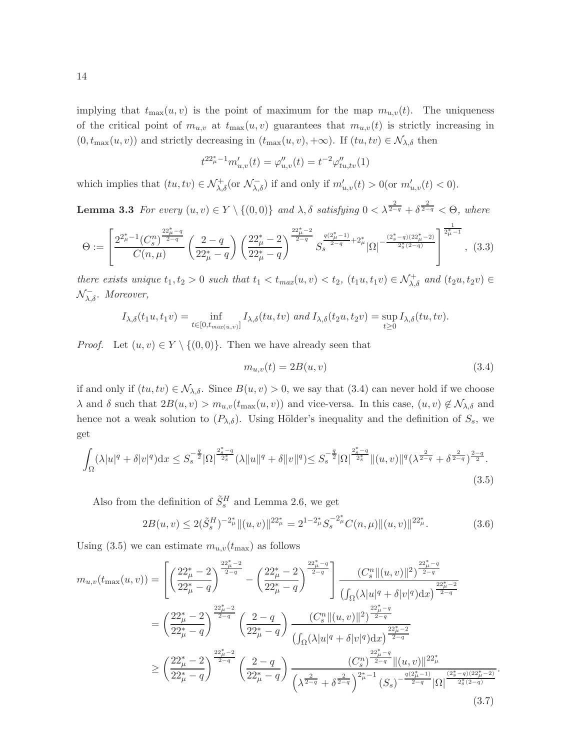implying that $t_{\max}(u,v)$ is the point of maximum for the map $m_{u,v}(t)$. The uniqueness of the critical point of $m_{u,v}$ at $t_{\max}(u,v)$ guarantees that $m_{u,v}(t)$ is strictly increasing in $(0, t_{\max}(u,v))$ and strictly decreasing in $(t_{\max}(u,v), +\infty)$. If $(tu, tv) \in \mathcal{N}_{\lambda,\delta}$ then

$$t^{22^*_\mu - 1} m'_{u,v}(t) = \varphi''_{u,v}(t) = t^{-2}\varphi''_{tu,tv}(1)$$

which implies that $(tu, tv) \in \mathcal{N}^+_{\lambda,\delta}$(or $\mathcal{N}^-_{\lambda,\delta}$) if and only if $m'_{u,v}(t) > 0$(or $m'_{u,v}(t) < 0$).

**Lemma 3.3** *For every $(u,v) \in Y \setminus \{(0,0)\}$ and $\lambda, \delta$ satisfying $0 < \lambda^{\frac{2}{2-q}} + \delta^{\frac{2}{2-q}} < \Theta$, where*

$$\Theta := \left[ \frac{2^{2^*_\mu - 1}(C^n_s)^{\frac{22^*_\mu - q}{2-q}}}{C(n,\mu)} \left(\frac{2-q}{22^*_\mu - q}\right) \left(\frac{22^*_\mu - 2}{22^*_\mu - q}\right)^{\frac{22^*_\mu - 2}{2-q}} S_s^{\frac{q(2^*_\mu - 1)}{2-q} + 2^*_\mu} |\Omega|^{-\frac{(2^*_s - q)(22^*_\mu - 2)}{2^*_s(2-q)}} \right]^{\frac{1}{2^*_\mu - 1}}, \quad (3.3)$$

*there exists unique $t_1, t_2 > 0$ such that $t_1 < t_{max}(u,v) < t_2$, $(t_1 u, t_1 v) \in \mathcal{N}^+_{\lambda,\delta}$ and $(t_2 u, t_2 v) \in \mathcal{N}^-_{\lambda,\delta}$. Moreover,*

$$I_{\lambda,\delta}(t_1 u, t_1 v) = \inf_{t \in [0, t_{max}(u,v)]} I_{\lambda,\delta}(tu, tv) \text{ and } I_{\lambda,\delta}(t_2 u, t_2 v) = \sup_{t \geq 0} I_{\lambda,\delta}(tu, tv).$$

*Proof.* Let $(u,v) \in Y \setminus \{(0,0)\}$. Then we have already seen that

$$m_{u,v}(t) = 2B(u,v) \quad (3.4)$$

if and only if $(tu, tv) \in \mathcal{N}_{\lambda,\delta}$. Since $B(u,v) > 0$, we say that (3.4) can never hold if we choose $\lambda$ and $\delta$ such that $2B(u,v) > m_{u,v}(t_{\max}(u,v))$ and vice-versa. In this case, $(u,v) \notin \mathcal{N}_{\lambda,\delta}$ and hence not a weak solution to $(P_{\lambda,\delta})$. Using Hölder's inequality and the definition of $S_s$, we get

$$\int_\Omega (\lambda |u|^q + \delta |v|^q) \mathrm{d}x \leq S_s^{-\frac{q}{2}} |\Omega|^{\frac{2^*_s - q}{2^*_s}} (\lambda \|u\|^q + \delta \|v\|^q) \leq S_s^{-\frac{q}{2}} |\Omega|^{\frac{2^*_s - q}{2^*_s}} \|(u,v)\|^q (\lambda^{\frac{2}{2-q}} + \delta^{\frac{2}{2-q}})^{\frac{2-q}{2}}. \quad (3.5)$$

Also from the definition of $\tilde{S}^H_s$ and Lemma 2.6, we get

$$2B(u,v) \leq 2(\tilde{S}^H_s)^{-2^*_\mu} \|(u,v)\|^{22^*_\mu} = 2^{1 - 2^*_\mu} S_s^{-2^*_\mu} C(n,\mu) \|(u,v)\|^{22^*_\mu}. \quad (3.6)$$

Using (3.5) we can estimate $m_{u,v}(t_{\max})$ as follows

$$\begin{aligned}
m_{u,v}(t_{\max}(u,v)) &= \left[ \left(\frac{22^*_\mu - 2}{22^*_\mu - q}\right)^{\frac{22^*_\mu - 2}{2-q}} - \left(\frac{22^*_\mu - 2}{22^*_\mu - q}\right)^{\frac{22^*_\mu - q}{2-q}} \right] \frac{(C^n_s \|(u,v)\|^2)^{\frac{22^*_\mu - q}{2-q}}}{\left(\int_\Omega (\lambda |u|^q + \delta |v|^q) \mathrm{d}x\right)^{\frac{22^*_\mu - 2}{2-q}}} \\
&= \left(\frac{22^*_\mu - 2}{22^*_\mu - q}\right)^{\frac{22^*_\mu - 2}{2-q}} \left(\frac{2-q}{22^*_\mu - q}\right) \frac{(C^n_s \|(u,v)\|^2)^{\frac{22^*_\mu - q}{2-q}}}{\left(\int_\Omega (\lambda |u|^q + \delta |v|^q) \mathrm{d}x\right)^{\frac{22^*_\mu - 2}{2-q}}} \\
&\geq \left(\frac{22^*_\mu - 2}{22^*_\mu - q}\right)^{\frac{22^*_\mu - 2}{2-q}} \left(\frac{2-q}{22^*_\mu - q}\right) \frac{(C^n_s)^{\frac{22^*_\mu - q}{2-q}} \|(u,v)\|^{22^*_\mu}}{\left(\lambda^{\frac{2}{2-q}} + \delta^{\frac{2}{2-q}}\right)^{2^*_\mu - 1} (S_s)^{-\frac{q(2^*_\mu - 1)}{2-q}} |\Omega|^{\frac{(2^*_s - q)(22^*_\mu - 2)}{2^*_s(2-q)}}}.
\end{aligned} \quad (3.7)$$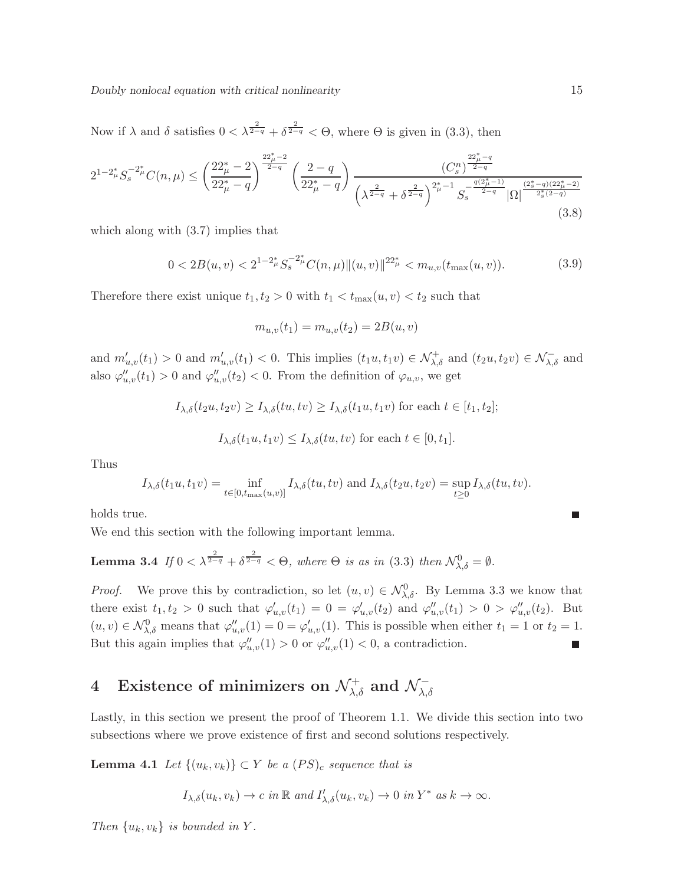Now if $\lambda$ and $\delta$ satisfies $0 < \lambda^{\frac{2}{2-q}} + \delta^{\frac{2}{2-q}} < \Theta$, where $\Theta$ is given in (3.3), then

$$2^{1-2^*_\mu} S_s^{-2^*_\mu} C(n,\mu) \leq \left(\frac{22^*_\mu - 2}{22^*_\mu - q}\right)^{\frac{22^*_\mu-2}{2-q}} \left(\frac{2-q}{22^*_\mu - q}\right) \frac{(C^n_s)^{\frac{22^*_\mu-q}{2-q}}}{\left(\lambda^{\frac{2}{2-q}} + \delta^{\frac{2}{2-q}}\right)^{2^*_\mu - 1} S_s^{-\frac{q(2^*_\mu-1)}{2-q}} |\Omega|^{\frac{(2^*_s-q)(22^*_\mu-2)}{2^*_s(2-q)}}} \tag{3.8}$$

which along with (3.7) implies that

$$0 < 2B(u,v) < 2^{1-2^*_\mu} S_s^{-2^*_\mu} C(n,\mu) \|(u,v)\|^{22^*_\mu} < m_{u,v}(t_{\max}(u,v)). \tag{3.9}$$

Therefore there exist unique $t_1, t_2 > 0$ with $t_1 < t_{\max}(u,v) < t_2$ such that

$$m_{u,v}(t_1) = m_{u,v}(t_2) = 2B(u,v)$$

and $m'_{u,v}(t_1) > 0$ and $m'_{u,v}(t_1) < 0$. This implies $(t_1 u, t_1 v) \in \mathcal{N}^+_{\lambda,\delta}$ and $(t_2 u, t_2 v) \in \mathcal{N}^-_{\lambda,\delta}$ and also $\varphi''_{u,v}(t_1) > 0$ and $\varphi''_{u,v}(t_2) < 0$. From the definition of $\varphi_{u,v}$, we get

$$I_{\lambda,\delta}(t_2 u, t_2 v) \geq I_{\lambda,\delta}(tu, tv) \geq I_{\lambda,\delta}(t_1 u, t_1 v) \text{ for each } t \in [t_1, t_2];$$

$$I_{\lambda,\delta}(t_1 u, t_1 v) \leq I_{\lambda,\delta}(tu, tv) \text{ for each } t \in [0, t_1].$$

Thus

$$I_{\lambda,\delta}(t_1 u, t_1 v) = \inf_{t \in [0, t_{\max}(u,v)]} I_{\lambda,\delta}(tu, tv) \text{ and } I_{\lambda,\delta}(t_2 u, t_2 v) = \sup_{t \geq 0} I_{\lambda,\delta}(tu, tv).$$

holds true. ■

We end this section with the following important lemma.

**Lemma 3.4** *If $0 < \lambda^{\frac{2}{2-q}} + \delta^{\frac{2}{2-q}} < \Theta$, where $\Theta$ is as in (3.3) then $\mathcal{N}^0_{\lambda,\delta} = \emptyset$.*

*Proof.* We prove this by contradiction, so let $(u,v) \in \mathcal{N}^0_{\lambda,\delta}$. By Lemma 3.3 we know that there exist $t_1, t_2 > 0$ such that $\varphi'_{u,v}(t_1) = 0 = \varphi'_{u,v}(t_2)$ and $\varphi''_{u,v}(t_1) > 0 > \varphi''_{u,v}(t_2)$. But $(u,v) \in \mathcal{N}^0_{\lambda,\delta}$ means that $\varphi''_{u,v}(1) = 0 = \varphi'_{u,v}(1)$. This is possible when either $t_1 = 1$ or $t_2 = 1$. But this again implies that $\varphi''_{u,v}(1) > 0$ or $\varphi''_{u,v}(1) < 0$, a contradiction. ■

# 4 Existence of minimizers on $\mathcal{N}^+_{\lambda,\delta}$ and $\mathcal{N}^-_{\lambda,\delta}$

Lastly, in this section we present the proof of Theorem 1.1. We divide this section into two subsections where we prove existence of first and second solutions respectively.

**Lemma 4.1** *Let $\{(u_k, v_k)\} \subset Y$ be a $(PS)_c$ sequence that is*

$$I_{\lambda,\delta}(u_k, v_k) \to c \text{ in } \mathbb{R} \text{ and } I'_{\lambda,\delta}(u_k, v_k) \to 0 \text{ in } Y^* \text{ as } k \to \infty.$$

*Then $\{u_k, v_k\}$ is bounded in $Y$.*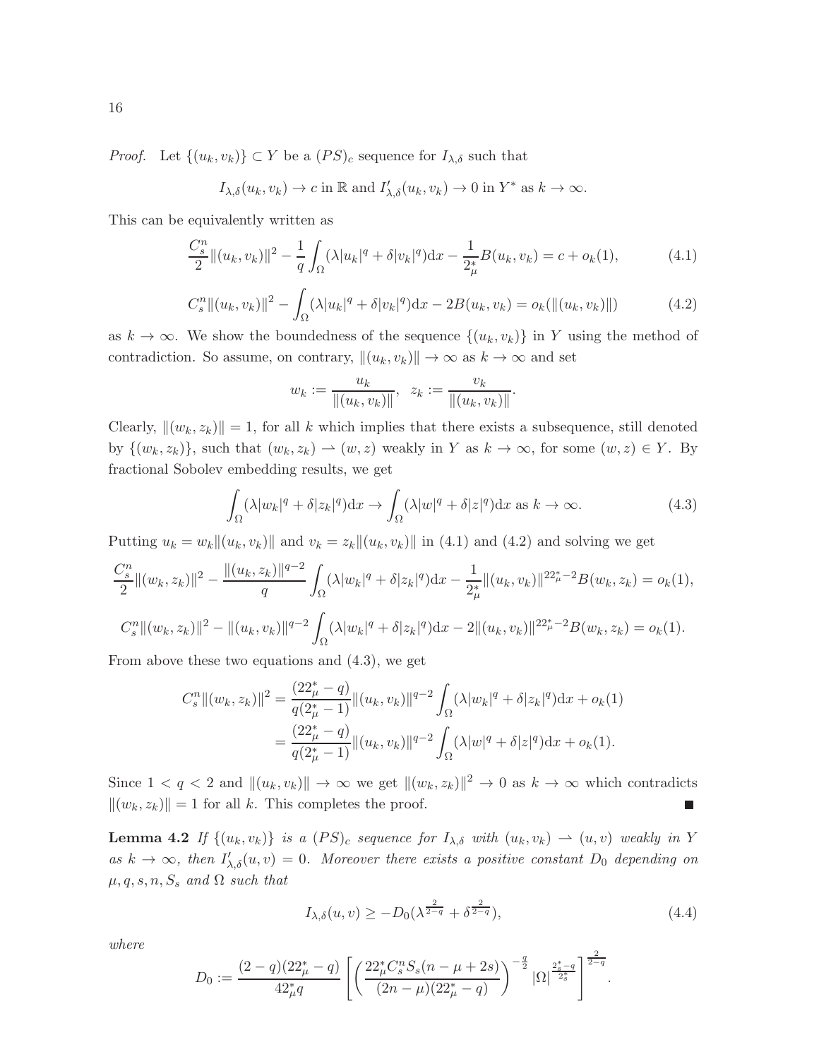*Proof.* Let $\{(u_k, v_k)\} \subset Y$ be a $(PS)_c$ sequence for $I_{\lambda,\delta}$ such that

$$I_{\lambda,\delta}(u_k, v_k) \to c \text{ in } \mathbb{R} \text{ and } I'_{\lambda,\delta}(u_k, v_k) \to 0 \text{ in } Y^* \text{ as } k \to \infty.$$

This can be equivalently written as

$$\frac{C_s^n}{2}\|(u_k, v_k)\|^2 - \frac{1}{q}\int_\Omega (\lambda|u_k|^q + \delta|v_k|^q)\mathrm{d}x - \frac{1}{2_\mu^*}B(u_k, v_k) = c + o_k(1), \tag{4.1}$$

$$C_s^n\|(u_k, v_k)\|^2 - \int_\Omega (\lambda|u_k|^q + \delta|v_k|^q)\mathrm{d}x - 2B(u_k, v_k) = o_k(\|(u_k, v_k)\|) \tag{4.2}$$

as $k \to \infty$. We show the boundedness of the sequence $\{(u_k, v_k)\}$ in $Y$ using the method of contradiction. So assume, on contrary, $\|(u_k, v_k)\| \to \infty$ as $k \to \infty$ and set

$$w_k := \frac{u_k}{\|(u_k, v_k)\|}, \quad z_k := \frac{v_k}{\|(u_k, v_k)\|}.$$

Clearly, $\|(w_k, z_k)\| = 1$, for all $k$ which implies that there exists a subsequence, still denoted by $\{(w_k, z_k)\}$, such that $(w_k, z_k) \rightharpoonup (w, z)$ weakly in $Y$ as $k \to \infty$, for some $(w, z) \in Y$. By fractional Sobolev embedding results, we get

$$\int_\Omega (\lambda|w_k|^q + \delta|z_k|^q)\mathrm{d}x \to \int_\Omega (\lambda|w|^q + \delta|z|^q)\mathrm{d}x \text{ as } k \to \infty. \tag{4.3}$$

Putting $u_k = w_k\|(u_k, v_k)\|$ and $v_k = z_k\|(u_k, v_k)\|$ in (4.1) and (4.2) and solving we get

$$\frac{C_s^n}{2}\|(w_k, z_k)\|^2 - \frac{\|(u_k, z_k)\|^{q-2}}{q}\int_\Omega (\lambda|w_k|^q + \delta|z_k|^q)\mathrm{d}x - \frac{1}{2_\mu^*}\|(u_k, v_k)\|^{22_\mu^*-2}B(w_k, z_k) = o_k(1),$$

$$C_s^n\|(w_k, z_k)\|^2 - \|(u_k, v_k)\|^{q-2}\int_\Omega (\lambda|w_k|^q + \delta|z_k|^q)\mathrm{d}x - 2\|(u_k, v_k)\|^{22_\mu^*-2}B(w_k, z_k) = o_k(1).$$

From above these two equations and (4.3), we get

$$\begin{aligned}
C_s^n\|(w_k, z_k)\|^2 &= \frac{(22_\mu^* - q)}{q(2_\mu^* - 1)}\|(u_k, v_k)\|^{q-2}\int_\Omega (\lambda|w_k|^q + \delta|z_k|^q)\mathrm{d}x + o_k(1) \\
&= \frac{(22_\mu^* - q)}{q(2_\mu^* - 1)}\|(u_k, v_k)\|^{q-2}\int_\Omega (\lambda|w|^q + \delta|z|^q)\mathrm{d}x + o_k(1).
\end{aligned}$$

Since $1 < q < 2$ and $\|(u_k, v_k)\| \to \infty$ we get $\|(w_k, z_k)\|^2 \to 0$ as $k \to \infty$ which contradicts $\|(w_k, z_k)\| = 1$ for all $k$. This completes the proof. ∎

**Lemma 4.2** *If $\{(u_k, v_k)\}$ is a $(PS)_c$ sequence for $I_{\lambda,\delta}$ with $(u_k, v_k) \rightharpoonup (u, v)$ weakly in $Y$ as $k \to \infty$, then $I'_{\lambda,\delta}(u, v) = 0$. Moreover there exists a positive constant $D_0$ depending on $\mu, q, s, n, S_s$ and $\Omega$ such that*

$$I_{\lambda,\delta}(u, v) \geq -D_0(\lambda^{\frac{2}{2-q}} + \delta^{\frac{2}{2-q}}), \tag{4.4}$$

*where*

$$D_0 := \frac{(2-q)(22_\mu^* - q)}{42_\mu^* q}\left[\left(\frac{22_\mu^* C_s^n S_s(n - \mu + 2s)}{(2n - \mu)(22_\mu^* - q)}\right)^{-\frac{q}{2}}|\Omega|^{\frac{2_s^* - q}{2_s^*}}\right]^{\frac{2}{2-q}}.$$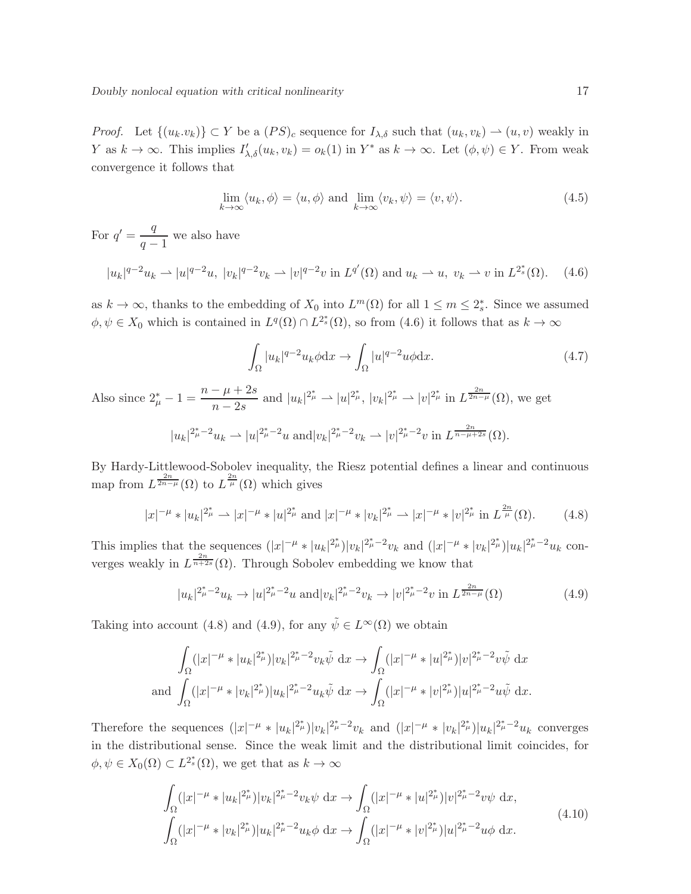*Proof.* Let $\{(u_k.v_k)\} \subset Y$ be a $(PS)_c$ sequence for $I_{\lambda,\delta}$ such that $(u_k, v_k) \rightharpoonup (u, v)$ weakly in $Y$ as $k \to \infty$. This implies $I'_{\lambda,\delta}(u_k, v_k) = o_k(1)$ in $Y^*$ as $k \to \infty$. Let $(\phi, \psi) \in Y$. From weak convergence it follows that

$$\lim_{k\to\infty} \langle u_k, \phi \rangle = \langle u, \phi \rangle \text{ and } \lim_{k\to\infty} \langle v_k, \psi \rangle = \langle v, \psi \rangle. \tag{4.5}$$

For $q' = \dfrac{q}{q-1}$ we also have

$$|u_k|^{q-2}u_k \rightharpoonup |u|^{q-2}u,\ |v_k|^{q-2}v_k \rightharpoonup |v|^{q-2}v \text{ in } L^{q'}(\Omega) \text{ and } u_k \rightharpoonup u,\ v_k \rightharpoonup v \text{ in } L^{2_s^*}(\Omega). \tag{4.6}$$

as $k \to \infty$, thanks to the embedding of $X_0$ into $L^m(\Omega)$ for all $1 \leq m \leq 2_s^*$. Since we assumed $\phi, \psi \in X_0$ which is contained in $L^q(\Omega) \cap L^{2_s^*}(\Omega)$, so from (4.6) it follows that as $k \to \infty$

$$\int_\Omega |u_k|^{q-2}u_k\phi \mathrm{d}x \to \int_\Omega |u|^{q-2}u\phi \mathrm{d}x. \tag{4.7}$$

Also since $2_\mu^* - 1 = \dfrac{n - \mu + 2s}{n - 2s}$ and $|u_k|^{2_\mu^*} \rightharpoonup |u|^{2_\mu^*},\ |v_k|^{2_\mu^*} \rightharpoonup |v|^{2_\mu^*}$ in $L^{\frac{2n}{2n-\mu}}(\Omega)$, we get

$$|u_k|^{2_\mu^*-2}u_k \rightharpoonup |u|^{2_\mu^*-2}u \text{ and} |v_k|^{2_\mu^*-2}v_k \rightharpoonup |v|^{2_\mu^*-2}v \text{ in } L^{\frac{2n}{n-\mu+2s}}(\Omega).$$

By Hardy-Littlewood-Sobolev inequality, the Riesz potential defines a linear and continuous map from $L^{\frac{2n}{2n-\mu}}(\Omega)$ to $L^{\frac{2n}{\mu}}(\Omega)$ which gives

$$|x|^{-\mu} * |u_k|^{2_\mu^*} \rightharpoonup |x|^{-\mu} * |u|^{2_\mu^*} \text{ and } |x|^{-\mu} * |v_k|^{2_\mu^*} \rightharpoonup |x|^{-\mu} * |v|^{2_\mu^*} \text{ in } L^{\frac{2n}{\mu}}(\Omega). \tag{4.8}$$

This implies that the sequences $(|x|^{-\mu} * |u_k|^{2_\mu^*})|v_k|^{2_\mu^*-2}v_k$ and $(|x|^{-\mu} * |v_k|^{2_\mu^*})|u_k|^{2_\mu^*-2}u_k$ converges weakly in $L^{\frac{2n}{n+2s}}(\Omega)$. Through Sobolev embedding we know that

$$|u_k|^{2_\mu^*-2}u_k \to |u|^{2_\mu^*-2}u \text{ and} |v_k|^{2_\mu^*-2}v_k \to |v|^{2_\mu^*-2}v \text{ in } L^{\frac{2n}{2n-\mu}}(\Omega) \tag{4.9}$$

Taking into account (4.8) and (4.9), for any $\tilde{\psi} \in L^\infty(\Omega)$ we obtain

$$\int_\Omega (|x|^{-\mu} * |u_k|^{2_\mu^*})|v_k|^{2_\mu^*-2}v_k\tilde{\psi}\ \mathrm{d}x \to \int_\Omega (|x|^{-\mu} * |u|^{2_\mu^*})|v|^{2_\mu^*-2}v\tilde{\psi}\ \mathrm{d}x$$
$$\text{and } \int_\Omega (|x|^{-\mu} * |v_k|^{2_\mu^*})|u_k|^{2_\mu^*-2}u_k\tilde{\psi}\ \mathrm{d}x \to \int_\Omega (|x|^{-\mu} * |v|^{2_\mu^*})|u|^{2_\mu^*-2}u\tilde{\psi}\ \mathrm{d}x.$$

Therefore the sequences $(|x|^{-\mu} * |u_k|^{2_\mu^*})|v_k|^{2_\mu^*-2}v_k$ and $(|x|^{-\mu} * |v_k|^{2_\mu^*})|u_k|^{2_\mu^*-2}u_k$ converges in the distributional sense. Since the weak limit and the distributional limit coincides, for $\phi, \psi \in X_0(\Omega) \subset L^{2_s^*}(\Omega)$, we get that as $k \to \infty$

$$\begin{aligned}
&\int_\Omega (|x|^{-\mu} * |u_k|^{2_\mu^*})|v_k|^{2_\mu^*-2}v_k\psi\ \mathrm{d}x \to \int_\Omega (|x|^{-\mu} * |u|^{2_\mu^*})|v|^{2_\mu^*-2}v\psi\ \mathrm{d}x, \\
&\int_\Omega (|x|^{-\mu} * |v_k|^{2_\mu^*})|u_k|^{2_\mu^*-2}u_k\phi\ \mathrm{d}x \to \int_\Omega (|x|^{-\mu} * |v|^{2_\mu^*})|u|^{2_\mu^*-2}u\phi\ \mathrm{d}x.
\end{aligned} \tag{4.10}$$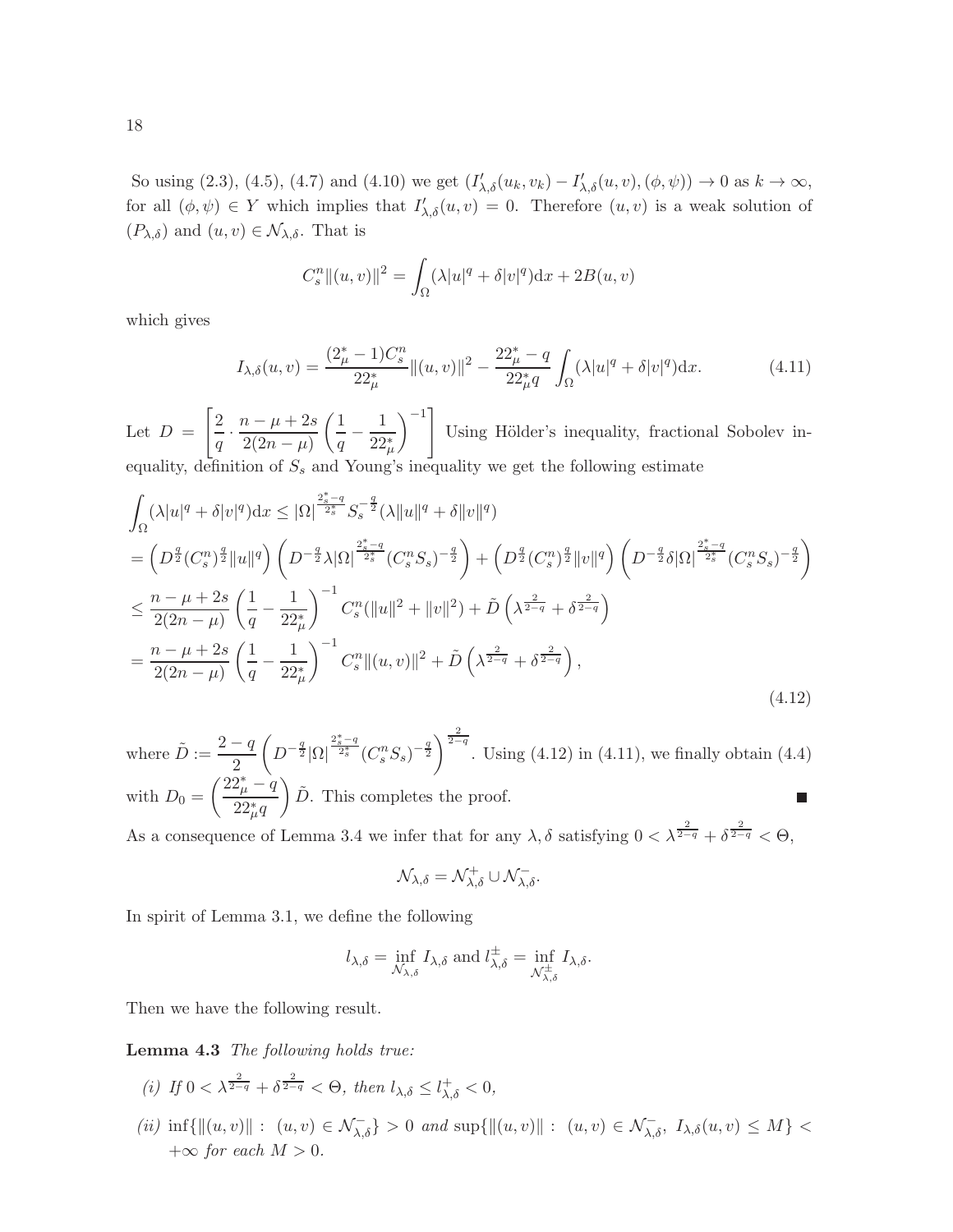So using (2.3), (4.5), (4.7) and (4.10) we get $(I'_{\lambda,\delta}(u_k,v_k) - I'_{\lambda,\delta}(u,v), (\phi,\psi)) \to 0$ as $k \to \infty$, for all $(\phi,\psi) \in Y$ which implies that $I'_{\lambda,\delta}(u,v) = 0$. Therefore $(u,v)$ is a weak solution of $(P_{\lambda,\delta})$ and $(u,v) \in \mathcal{N}_{\lambda,\delta}$. That is

$$C_s^n \|(u,v)\|^2 = \int_\Omega (\lambda |u|^q + \delta |v|^q)\mathrm{d}x + 2B(u,v)$$

which gives

$$I_{\lambda,\delta}(u,v) = \frac{(2^*_\mu - 1)C_s^n}{22^*_\mu}\|(u,v)\|^2 - \frac{22^*_\mu - q}{22^*_\mu q}\int_\Omega (\lambda|u|^q + \delta|v|^q)\mathrm{d}x. \tag{4.11}$$

Let $D = \left[\frac{2}{q}\cdot \frac{n-\mu+2s}{2(2n-\mu)}\left(\frac{1}{q} - \frac{1}{22^*_\mu}\right)^{-1}\right]$ Using Hölder's inequality, fractional Sobolev inequality, definition of $S_s$ and Young's inequality we get the following estimate

$$\begin{aligned}
&\int_\Omega (\lambda|u|^q + \delta|v|^q)\mathrm{d}x \le |\Omega|^{\frac{2^*_s - q}{2^*_s}} S_s^{-\frac{q}{2}}(\lambda\|u\|^q + \delta\|v\|^q) \\
&= \left(D^{\frac{q}{2}}(C_s^n)^{\frac{q}{2}}\|u\|^q\right)\left(D^{-\frac{q}{2}}\lambda|\Omega|^{\frac{2^*_s-q}{2^*_s}}(C_s^n S_s)^{-\frac{q}{2}}\right) + \left(D^{\frac{q}{2}}(C_s^n)^{\frac{q}{2}}\|v\|^q\right)\left(D^{-\frac{q}{2}}\delta|\Omega|^{\frac{2^*_s-q}{2^*_s}}(C_s^n S_s)^{-\frac{q}{2}}\right) \\
&\le \frac{n-\mu+2s}{2(2n-\mu)}\left(\frac{1}{q} - \frac{1}{22^*_\mu}\right)^{-1} C_s^n(\|u\|^2 + \|v\|^2) + \tilde{D}\left(\lambda^{\frac{2}{2-q}} + \delta^{\frac{2}{2-q}}\right) \\
&= \frac{n-\mu+2s}{2(2n-\mu)}\left(\frac{1}{q} - \frac{1}{22^*_\mu}\right)^{-1} C_s^n\|(u,v)\|^2 + \tilde{D}\left(\lambda^{\frac{2}{2-q}} + \delta^{\frac{2}{2-q}}\right),
\end{aligned} \tag{4.12}$$

where $\tilde{D} := \frac{2-q}{2}\left(D^{-\frac{q}{2}}|\Omega|^{\frac{2^*_s-q}{2^*_s}}(C_s^n S_s)^{-\frac{q}{2}}\right)^{\frac{2}{2-q}}$. Using (4.12) in (4.11), we finally obtain (4.4) with $D_0 = \left(\frac{22^*_\mu - q}{22^*_\mu q}\right)\tilde{D}$. This completes the proof. ■

As a consequence of Lemma 3.4 we infer that for any $\lambda,\delta$ satisfying $0 < \lambda^{\frac{2}{2-q}} + \delta^{\frac{2}{2-q}} < \Theta$,

$$\mathcal{N}_{\lambda,\delta} = \mathcal{N}^+_{\lambda,\delta} \cup \mathcal{N}^-_{\lambda,\delta}.$$

In spirit of Lemma 3.1, we define the following

$$l_{\lambda,\delta} = \inf_{\mathcal{N}_{\lambda,\delta}} I_{\lambda,\delta} \text{ and } l^\pm_{\lambda,\delta} = \inf_{\mathcal{N}^\pm_{\lambda,\delta}} I_{\lambda,\delta}.$$

Then we have the following result.

**Lemma 4.3** *The following holds true:*

*(i) If $0 < \lambda^{\frac{2}{2-q}} + \delta^{\frac{2}{2-q}} < \Theta$, then $l_{\lambda,\delta} \le l^+_{\lambda,\delta} < 0$,*

*(ii) $\inf\{\|(u,v)\| : (u,v) \in \mathcal{N}^-_{\lambda,\delta}\} > 0$ and $\sup\{\|(u,v)\| : (u,v) \in \mathcal{N}^-_{\lambda,\delta},\ I_{\lambda,\delta}(u,v) \le M\} < +\infty$ for each $M > 0$.*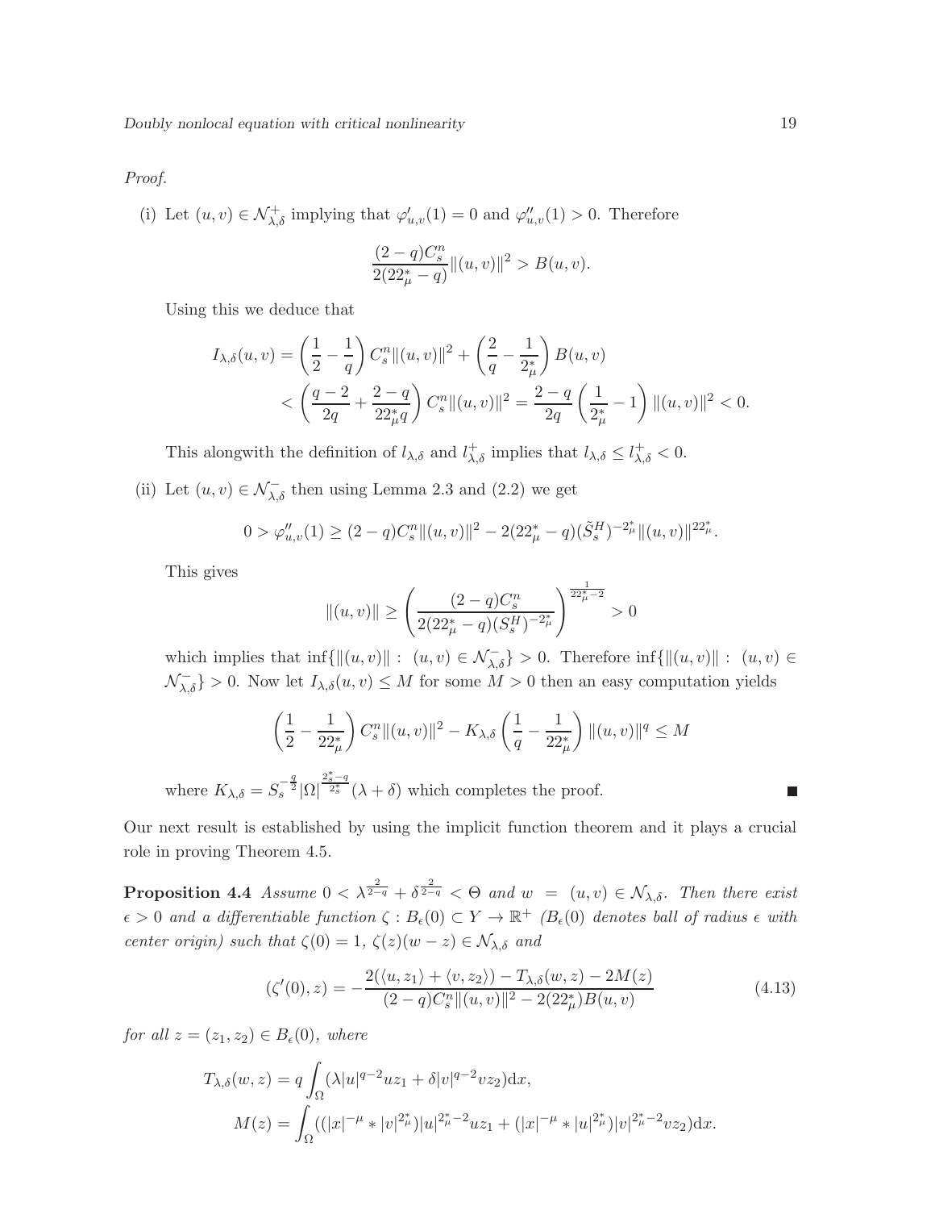*Proof.*

(i) Let $(u,v) \in \mathcal{N}^+_{\lambda,\delta}$ implying that $\varphi'_{u,v}(1) = 0$ and $\varphi''_{u,v}(1) > 0$. Therefore

$$\frac{(2-q)C^n_s}{2(22^*_\mu - q)}\|(u,v)\|^2 > B(u,v).$$

Using this we deduce that

$$\begin{aligned} I_{\lambda,\delta}(u,v) &= \left(\frac{1}{2} - \frac{1}{q}\right) C^n_s \|(u,v)\|^2 + \left(\frac{2}{q} - \frac{1}{2^*_\mu}\right) B(u,v) \\ &< \left(\frac{q-2}{2q} + \frac{2-q}{22^*_\mu q}\right) C^n_s \|(u,v)\|^2 = \frac{2-q}{2q}\left(\frac{1}{2^*_\mu} - 1\right)\|(u,v)\|^2 < 0. \end{aligned}$$

This alongwith the definition of $l_{\lambda,\delta}$ and $l^+_{\lambda,\delta}$ implies that $l_{\lambda,\delta} \leq l^+_{\lambda,\delta} < 0$.

(ii) Let $(u,v) \in \mathcal{N}^-_{\lambda,\delta}$ then using Lemma 2.3 and (2.2) we get

$$0 > \varphi''_{u,v}(1) \geq (2-q)C^n_s \|(u,v)\|^2 - 2(22^*_\mu - q)(\tilde{S}^H_s)^{-2^*_\mu}\|(u,v)\|^{22^*_\mu}.$$

This gives

$$\|(u,v)\| \geq \left(\frac{(2-q)C^n_s}{2(22^*_\mu - q)(S^H_s)^{-2^*_\mu}}\right)^{\frac{1}{22^*_\mu - 2}} > 0$$

which implies that $\inf\{\|(u,v)\| : (u,v) \in \mathcal{N}^-_{\lambda,\delta}\} > 0$. Therefore $\inf\{\|(u,v)\| : (u,v) \in \mathcal{N}^-_{\lambda,\delta}\} > 0$. Now let $I_{\lambda,\delta}(u,v) \leq M$ for some $M > 0$ then an easy computation yields

$$\left(\frac{1}{2} - \frac{1}{22^*_\mu}\right) C^n_s \|(u,v)\|^2 - K_{\lambda,\delta}\left(\frac{1}{q} - \frac{1}{22^*_\mu}\right)\|(u,v)\|^q \leq M$$

where $K_{\lambda,\delta} = S_s^{-\frac{q}{2}}|\Omega|^{\frac{2^*_s - q}{2^*_s}}(\lambda + \delta)$ which completes the proof. ∎

Our next result is established by using the implicit function theorem and it plays a crucial role in proving Theorem 4.5.

**Proposition 4.4** *Assume $0 < \lambda^{\frac{2}{2-q}} + \delta^{\frac{2}{2-q}} < \Theta$ and $w = (u,v) \in \mathcal{N}_{\lambda,\delta}$. Then there exist $\epsilon > 0$ and a differentiable function $\zeta : B_\epsilon(0) \subset Y \to \mathbb{R}^+$ ($B_\epsilon(0)$ denotes ball of radius $\epsilon$ with center origin) such that $\zeta(0) = 1$, $\zeta(z)(w - z) \in \mathcal{N}_{\lambda,\delta}$ and*

$$(\zeta'(0), z) = -\frac{2(\langle u, z_1\rangle + \langle v, z_2\rangle) - T_{\lambda,\delta}(w,z) - 2M(z)}{(2-q)C^n_s\|(u,v)\|^2 - 2(22^*_\mu)B(u,v)} \tag{4.13}$$

*for all $z = (z_1, z_2) \in B_\epsilon(0)$, where*

$$\begin{aligned} T_{\lambda,\delta}(w,z) &= q\int_\Omega (\lambda |u|^{q-2}uz_1 + \delta |v|^{q-2}vz_2)\mathrm{d}x, \\ M(z) &= \int_\Omega ((|x|^{-\mu} * |v|^{2^*_\mu})|u|^{2^*_\mu - 2}uz_1 + (|x|^{-\mu} * |u|^{2^*_\mu})|v|^{2^*_\mu - 2}vz_2)\mathrm{d}x. \end{aligned}$$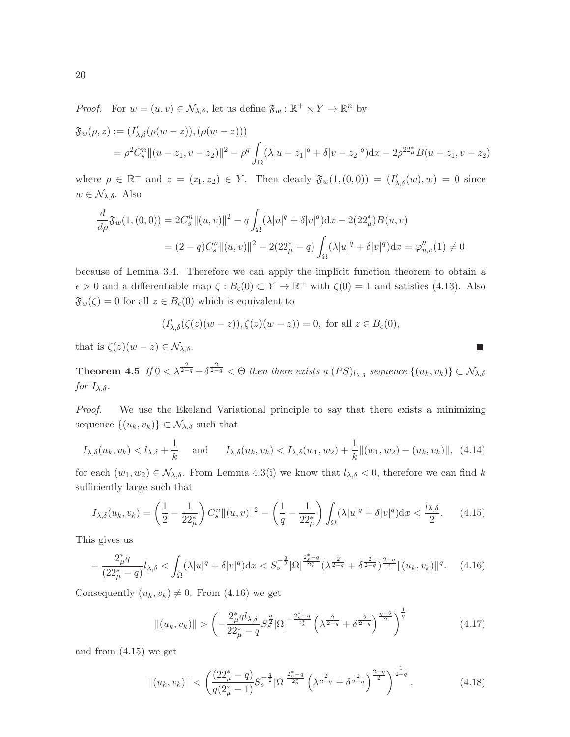*Proof.* For $w = (u,v) \in \mathcal{N}_{\lambda,\delta}$, let us define $\mathfrak{F}_w : \mathbb{R}^+ \times Y \to \mathbb{R}^n$ by

$$
\begin{aligned}
\mathfrak{F}_w(\rho, z) &:= (I'_{\lambda,\delta}(\rho(w-z)), (\rho(w-z))) \\
&= \rho^2 C_s^n \|(u-z_1, v-z_2)\|^2 - \rho^q \int_\Omega (\lambda|u-z_1|^q + \delta|v-z_2|^q)\mathrm{d}x - 2\rho^{22^*_\mu} B(u-z_1, v-z_2)
\end{aligned}
$$

where $\rho \in \mathbb{R}^+$ and $z = (z_1, z_2) \in Y$. Then clearly $\mathfrak{F}_w(1,(0,0)) = (I'_{\lambda,\delta}(w), w) = 0$ since $w \in \mathcal{N}_{\lambda,\delta}$. Also

$$
\begin{aligned}
\frac{d}{d\rho}\mathfrak{F}_w(1,(0,0)) &= 2C_s^n\|(u,v)\|^2 - q\int_\Omega (\lambda|u|^q + \delta|v|^q)\mathrm{d}x - 2(22^*_\mu)B(u,v) \\
&= (2-q)C_s^n\|(u,v)\|^2 - 2(22^*_\mu - q)\int_\Omega (\lambda|u|^q + \delta|v|^q)\mathrm{d}x = \varphi''_{u,v}(1) \neq 0
\end{aligned}
$$

because of Lemma 3.4. Therefore we can apply the implicit function theorem to obtain a $\epsilon > 0$ and a differentiable map $\zeta : B_\epsilon(0) \subset Y \to \mathbb{R}^+$ with $\zeta(0) = 1$ and satisfies (4.13). Also $\mathfrak{F}_w(\zeta) = 0$ for all $z \in B_\epsilon(0)$ which is equivalent to

$$
(I'_{\lambda,\delta}(\zeta(z)(w-z)), \zeta(z)(w-z)) = 0, \text{ for all } z \in B_\epsilon(0),
$$

that is $\zeta(z)(w-z) \in \mathcal{N}_{\lambda,\delta}$. ∎

**Theorem 4.5** *If $0 < \lambda^{\frac{2}{2-q}} + \delta^{\frac{2}{2-q}} < \Theta$ then there exists a $(PS)_{l_{\lambda,\delta}}$ sequence $\{(u_k, v_k)\} \subset \mathcal{N}_{\lambda,\delta}$ for $I_{\lambda,\delta}$.*

*Proof.* We use the Ekeland Variational principle to say that there exists a minimizing sequence $\{(u_k, v_k)\} \subset \mathcal{N}_{\lambda,\delta}$ such that

$$
I_{\lambda,\delta}(u_k, v_k) < l_{\lambda,\delta} + \frac{1}{k} \quad \text{and} \quad I_{\lambda,\delta}(u_k, v_k) < I_{\lambda,\delta}(w_1, w_2) + \frac{1}{k}\|(w_1, w_2) - (u_k, v_k)\|, \tag{4.14}
$$

for each $(w_1, w_2) \in \mathcal{N}_{\lambda,\delta}$. From Lemma 4.3(i) we know that $l_{\lambda,\delta} < 0$, therefore we can find $k$ sufficiently large such that

$$
I_{\lambda,\delta}(u_k, v_k) = \left(\frac{1}{2} - \frac{1}{22^*_\mu}\right) C_s^n \|(u,v)\|^2 - \left(\frac{1}{q} - \frac{1}{22^*_\mu}\right)\int_\Omega (\lambda|u|^q + \delta|v|^q)\mathrm{d}x < \frac{l_{\lambda,\delta}}{2}. \tag{4.15}
$$

This gives us

$$
-\frac{2^*_\mu q}{(22^*_\mu - q)} l_{\lambda,\delta} < \int_\Omega (\lambda|u|^q + \delta|v|^q)\mathrm{d}x < S_s^{-\frac{q}{2}} |\Omega|^{\frac{2^*_s - q}{2^*_s}} (\lambda^{\frac{2}{2-q}} + \delta^{\frac{2}{2-q}})^{\frac{2-q}{2}} \|(u_k, v_k)\|^q. \tag{4.16}
$$

Consequently $(u_k, v_k) \neq 0$. From (4.16) we get

$$
\|(u_k, v_k)\| > \left(-\frac{2^*_\mu q l_{\lambda,\delta}}{22^*_\mu - q} S_s^{\frac{q}{2}} |\Omega|^{-\frac{2^*_s - q}{2^*_s}} \left(\lambda^{\frac{2}{2-q}} + \delta^{\frac{2}{2-q}}\right)^{\frac{q-2}{2}}\right)^{\frac{1}{q}} \tag{4.17}
$$

and from (4.15) we get

$$
\|(u_k, v_k)\| < \left(\frac{(22^*_\mu - q)}{q(2^*_\mu - 1)} S_s^{-\frac{q}{2}} |\Omega|^{\frac{2^*_s - q}{2^*_s}} \left(\lambda^{\frac{2}{2-q}} + \delta^{\frac{2}{2-q}}\right)^{\frac{2-q}{2}}\right)^{\frac{1}{2-q}}. \tag{4.18}
$$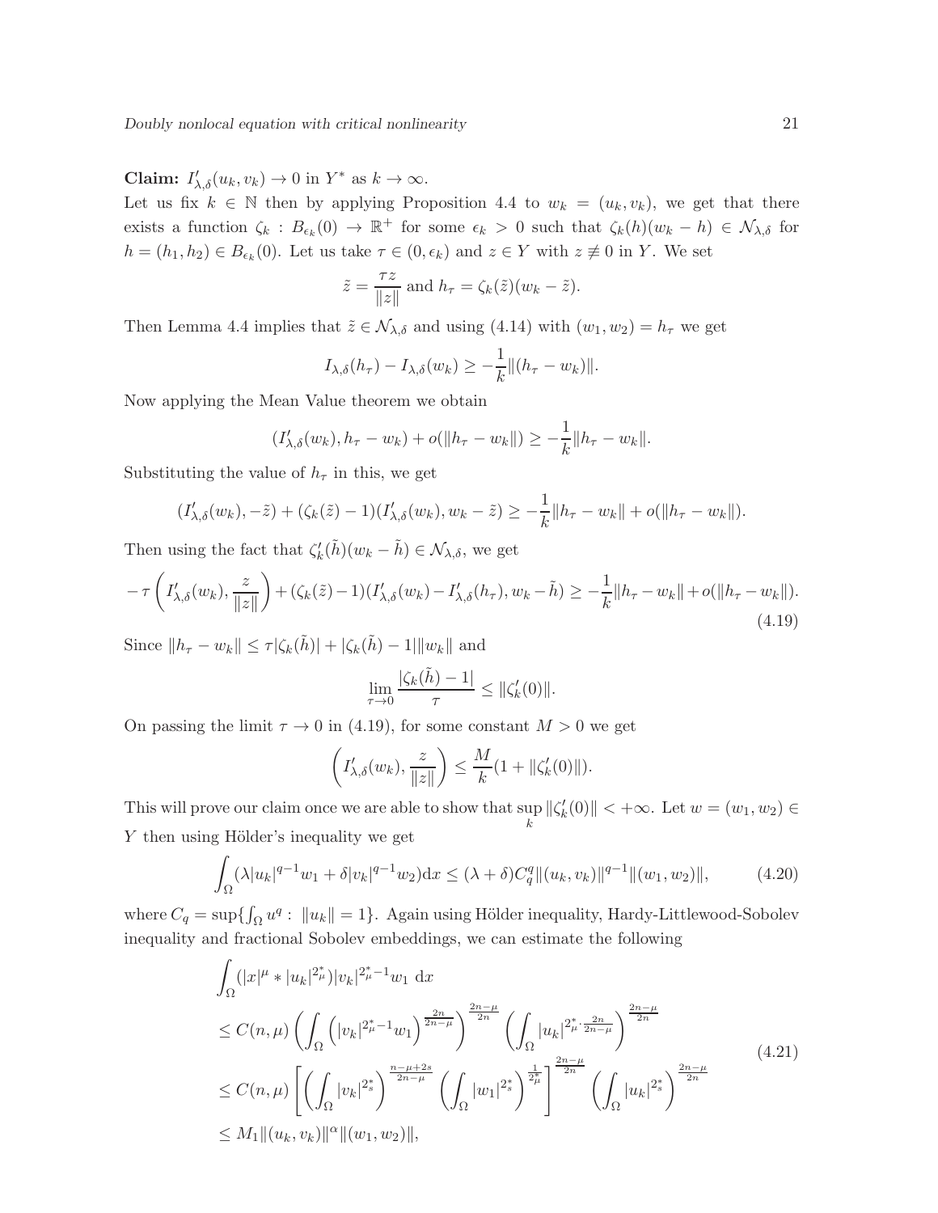**Claim:** $I'_{\lambda,\delta}(u_k, v_k) \to 0$ in $Y^*$ as $k \to \infty$.

Let us fix $k \in \mathbb{N}$ then by applying Proposition 4.4 to $w_k = (u_k, v_k)$, we get that there exists a function $\zeta_k : B_{\epsilon_k}(0) \to \mathbb{R}^+$ for some $\epsilon_k > 0$ such that $\zeta_k(h)(w_k - h) \in \mathcal{N}_{\lambda,\delta}$ for $h = (h_1, h_2) \in B_{\epsilon_k}(0)$. Let us take $\tau \in (0, \epsilon_k)$ and $z \in Y$ with $z \not\equiv 0$ in $Y$. We set

$$\tilde{z} = \frac{\tau z}{\|z\|} \text{ and } h_\tau = \zeta_k(\tilde{z})(w_k - \tilde{z}).$$

Then Lemma 4.4 implies that $\tilde{z} \in \mathcal{N}_{\lambda,\delta}$ and using (4.14) with $(w_1, w_2) = h_\tau$ we get

$$I_{\lambda,\delta}(h_\tau) - I_{\lambda,\delta}(w_k) \geq -\frac{1}{k}\|(h_\tau - w_k)\|.$$

Now applying the Mean Value theorem we obtain

$$(I'_{\lambda,\delta}(w_k), h_\tau - w_k) + o(\|h_\tau - w_k\|) \geq -\frac{1}{k}\|h_\tau - w_k\|.$$

Substituting the value of $h_\tau$ in this, we get

$$(I'_{\lambda,\delta}(w_k), -\tilde{z}) + (\zeta_k(\tilde{z}) - 1)(I'_{\lambda,\delta}(w_k), w_k - \tilde{z}) \geq -\frac{1}{k}\|h_\tau - w_k\| + o(\|h_\tau - w_k\|).$$

Then using the fact that $\zeta'_k(\tilde{h})(w_k - \tilde{h}) \in \mathcal{N}_{\lambda,\delta}$, we get

$$-\tau\left(I'_{\lambda,\delta}(w_k), \frac{z}{\|z\|}\right) + (\zeta_k(\tilde{z}) - 1)(I'_{\lambda,\delta}(w_k) - I'_{\lambda,\delta}(h_\tau), w_k - \tilde{h}) \geq -\frac{1}{k}\|h_\tau - w_k\| + o(\|h_\tau - w_k\|). \tag{4.19}$$

Since $\|h_\tau - w_k\| \leq \tau|\zeta_k(\tilde{h})| + |\zeta_k(\tilde{h}) - 1|\|w_k\|$ and

$$\lim_{\tau \to 0} \frac{|\zeta_k(\tilde{h}) - 1|}{\tau} \leq \|\zeta'_k(0)\|.$$

On passing the limit $\tau \to 0$ in (4.19), for some constant $M > 0$ we get

$$\left(I'_{\lambda,\delta}(w_k), \frac{z}{\|z\|}\right) \leq \frac{M}{k}(1 + \|\zeta'_k(0)\|).$$

This will prove our claim once we are able to show that $\sup_k \|\zeta'_k(0)\| < +\infty$. Let $w = (w_1, w_2) \in Y$ then using Hölder's inequality we get

$$\int_\Omega (\lambda|u_k|^{q-1}w_1 + \delta|v_k|^{q-1}w_2)\mathrm{d}x \leq (\lambda + \delta)C_q^q\|(u_k, v_k)\|^{q-1}\|(w_1, w_2)\|, \tag{4.20}$$

where $C_q = \sup\{\int_\Omega u^q : \|u_k\| = 1\}$. Again using Hölder inequality, Hardy-Littlewood-Sobolev inequality and fractional Sobolev embeddings, we can estimate the following

$$\begin{aligned}
&\int_\Omega (|x|^\mu * |u_k|^{2^*_\mu})|v_k|^{2^*_\mu - 1}w_1 \, \mathrm{d}x \\
&\leq C(n,\mu)\left(\int_\Omega \left(|v_k|^{2^*_\mu - 1}w_1\right)^{\frac{2n}{2n-\mu}}\right)^{\frac{2n-\mu}{2n}}\left(\int_\Omega |u_k|^{2^*_\mu \cdot \frac{2n}{2n-\mu}}\right)^{\frac{2n-\mu}{2n}} \\
&\leq C(n,\mu)\left[\left(\int_\Omega |v_k|^{2^*_s}\right)^{\frac{n-\mu+2s}{2n-\mu}}\left(\int_\Omega |w_1|^{2^*_s}\right)^{\frac{1}{2^*_\mu}}\right]^{\frac{2n-\mu}{2n}}\left(\int_\Omega |u_k|^{2^*_s}\right)^{\frac{2n-\mu}{2n}} \\
&\leq M_1\|(u_k, v_k)\|^\alpha\|(w_1, w_2)\|,
\end{aligned} \tag{4.21}$$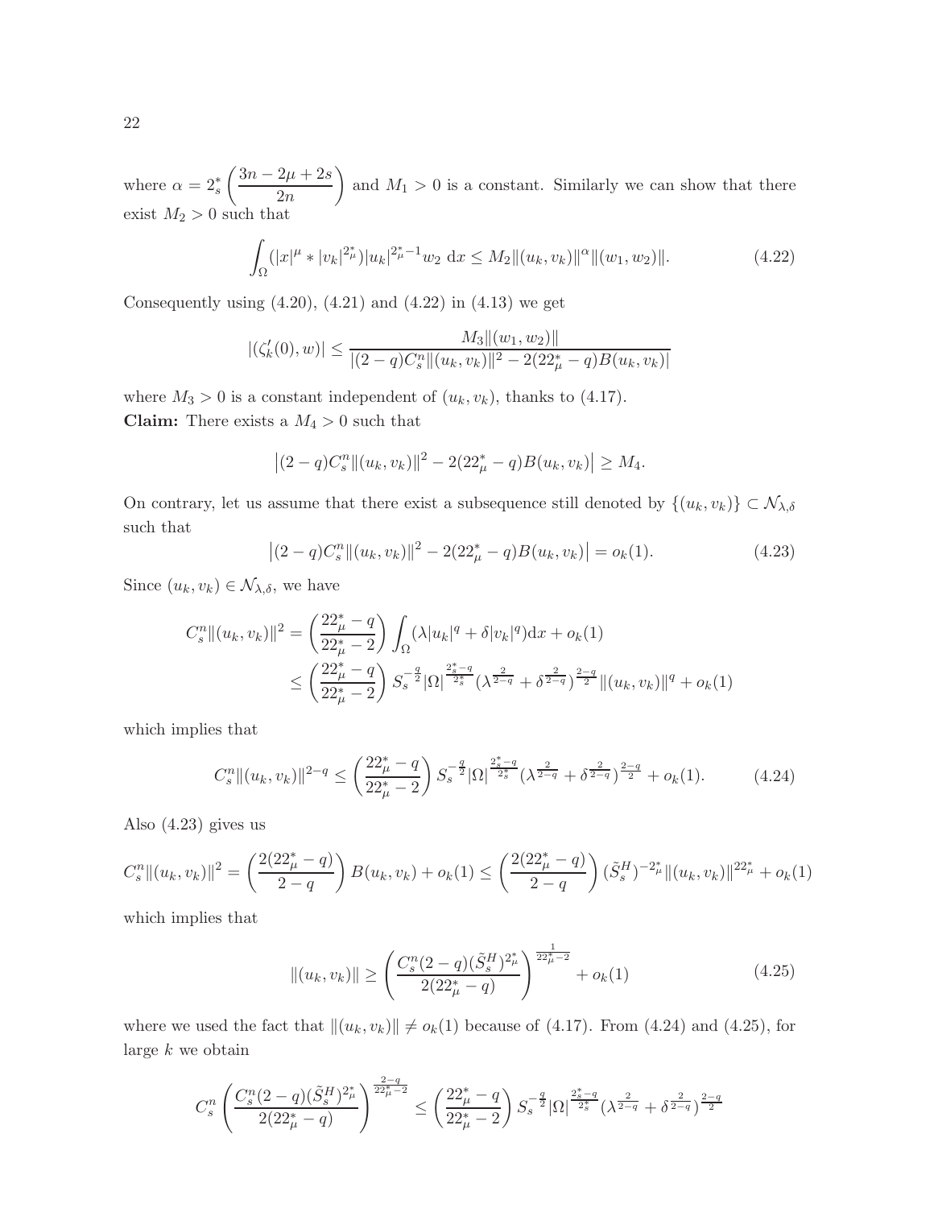where $\alpha = 2_s^* \left(\frac{3n-2\mu+2s}{2n}\right)$ and $M_1 > 0$ is a constant. Similarly we can show that there exist $M_2 > 0$ such that

$$\int_\Omega (|x|^\mu * |v_k|^{2_\mu^*})|u_k|^{2_\mu^*-1}w_2 \; \mathrm{d}x \le M_2 \|(u_k,v_k)\|^\alpha \|(w_1,w_2)\|. \tag{4.22}$$

Consequently using (4.20), (4.21) and (4.22) in (4.13) we get

$$|(\zeta_k'(0),w)| \le \frac{M_3\|(w_1,w_2)\|}{|(2-q)C_s^n\|(u_k,v_k)\|^2 - 2(22_\mu^*-q)B(u_k,v_k)|}$$

where $M_3 > 0$ is a constant independent of $(u_k,v_k)$, thanks to (4.17).

**Claim:** There exists a $M_4 > 0$ such that

$$\left|(2-q)C_s^n\|(u_k,v_k)\|^2 - 2(22_\mu^*-q)B(u_k,v_k)\right| \ge M_4.$$

On contrary, let us assume that there exist a subsequence still denoted by $\{(u_k,v_k)\} \subset \mathcal{N}_{\lambda,\delta}$ such that

$$\left|(2-q)C_s^n\|(u_k,v_k)\|^2 - 2(22_\mu^*-q)B(u_k,v_k)\right| = o_k(1). \tag{4.23}$$

Since $(u_k,v_k) \in \mathcal{N}_{\lambda,\delta}$, we have

$$\begin{aligned}
C_s^n\|(u_k,v_k)\|^2 &= \left(\frac{22_\mu^*-q}{22_\mu^*-2}\right)\int_\Omega (\lambda|u_k|^q + \delta|v_k|^q)\mathrm{d}x + o_k(1)\\
&\le \left(\frac{22_\mu^*-q}{22_\mu^*-2}\right) S_s^{-\frac{q}{2}}|\Omega|^{\frac{2_s^*-q}{2_s^*}}(\lambda^{\frac{2}{2-q}} + \delta^{\frac{2}{2-q}})^{\frac{2-q}{2}}\|(u_k,v_k)\|^q + o_k(1)
\end{aligned}$$

which implies that

$$C_s^n\|(u_k,v_k)\|^{2-q} \le \left(\frac{22_\mu^*-q}{22_\mu^*-2}\right) S_s^{-\frac{q}{2}}|\Omega|^{\frac{2_s^*-q}{2_s^*}}(\lambda^{\frac{2}{2-q}} + \delta^{\frac{2}{2-q}})^{\frac{2-q}{2}} + o_k(1). \tag{4.24}$$

Also (4.23) gives us

$$C_s^n\|(u_k,v_k)\|^2 = \left(\frac{2(22_\mu^*-q)}{2-q}\right)B(u_k,v_k) + o_k(1) \le \left(\frac{2(22_\mu^*-q)}{2-q}\right)(\tilde{S}_s^H)^{-2_\mu^*}\|(u_k,v_k)\|^{22_\mu^*} + o_k(1)$$

which implies that

$$\|(u_k,v_k)\| \ge \left(\frac{C_s^n(2-q)(\tilde{S}_s^H)^{2_\mu^*}}{2(22_\mu^*-q)}\right)^{\frac{1}{22_\mu^*-2}} + o_k(1) \tag{4.25}$$

where we used the fact that $\|(u_k,v_k)\| \ne o_k(1)$ because of (4.17). From (4.24) and (4.25), for large $k$ we obtain

$$C_s^n\left(\frac{C_s^n(2-q)(\tilde{S}_s^H)^{2_\mu^*}}{2(22_\mu^*-q)}\right)^{\frac{2-q}{22_\mu^*-2}} \le \left(\frac{22_\mu^*-q}{22_\mu^*-2}\right) S_s^{-\frac{q}{2}}|\Omega|^{\frac{2_s^*-q}{2_s^*}}(\lambda^{\frac{2}{2-q}} + \delta^{\frac{2}{2-q}})^{\frac{2-q}{2}}$$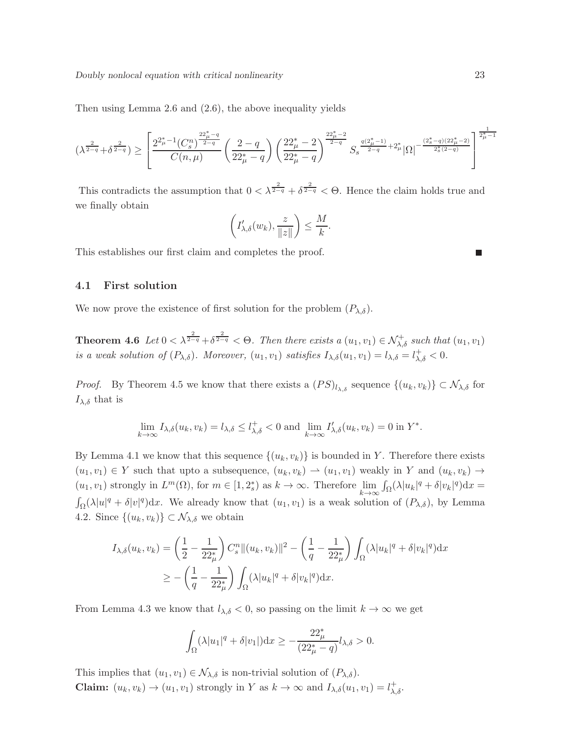Then using Lemma 2.6 and (2.6), the above inequality yields

$$(\lambda^{\frac{2}{2-q}}+\delta^{\frac{2}{2-q}}) \geq \left[\frac{2^{2_\mu^*-1}(C_s^n)^{\frac{22_\mu^*-q}{2-q}}}{C(n,\mu)}\left(\frac{2-q}{22_\mu^*-q}\right)\left(\frac{22_\mu^*-2}{22_\mu^*-q}\right)^{\frac{22_\mu^*-2}{2-q}} S_s^{\frac{q(2_\mu^*-1)}{2-q}+2_\mu^*}|\Omega|^{-\frac{(2_s^*-q)(22_\mu^*-2)}{2_s^*(2-q)}}\right]^{\frac{1}{2_\mu^*-1}}$$

This contradicts the assumption that $0 < \lambda^{\frac{2}{2-q}} + \delta^{\frac{2}{2-q}} < \Theta$. Hence the claim holds true and we finally obtain

$$\left(I'_{\lambda,\delta}(w_k), \frac{z}{\|z\|}\right) \leq \frac{M}{k}.$$

This establishes our first claim and completes the proof. ■

## 4.1 First solution

We now prove the existence of first solution for the problem $(P_{\lambda,\delta})$.

**Theorem 4.6** *Let $0 < \lambda^{\frac{2}{2-q}} + \delta^{\frac{2}{2-q}} < \Theta$. Then there exists a $(u_1, v_1) \in \mathcal{N}^+_{\lambda,\delta}$ such that $(u_1, v_1)$ is a weak solution of $(P_{\lambda,\delta})$. Moreover, $(u_1, v_1)$ satisfies $I_{\lambda,\delta}(u_1, v_1) = l_{\lambda,\delta} = l^+_{\lambda,\delta} < 0$.*

*Proof.* By Theorem 4.5 we know that there exists a $(PS)_{l_{\lambda,\delta}}$ sequence $\{(u_k, v_k)\} \subset \mathcal{N}_{\lambda,\delta}$ for $I_{\lambda,\delta}$ that is

$$\lim_{k\to\infty} I_{\lambda,\delta}(u_k, v_k) = l_{\lambda,\delta} \leq l^+_{\lambda,\delta} < 0 \text{ and } \lim_{k\to\infty} I'_{\lambda,\delta}(u_k, v_k) = 0 \text{ in } Y^*.$$

By Lemma 4.1 we know that this sequence $\{(u_k, v_k)\}$ is bounded in $Y$. Therefore there exists $(u_1, v_1) \in Y$ such that upto a subsequence, $(u_k, v_k) \rightharpoonup (u_1, v_1)$ weakly in $Y$ and $(u_k, v_k) \to (u_1, v_1)$ strongly in $L^m(\Omega)$, for $m \in [1, 2_s^*)$ as $k \to \infty$. Therefore $\lim_{k\to\infty} \int_\Omega (\lambda|u_k|^q + \delta|v_k|^q)\mathrm{d}x = \int_\Omega (\lambda|u|^q + \delta|v|^q)\mathrm{d}x$. We already know that $(u_1, v_1)$ is a weak solution of $(P_{\lambda,\delta})$, by Lemma 4.2. Since $\{(u_k, v_k)\} \subset \mathcal{N}_{\lambda,\delta}$ we obtain

$$\begin{aligned}
I_{\lambda,\delta}(u_k, v_k) &= \left(\frac{1}{2} - \frac{1}{22_\mu^*}\right) C_s^n \|(u_k, v_k)\|^2 - \left(\frac{1}{q} - \frac{1}{22_\mu^*}\right) \int_\Omega (\lambda|u_k|^q + \delta|v_k|^q)\mathrm{d}x \\
&\geq -\left(\frac{1}{q} - \frac{1}{22_\mu^*}\right) \int_\Omega (\lambda|u_k|^q + \delta|v_k|^q)\mathrm{d}x.
\end{aligned}$$

From Lemma 4.3 we know that $l_{\lambda,\delta} < 0$, so passing on the limit $k \to \infty$ we get

$$\int_\Omega (\lambda|u_1|^q + \delta|v_1|)\mathrm{d}x \geq -\frac{22_\mu^*}{(22_\mu^* - q)} l_{\lambda,\delta} > 0.$$

This implies that $(u_1, v_1) \in \mathcal{N}_{\lambda,\delta}$ is non-trivial solution of $(P_{\lambda,\delta})$.

**Claim:** $(u_k, v_k) \to (u_1, v_1)$ strongly in $Y$ as $k \to \infty$ and $I_{\lambda,\delta}(u_1, v_1) = l^+_{\lambda,\delta}$.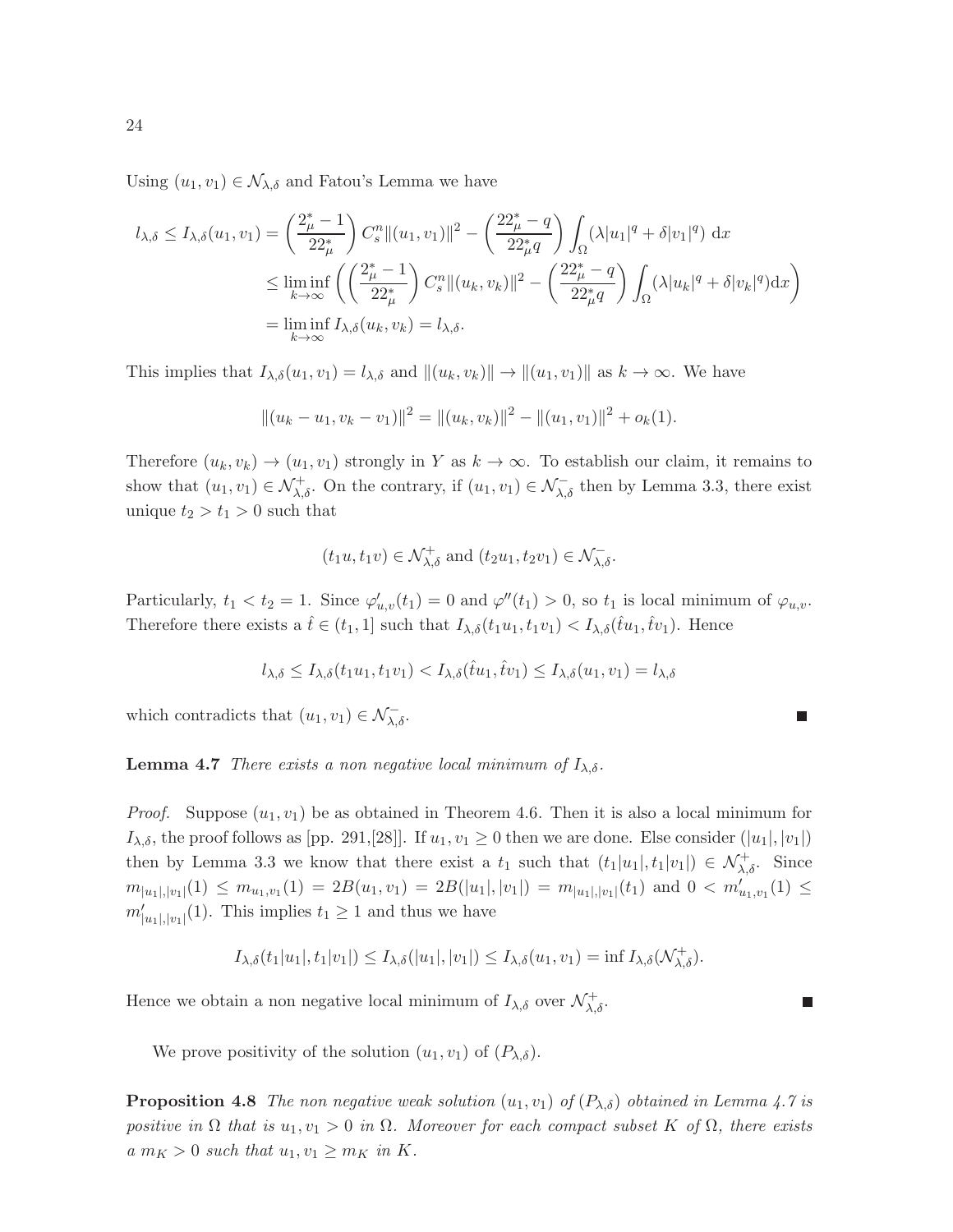Using $(u_1, v_1) \in \mathcal{N}_{\lambda,\delta}$ and Fatou's Lemma we have

$$
\begin{aligned}
l_{\lambda,\delta} \leq I_{\lambda,\delta}(u_1, v_1) &= \left(\frac{2^*_\mu - 1}{22^*_\mu}\right) C_s^n \|(u_1, v_1)\|^2 - \left(\frac{22^*_\mu - q}{22^*_\mu q}\right) \int_\Omega (\lambda |u_1|^q + \delta |v_1|^q) \, \mathrm{d}x \\
&\leq \liminf_{k \to \infty} \left( \left(\frac{2^*_\mu - 1}{22^*_\mu}\right) C_s^n \|(u_k, v_k)\|^2 - \left(\frac{22^*_\mu - q}{22^*_\mu q}\right) \int_\Omega (\lambda |u_k|^q + \delta |v_k|^q) \mathrm{d}x \right) \\
&= \liminf_{k \to \infty} I_{\lambda,\delta}(u_k, v_k) = l_{\lambda,\delta}.
\end{aligned}
$$

This implies that $I_{\lambda,\delta}(u_1, v_1) = l_{\lambda,\delta}$ and $\|(u_k, v_k)\| \to \|(u_1, v_1)\|$ as $k \to \infty$. We have

$$
\|(u_k - u_1, v_k - v_1)\|^2 = \|(u_k, v_k)\|^2 - \|(u_1, v_1)\|^2 + o_k(1).
$$

Therefore $(u_k, v_k) \to (u_1, v_1)$ strongly in $Y$ as $k \to \infty$. To establish our claim, it remains to show that $(u_1, v_1) \in \mathcal{N}^+_{\lambda,\delta}$. On the contrary, if $(u_1, v_1) \in \mathcal{N}^-_{\lambda,\delta}$ then by Lemma 3.3, there exist unique $t_2 > t_1 > 0$ such that

$$
(t_1 u, t_1 v) \in \mathcal{N}^+_{\lambda,\delta} \text{ and } (t_2 u_1, t_2 v_1) \in \mathcal{N}^-_{\lambda,\delta}.
$$

Particularly, $t_1 < t_2 = 1$. Since $\varphi'_{u,v}(t_1) = 0$ and $\varphi''(t_1) > 0$, so $t_1$ is local minimum of $\varphi_{u,v}$. Therefore there exists a $\hat{t} \in (t_1, 1]$ such that $I_{\lambda,\delta}(t_1 u_1, t_1 v_1) < I_{\lambda,\delta}(\hat{t} u_1, \hat{t} v_1)$. Hence

$$
l_{\lambda,\delta} \leq I_{\lambda,\delta}(t_1 u_1, t_1 v_1) < I_{\lambda,\delta}(\hat{t} u_1, \hat{t} v_1) \leq I_{\lambda,\delta}(u_1, v_1) = l_{\lambda,\delta}
$$

which contradicts that $(u_1, v_1) \in \mathcal{N}^-_{\lambda,\delta}$. ■

**Lemma 4.7** *There exists a non negative local minimum of $I_{\lambda,\delta}$.*

*Proof.* Suppose $(u_1, v_1)$ be as obtained in Theorem 4.6. Then it is also a local minimum for $I_{\lambda,\delta}$, the proof follows as [pp. 291,[28]]. If $u_1, v_1 \geq 0$ then we are done. Else consider $(|u_1|, |v_1|)$ then by Lemma 3.3 we know that there exist a $t_1$ such that $(t_1|u_1|, t_1|v_1|) \in \mathcal{N}^+_{\lambda,\delta}$. Since $m_{|u_1|,|v_1|}(1) \leq m_{u_1,v_1}(1) = 2B(u_1, v_1) = 2B(|u_1|, |v_1|) = m_{|u_1|,|v_1|}(t_1)$ and $0 < m'_{u_1,v_1}(1) \leq m'_{|u_1|,|v_1|}(1)$. This implies $t_1 \geq 1$ and thus we have

$$
I_{\lambda,\delta}(t_1|u_1|, t_1|v_1|) \leq I_{\lambda,\delta}(|u_1|, |v_1|) \leq I_{\lambda,\delta}(u_1, v_1) = \inf I_{\lambda,\delta}(\mathcal{N}^+_{\lambda,\delta}).
$$

Hence we obtain a non negative local minimum of $I_{\lambda,\delta}$ over $\mathcal{N}^+_{\lambda,\delta}$. ■

We prove positivity of the solution $(u_1, v_1)$ of $(P_{\lambda,\delta})$.

**Proposition 4.8** *The non negative weak solution $(u_1, v_1)$ of $(P_{\lambda,\delta})$ obtained in Lemma 4.7 is positive in $\Omega$ that is $u_1, v_1 > 0$ in $\Omega$. Moreover for each compact subset $K$ of $\Omega$, there exists a $m_K > 0$ such that $u_1, v_1 \geq m_K$ in $K$.*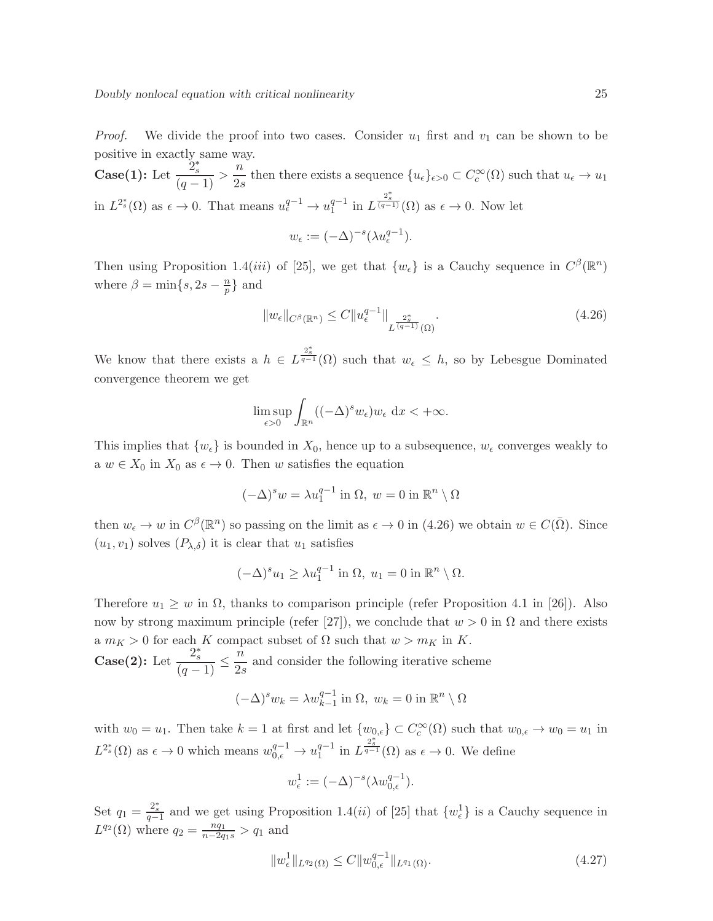*Proof.* We divide the proof into two cases. Consider $u_1$ first and $v_1$ can be shown to be positive in exactly same way.

**Case(1):** Let $\dfrac{2_s^*}{(q-1)} > \dfrac{n}{2s}$ then there exists a sequence $\{u_\epsilon\}_{\epsilon>0} \subset C_c^\infty(\Omega)$ such that $u_\epsilon \to u_1$ in $L^{2_s^*}(\Omega)$ as $\epsilon \to 0$. That means $u_\epsilon^{q-1} \to u_1^{q-1}$ in $L^{\frac{2_s^*}{(q-1)}}(\Omega)$ as $\epsilon \to 0$. Now let

$$w_\epsilon := (-\Delta)^{-s}(\lambda u_\epsilon^{q-1}).$$

Then using Proposition 1.4($iii$) of [25], we get that $\{w_\epsilon\}$ is a Cauchy sequence in $C^\beta(\mathbb{R}^n)$ where $\beta = \min\{s, 2s - \frac{n}{p}\}$ and

$$\|w_\epsilon\|_{C^\beta(\mathbb{R}^n)} \leq C \|u_\epsilon^{q-1}\|_{L^{\frac{2_s^*}{(q-1)}}(\Omega)}. \tag{4.26}$$

We know that there exists a $h \in L^{\frac{2_s^*}{q-1}}(\Omega)$ such that $w_\epsilon \leq h$, so by Lebesgue Dominated convergence theorem we get

$$\limsup_{\epsilon>0} \int_{\mathbb{R}^n} ((-\Delta)^s w_\epsilon) w_\epsilon \, dx < +\infty.$$

This implies that $\{w_\epsilon\}$ is bounded in $X_0$, hence up to a subsequence, $w_\epsilon$ converges weakly to a $w \in X_0$ in $X_0$ as $\epsilon \to 0$. Then $w$ satisfies the equation

$$(-\Delta)^s w = \lambda u_1^{q-1} \text{ in } \Omega, \; w = 0 \text{ in } \mathbb{R}^n \setminus \Omega$$

then $w_\epsilon \to w$ in $C^\beta(\mathbb{R}^n)$ so passing on the limit as $\epsilon \to 0$ in (4.26) we obtain $w \in C(\bar{\Omega})$. Since $(u_1, v_1)$ solves $(P_{\lambda,\delta})$ it is clear that $u_1$ satisfies

$$(-\Delta)^s u_1 \geq \lambda u_1^{q-1} \text{ in } \Omega, \; u_1 = 0 \text{ in } \mathbb{R}^n \setminus \Omega.$$

Therefore $u_1 \geq w$ in $\Omega$, thanks to comparison principle (refer Proposition 4.1 in [26]). Also now by strong maximum principle (refer [27]), we conclude that $w > 0$ in $\Omega$ and there exists a $m_K > 0$ for each $K$ compact subset of $\Omega$ such that $w > m_K$ in $K$.

**Case(2):** Let $\dfrac{2_s^*}{(q-1)} \leq \dfrac{n}{2s}$ and consider the following iterative scheme

$$(-\Delta)^s w_k = \lambda w_{k-1}^{q-1} \text{ in } \Omega, \; w_k = 0 \text{ in } \mathbb{R}^n \setminus \Omega$$

with $w_0 = u_1$. Then take $k = 1$ at first and let $\{w_{0,\epsilon}\} \subset C_c^\infty(\Omega)$ such that $w_{0,\epsilon} \to w_0 = u_1$ in $L^{2_s^*}(\Omega)$ as $\epsilon \to 0$ which means $w_{0,\epsilon}^{q-1} \to u_1^{q-1}$ in $L^{\frac{2_s^*}{q-1}}(\Omega)$ as $\epsilon \to 0$. We define

$$w_\epsilon^1 := (-\Delta)^{-s}(\lambda w_{0,\epsilon}^{q-1}).$$

Set $q_1 = \frac{2_s^*}{q-1}$ and we get using Proposition 1.4($ii$) of [25] that $\{w_\epsilon^1\}$ is a Cauchy sequence in $L^{q_2}(\Omega)$ where $q_2 = \frac{nq_1}{n-2q_1 s} > q_1$ and

$$\|w_\epsilon^1\|_{L^{q_2}(\Omega)} \leq C \|w_{0,\epsilon}^{q-1}\|_{L^{q_1}(\Omega)}. \tag{4.27}$$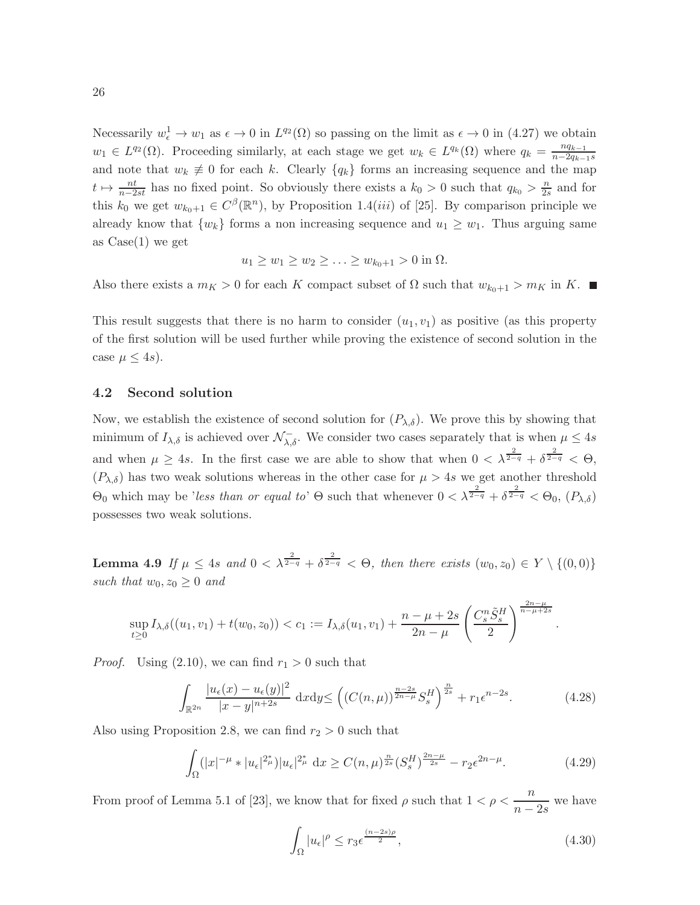Necessarily $w_\epsilon^1 \to w_1$ as $\epsilon \to 0$ in $L^{q_2}(\Omega)$ so passing on the limit as $\epsilon \to 0$ in (4.27) we obtain $w_1 \in L^{q_2}(\Omega)$. Proceeding similarly, at each stage we get $w_k \in L^{q_k}(\Omega)$ where $q_k = \frac{nq_{k-1}}{n-2q_{k-1}s}$ and note that $w_k \not\equiv 0$ for each $k$. Clearly $\{q_k\}$ forms an increasing sequence and the map $t \mapsto \frac{nt}{n-2st}$ has no fixed point. So obviously there exists a $k_0 > 0$ such that $q_{k_0} > \frac{n}{2s}$ and for this $k_0$ we get $w_{k_0+1} \in C^\beta(\mathbb{R}^n)$, by Proposition 1.4$(iii)$ of [25]. By comparison principle we already know that $\{w_k\}$ forms a non increasing sequence and $u_1 \geq w_1$. Thus arguing same as Case(1) we get

$$u_1 \geq w_1 \geq w_2 \geq \ldots \geq w_{k_0+1} > 0 \text{ in } \Omega.$$

Also there exists a $m_K > 0$ for each $K$ compact subset of $\Omega$ such that $w_{k_0+1} > m_K$ in $K$. ■

This result suggests that there is no harm to consider $(u_1, v_1)$ as positive (as this property of the first solution will be used further while proving the existence of second solution in the case $\mu \leq 4s$).

### 4.2 Second solution

Now, we establish the existence of second solution for $(P_{\lambda,\delta})$. We prove this by showing that minimum of $I_{\lambda,\delta}$ is achieved over $\mathcal{N}_{\lambda,\delta}^-$. We consider two cases separately that is when $\mu \leq 4s$ and when $\mu \geq 4s$. In the first case we are able to show that when $0 < \lambda^{\frac{2}{2-q}} + \delta^{\frac{2}{2-q}} < \Theta$, $(P_{\lambda,\delta})$ has two weak solutions whereas in the other case for $\mu > 4s$ we get another threshold $\Theta_0$ which may be '*less than or equal to*' $\Theta$ such that whenever $0 < \lambda^{\frac{2}{2-q}} + \delta^{\frac{2}{2-q}} < \Theta_0$, $(P_{\lambda,\delta})$ possesses two weak solutions.

**Lemma 4.9** *If $\mu \leq 4s$ and $0 < \lambda^{\frac{2}{2-q}} + \delta^{\frac{2}{2-q}} < \Theta$, then there exists $(w_0, z_0) \in Y \setminus \{(0,0)\}$ such that $w_0, z_0 \geq 0$ and*

$$\sup_{t \geq 0} I_{\lambda,\delta}((u_1, v_1) + t(w_0, z_0)) < c_1 := I_{\lambda,\delta}(u_1, v_1) + \frac{n-\mu+2s}{2n-\mu}\left(\frac{C_s^n \tilde{S}_s^H}{2}\right)^{\frac{2n-\mu}{n-\mu+2s}}.$$

*Proof.* Using (2.10), we can find $r_1 > 0$ such that

$$\int_{\mathbb{R}^{2n}} \frac{|u_\epsilon(x) - u_\epsilon(y)|^2}{|x-y|^{n+2s}} \,\mathrm{d}x\mathrm{d}y \leq \left((C(n,\mu))^{\frac{n-2s}{2n-\mu}} S_s^H\right)^{\frac{n}{2s}} + r_1 \epsilon^{n-2s}. \tag{4.28}$$

Also using Proposition 2.8, we can find $r_2 > 0$ such that

$$\int_\Omega (|x|^{-\mu} * |u_\epsilon|^{2_\mu^*})|u_\epsilon|^{2_\mu^*} \,\mathrm{d}x \geq C(n,\mu)^{\frac{n}{2s}} (S_s^H)^{\frac{2n-\mu}{2s}} - r_2 \epsilon^{2n-\mu}. \tag{4.29}$$

From proof of Lemma 5.1 of [23], we know that for fixed $\rho$ such that $1 < \rho < \dfrac{n}{n-2s}$ we have

$$\int_\Omega |u_\epsilon|^\rho \leq r_3 \epsilon^{\frac{(n-2s)\rho}{2}}, \tag{4.30}$$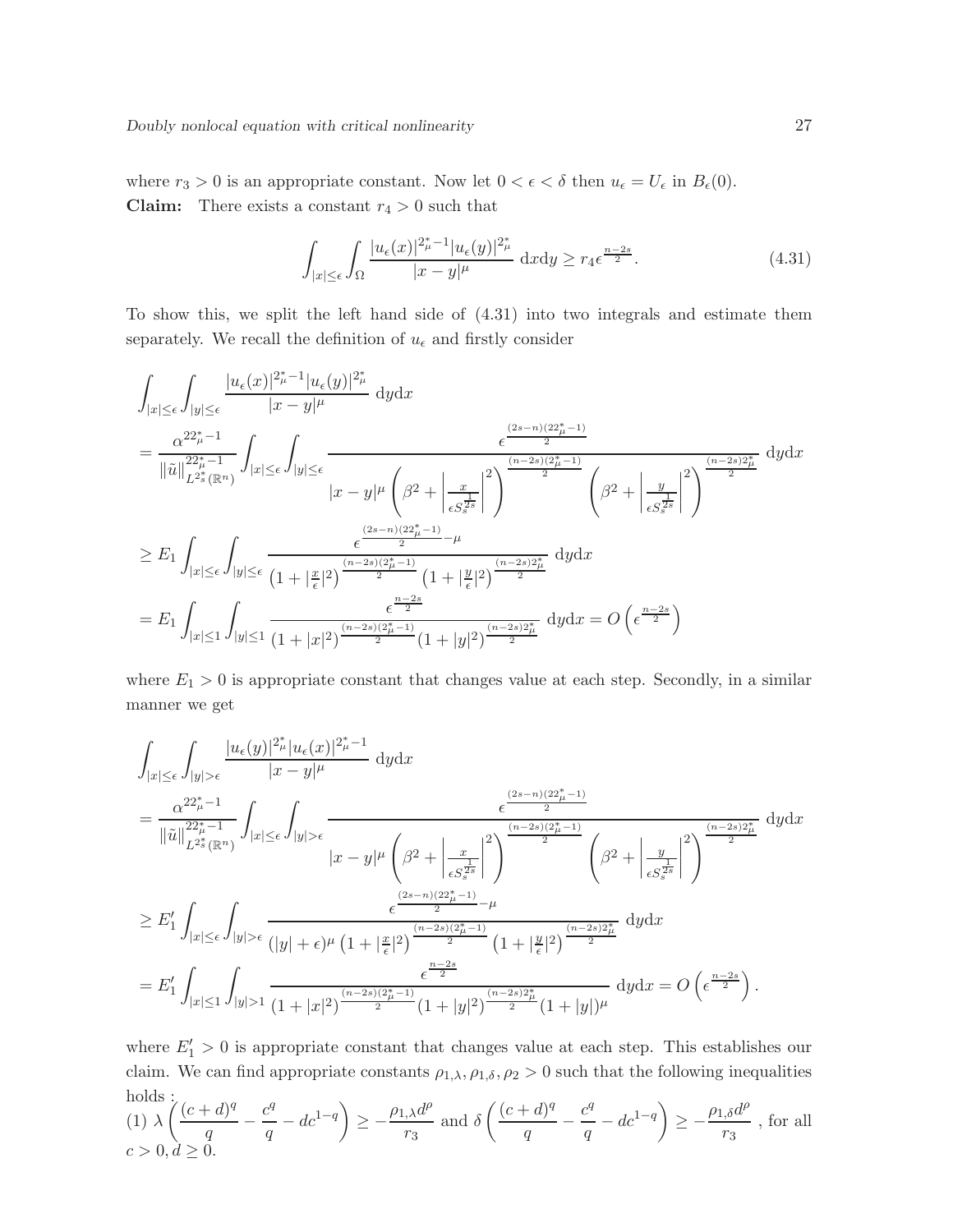where $r_3 > 0$ is an appropriate constant. Now let $0 < \epsilon < \delta$ then $u_\epsilon = U_\epsilon$ in $B_\epsilon(0)$.

**Claim:** There exists a constant $r_4 > 0$ such that

$$\int_{|x|\le \epsilon}\int_{\Omega} \frac{|u_\epsilon(x)|^{2^*_\mu -1}|u_\epsilon(y)|^{2^*_\mu}}{|x-y|^\mu}\ \mathrm{d}x\mathrm{d}y \ge r_4 \epsilon^{\frac{n-2s}{2}}. \tag{4.31}$$

To show this, we split the left hand side of (4.31) into two integrals and estimate them separately. We recall the definition of $u_\epsilon$ and firstly consider

$$\begin{aligned}
&\int_{|x|\le \epsilon}\int_{|y|\le\epsilon} \frac{|u_\epsilon(x)|^{2^*_\mu -1}|u_\epsilon(y)|^{2^*_\mu}}{|x-y|^\mu}\ \mathrm{d}y\mathrm{d}x\\
&= \frac{\alpha^{22^*_\mu-1}}{\|\tilde u\|^{22^*_\mu -1}_{L^{2^*_s}(\mathbb{R}^n)}}\int_{|x|\le \epsilon}\int_{|y|\le\epsilon} \frac{\epsilon^{\frac{(2s-n)(22^*_\mu-1)}{2}}}{|x-y|^\mu\left(\beta^2+\left|\frac{x}{\epsilon S_s^{\frac{1}{2s}}}\right|^2\right)^{\frac{(n-2s)(2^*_\mu-1)}{2}}\left(\beta^2+\left|\frac{y}{\epsilon S_s^{\frac{1}{2s}}}\right|^2\right)^{\frac{(n-2s)2^*_\mu}{2}}}\ \mathrm{d}y\mathrm{d}x\\
&\ge E_1 \int_{|x|\le \epsilon}\int_{|y|\le\epsilon} \frac{\epsilon^{\frac{(2s-n)(22^*_\mu-1)}{2}-\mu}}{\left(1+|\frac{x}{\epsilon}|^2\right)^{\frac{(n-2s)(2^*_\mu-1)}{2}}\left(1+|\frac{y}{\epsilon}|^2\right)^{\frac{(n-2s)2^*_\mu}{2}}}\ \mathrm{d}y\mathrm{d}x\\
&= E_1 \int_{|x|\le 1}\int_{|y|\le 1} \frac{\epsilon^{\frac{n-2s}{2}}}{(1+|x|^2)^{\frac{(n-2s)(2^*_\mu-1)}{2}}(1+|y|^2)^{\frac{(n-2s)2^*_\mu}{2}}}\ \mathrm{d}y\mathrm{d}x = O\left(\epsilon^{\frac{n-2s}{2}}\right)
\end{aligned}$$

where $E_1 > 0$ is appropriate constant that changes value at each step. Secondly, in a similar manner we get

$$\begin{aligned}
&\int_{|x|\le \epsilon}\int_{|y|>\epsilon} \frac{|u_\epsilon(y)|^{2^*_\mu}|u_\epsilon(x)|^{2^*_\mu -1}}{|x-y|^\mu}\ \mathrm{d}y\mathrm{d}x\\
&= \frac{\alpha^{22^*_\mu-1}}{\|\tilde u\|^{22^*_\mu -1}_{L^{2^*_s}(\mathbb{R}^n)}}\int_{|x|\le \epsilon}\int_{|y|>\epsilon} \frac{\epsilon^{\frac{(2s-n)(22^*_\mu-1)}{2}}}{|x-y|^\mu\left(\beta^2+\left|\frac{x}{\epsilon S_s^{\frac{1}{2s}}}\right|^2\right)^{\frac{(n-2s)(2^*_\mu-1)}{2}}\left(\beta^2+\left|\frac{y}{\epsilon S_s^{\frac{1}{2s}}}\right|^2\right)^{\frac{(n-2s)2^*_\mu}{2}}}\ \mathrm{d}y\mathrm{d}x\\
&\ge E_1' \int_{|x|\le \epsilon}\int_{|y|>\epsilon} \frac{\epsilon^{\frac{(2s-n)(22^*_\mu-1)}{2}-\mu}}{(|y|+\epsilon)^\mu\left(1+|\frac{x}{\epsilon}|^2\right)^{\frac{(n-2s)(2^*_\mu-1)}{2}}\left(1+|\frac{y}{\epsilon}|^2\right)^{\frac{(n-2s)2^*_\mu}{2}}}\ \mathrm{d}y\mathrm{d}x\\
&= E_1' \int_{|x|\le 1}\int_{|y|>1} \frac{\epsilon^{\frac{n-2s}{2}}}{(1+|x|^2)^{\frac{(n-2s)(2^*_\mu-1)}{2}}(1+|y|^2)^{\frac{(n-2s)2^*_\mu}{2}}(1+|y|)^\mu}\ \mathrm{d}y\mathrm{d}x = O\left(\epsilon^{\frac{n-2s}{2}}\right).
\end{aligned}$$

where $E_1' > 0$ is appropriate constant that changes value at each step. This establishes our claim. We can find appropriate constants $\rho_{1,\lambda}, \rho_{1,\delta}, \rho_2 > 0$ such that the following inequalities holds :

(1) $\lambda\left(\frac{(c+d)^q}{q} - \frac{c^q}{q} - dc^{1-q}\right) \ge -\frac{\rho_{1,\lambda} d^\rho}{r_3}$ and $\delta\left(\frac{(c+d)^q}{q} - \frac{c^q}{q} - dc^{1-q}\right) \ge -\frac{\rho_{1,\delta} d^\rho}{r_3}$ , for all $c > 0, d \ge 0$.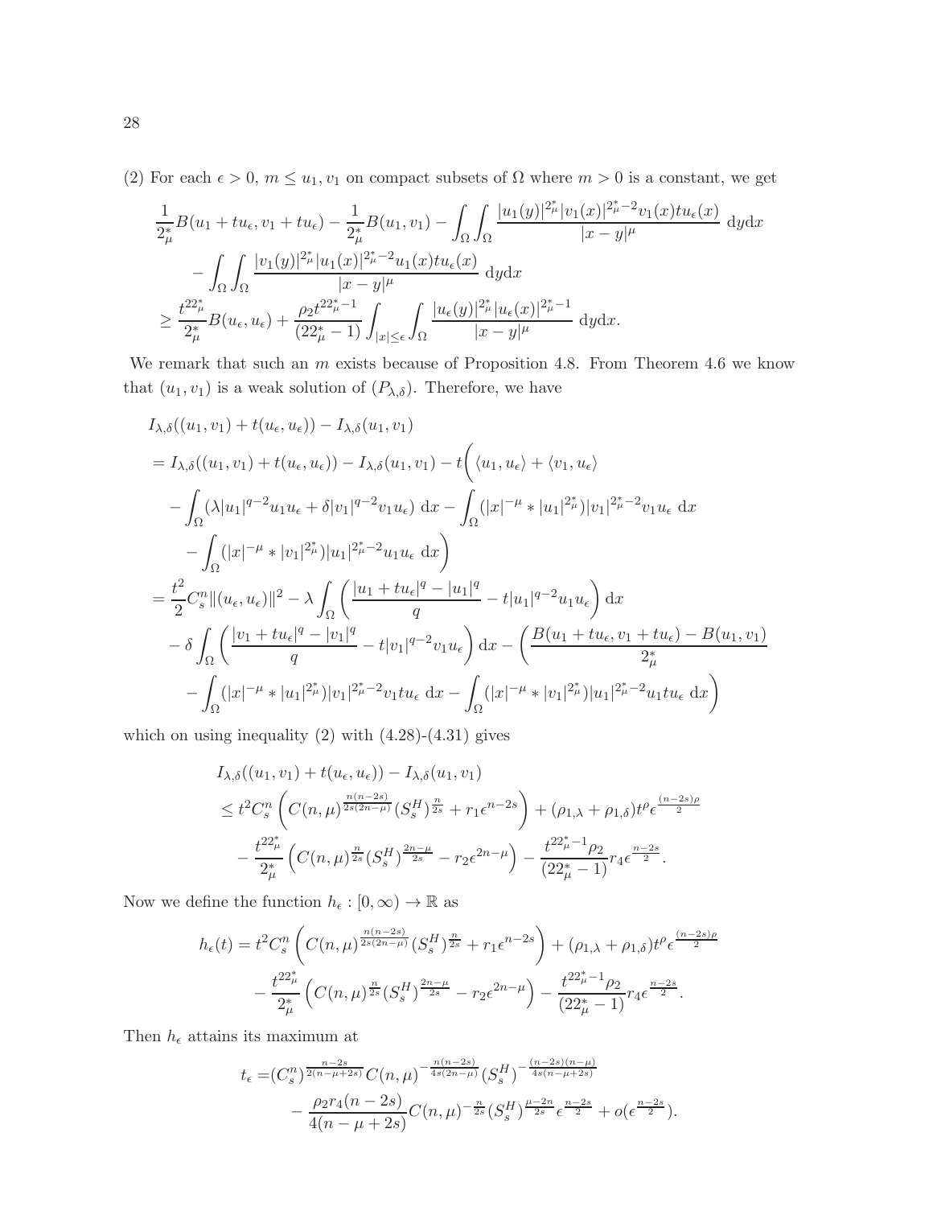(2) For each $\epsilon > 0$, $m \leq u_1, v_1$ on compact subsets of $\Omega$ where $m > 0$ is a constant, we get

$$
\begin{aligned}
&\frac{1}{2^*_\mu} B(u_1 + tu_\epsilon, v_1 + tu_\epsilon) - \frac{1}{2^*_\mu} B(u_1, v_1) - \int_\Omega \int_\Omega \frac{|u_1(y)|^{2^*_\mu} |v_1(x)|^{2^*_\mu - 2} v_1(x) t u_\epsilon(x)}{|x-y|^\mu} \, \mathrm{d}y \mathrm{d}x \\
&\quad - \int_\Omega \int_\Omega \frac{|v_1(y)|^{2^*_\mu} |u_1(x)|^{2^*_\mu - 2} u_1(x) t u_\epsilon(x)}{|x-y|^\mu} \, \mathrm{d}y \mathrm{d}x \\
&\geq \frac{t^{22^*_\mu}}{2^*_\mu} B(u_\epsilon, u_\epsilon) + \frac{\rho_2 t^{22^*_\mu - 1}}{(22^*_\mu - 1)} \int_{|x| \leq \epsilon} \int_\Omega \frac{|u_\epsilon(y)|^{2^*_\mu} |u_\epsilon(x)|^{2^*_\mu - 1}}{|x-y|^\mu} \, \mathrm{d}y \mathrm{d}x.
\end{aligned}
$$

We remark that such an $m$ exists because of Proposition 4.8. From Theorem 4.6 we know that $(u_1, v_1)$ is a weak solution of $(P_{\lambda,\delta})$. Therefore, we have

$$
\begin{aligned}
&I_{\lambda,\delta}((u_1, v_1) + t(u_\epsilon, u_\epsilon)) - I_{\lambda,\delta}(u_1, v_1) \\
&= I_{\lambda,\delta}((u_1, v_1) + t(u_\epsilon, u_\epsilon)) - I_{\lambda,\delta}(u_1, v_1) - t\bigg( \langle u_1, u_\epsilon \rangle + \langle v_1, u_\epsilon \rangle \\
&\quad - \int_\Omega (\lambda |u_1|^{q-2} u_1 u_\epsilon + \delta |v_1|^{q-2} v_1 u_\epsilon) \, \mathrm{d}x - \int_\Omega (|x|^{-\mu} * |u_1|^{2^*_\mu}) |v_1|^{2^*_\mu - 2} v_1 u_\epsilon \, \mathrm{d}x \\
&\quad - \int_\Omega (|x|^{-\mu} * |v_1|^{2^*_\mu}) |u_1|^{2^*_\mu - 2} u_1 u_\epsilon \, \mathrm{d}x \bigg) \\
&= \frac{t^2}{2} C_s^n \|(u_\epsilon, u_\epsilon)\|^2 - \lambda \int_\Omega \left( \frac{|u_1 + tu_\epsilon|^q - |u_1|^q}{q} - t|u_1|^{q-2} u_1 u_\epsilon \right) \mathrm{d}x \\
&\quad - \delta \int_\Omega \left( \frac{|v_1 + tu_\epsilon|^q - |v_1|^q}{q} - t|v_1|^{q-2} v_1 u_\epsilon \right) \mathrm{d}x - \bigg( \frac{B(u_1 + tu_\epsilon, v_1 + tu_\epsilon) - B(u_1, v_1)}{2^*_\mu} \\
&\quad - \int_\Omega (|x|^{-\mu} * |u_1|^{2^*_\mu}) |v_1|^{2^*_\mu - 2} v_1 t u_\epsilon \, \mathrm{d}x - \int_\Omega (|x|^{-\mu} * |v_1|^{2^*_\mu}) |u_1|^{2^*_\mu - 2} u_1 t u_\epsilon \, \mathrm{d}x \bigg)
\end{aligned}
$$

which on using inequality (2) with (4.28)-(4.31) gives

$$
\begin{aligned}
&I_{\lambda,\delta}((u_1, v_1) + t(u_\epsilon, u_\epsilon)) - I_{\lambda,\delta}(u_1, v_1) \\
&\leq t^2 C_s^n \left( C(n,\mu)^{\frac{n(n-2s)}{2s(2n-\mu)}} (S_s^H)^{\frac{n}{2s}} + r_1 \epsilon^{n-2s} \right) + (\rho_{1,\lambda} + \rho_{1,\delta}) t^\rho \epsilon^{\frac{(n-2s)\rho}{2}} \\
&\quad - \frac{t^{22^*_\mu}}{2^*_\mu} \left( C(n,\mu)^{\frac{n}{2s}} (S_s^H)^{\frac{2n-\mu}{2s}} - r_2 \epsilon^{2n-\mu} \right) - \frac{t^{22^*_\mu - 1} \rho_2}{(22^*_\mu - 1)} r_4 \epsilon^{\frac{n-2s}{2}}.
\end{aligned}
$$

Now we define the function $h_\epsilon : [0, \infty) \to \mathbb{R}$ as

$$
\begin{aligned}
h_\epsilon(t) &= t^2 C_s^n \left( C(n,\mu)^{\frac{n(n-2s)}{2s(2n-\mu)}} (S_s^H)^{\frac{n}{2s}} + r_1 \epsilon^{n-2s} \right) + (\rho_{1,\lambda} + \rho_{1,\delta}) t^\rho \epsilon^{\frac{(n-2s)\rho}{2}} \\
&\quad - \frac{t^{22^*_\mu}}{2^*_\mu} \left( C(n,\mu)^{\frac{n}{2s}} (S_s^H)^{\frac{2n-\mu}{2s}} - r_2 \epsilon^{2n-\mu} \right) - \frac{t^{22^*_\mu - 1} \rho_2}{(22^*_\mu - 1)} r_4 \epsilon^{\frac{n-2s}{2}}.
\end{aligned}
$$

Then $h_\epsilon$ attains its maximum at

$$
\begin{aligned}
t_\epsilon =& (C_s^n)^{\frac{n-2s}{2(n-\mu+2s)}} C(n,\mu)^{-\frac{n(n-2s)}{4s(2n-\mu)}} (S_s^H)^{-\frac{(n-2s)(n-\mu)}{4s(n-\mu+2s)}} \\
&- \frac{\rho_2 r_4 (n-2s)}{4(n-\mu+2s)} C(n,\mu)^{-\frac{n}{2s}} (S_s^H)^{\frac{\mu-2n}{2s}} \epsilon^{\frac{n-2s}{2}} + o(\epsilon^{\frac{n-2s}{2}}).
\end{aligned}
$$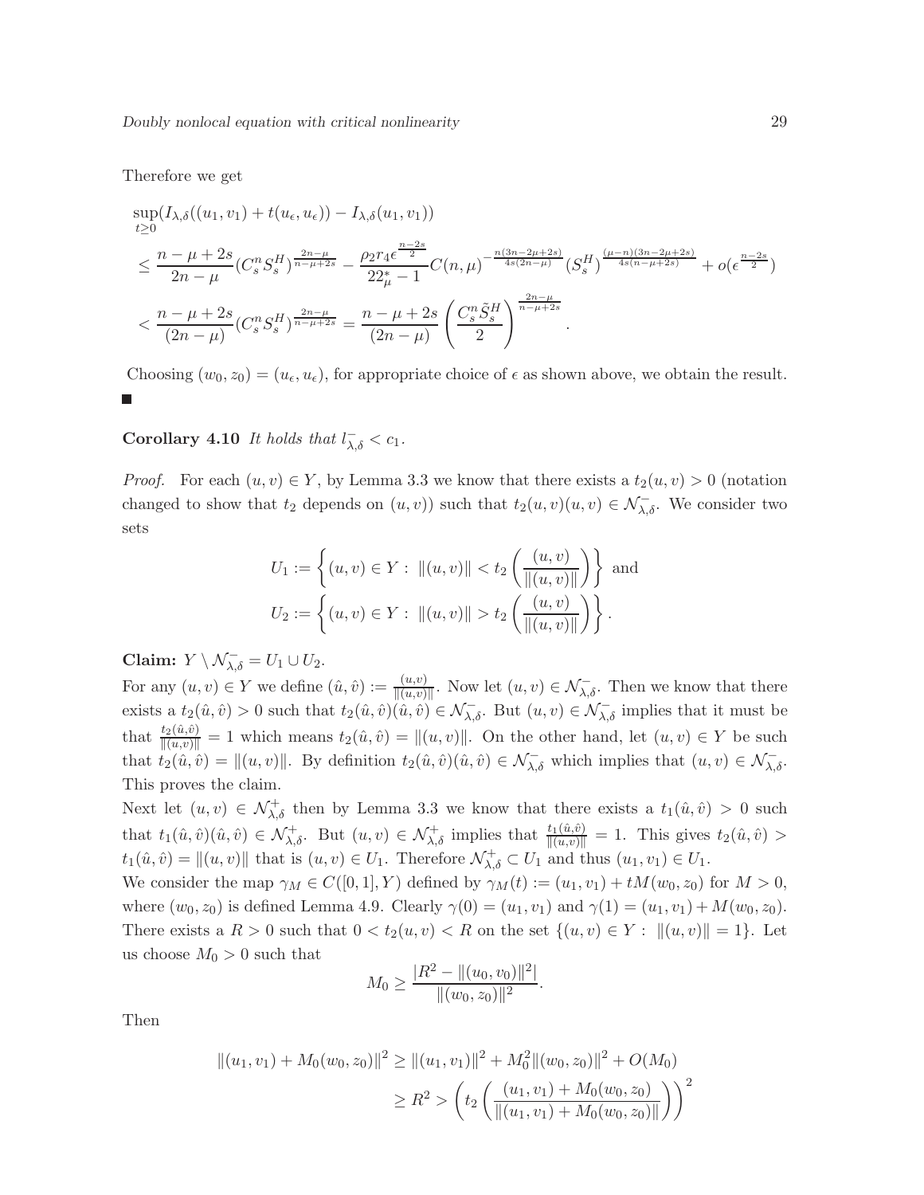Therefore we get

$$
\begin{aligned}
&\sup_{t\geq 0}(I_{\lambda,\delta}((u_1,v_1)+t(u_\epsilon,u_\epsilon))-I_{\lambda,\delta}(u_1,v_1))\\
&\leq \frac{n-\mu+2s}{2n-\mu}(C_s^n S_s^H)^{\frac{2n-\mu}{n-\mu+2s}} - \frac{\rho_2 r_4 \epsilon^{\frac{n-2s}{2}}}{22_\mu^*-1}C(n,\mu)^{-\frac{n(3n-2\mu+2s)}{4s(2n-\mu)}}(S_s^H)^{\frac{(\mu-n)(3n-2\mu+2s)}{4s(n-\mu+2s)}} + o(\epsilon^{\frac{n-2s}{2}})\\
&< \frac{n-\mu+2s}{(2n-\mu)}(C_s^n S_s^H)^{\frac{2n-\mu}{n-\mu+2s}} = \frac{n-\mu+2s}{(2n-\mu)}\left(\frac{C_s^n \tilde{S}_s^H}{2}\right)^{\frac{2n-\mu}{n-\mu+2s}}.
\end{aligned}
$$

Choosing $(w_0,z_0)=(u_\epsilon,u_\epsilon)$, for appropriate choice of $\epsilon$ as shown above, we obtain the result. ■

**Corollary 4.10** *It holds that $l^-_{\lambda,\delta} < c_1$.*

*Proof.* For each $(u,v)\in Y$, by Lemma 3.3 we know that there exists a $t_2(u,v)>0$ (notation changed to show that $t_2$ depends on $(u,v)$) such that $t_2(u,v)(u,v)\in \mathcal{N}^-_{\lambda,\delta}$. We consider two sets

$$
U_1 := \left\{(u,v)\in Y:\ \|(u,v)\| < t_2\left(\frac{(u,v)}{\|(u,v)\|}\right)\right\} \text{ and}
$$
$$
U_2 := \left\{(u,v)\in Y:\ \|(u,v)\| > t_2\left(\frac{(u,v)}{\|(u,v)\|}\right)\right\}.
$$

**Claim:** $Y\setminus \mathcal{N}^-_{\lambda,\delta} = U_1\cup U_2$.

For any $(u,v)\in Y$ we define $(\hat{u},\hat{v}) := \frac{(u,v)}{\|(u,v)\|}$. Now let $(u,v)\in \mathcal{N}^-_{\lambda,\delta}$. Then we know that there exists a $t_2(\hat{u},\hat{v})>0$ such that $t_2(\hat{u},\hat{v})(\hat{u},\hat{v})\in \mathcal{N}^-_{\lambda,\delta}$. But $(u,v)\in \mathcal{N}^-_{\lambda,\delta}$ implies that it must be that $\frac{t_2(\hat{u},\hat{v})}{\|(u,v)\|}=1$ which means $t_2(\hat{u},\hat{v}) = \|(u,v)\|$. On the other hand, let $(u,v)\in Y$ be such that $t_2(\hat{u},\hat{v}) = \|(u,v)\|$. By definition $t_2(\hat{u},\hat{v})(\hat{u},\hat{v})\in \mathcal{N}^-_{\lambda,\delta}$ which implies that $(u,v)\in \mathcal{N}^-_{\lambda,\delta}$. This proves the claim.

Next let $(u,v)\in \mathcal{N}^+_{\lambda,\delta}$ then by Lemma 3.3 we know that there exists a $t_1(\hat{u},\hat{v})>0$ such that $t_1(\hat{u},\hat{v})(\hat{u},\hat{v})\in \mathcal{N}^+_{\lambda,\delta}$. But $(u,v)\in \mathcal{N}^+_{\lambda,\delta}$ implies that $\frac{t_1(\hat{u},\hat{v})}{\|(u,v)\|}=1$. This gives $t_2(\hat{u},\hat{v}) > t_1(\hat{u},\hat{v}) = \|(u,v)\|$ that is $(u,v)\in U_1$. Therefore $\mathcal{N}^+_{\lambda,\delta}\subset U_1$ and thus $(u_1,v_1)\in U_1$.

We consider the map $\gamma_M \in C([0,1],Y)$ defined by $\gamma_M(t) := (u_1,v_1)+tM(w_0,z_0)$ for $M>0$, where $(w_0,z_0)$ is defined Lemma 4.9. Clearly $\gamma(0)=(u_1,v_1)$ and $\gamma(1)=(u_1,v_1)+M(w_0,z_0)$. There exists a $R>0$ such that $0<t_2(u,v)<R$ on the set $\{(u,v)\in Y:\ \|(u,v)\|=1\}$. Let us choose $M_0>0$ such that

$$
M_0 \geq \frac{|R^2 - \|(u_0,v_0)\|^2|}{\|(w_0,z_0)\|^2}.
$$

Then

$$
\begin{aligned}
\|(u_1,v_1)+M_0(w_0,z_0)\|^2 &\geq \|(u_1,v_1)\|^2 + M_0^2\|(w_0,z_0)\|^2 + O(M_0)\\
&\geq R^2 > \left(t_2\left(\frac{(u_1,v_1)+M_0(w_0,z_0)}{\|(u_1,v_1)+M_0(w_0,z_0)\|}\right)\right)^2
\end{aligned}
$$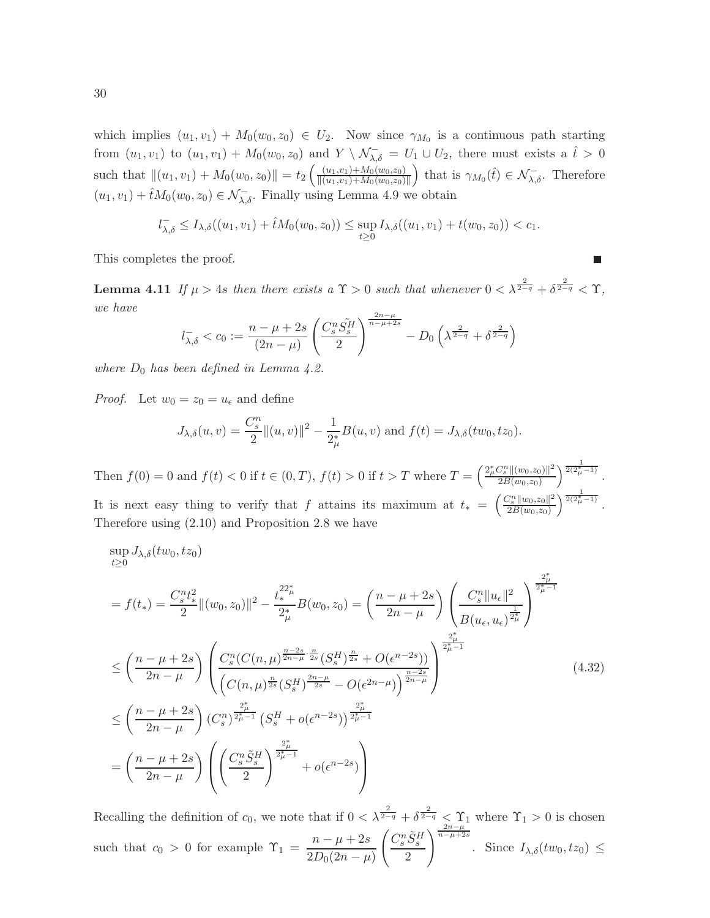which implies $(u_1,v_1)+M_0(w_0,z_0)\in U_2$. Now since $\gamma_{M_0}$ is a continuous path starting from $(u_1,v_1)$ to $(u_1,v_1)+M_0(w_0,z_0)$ and $Y\setminus\mathcal{N}^-_{\lambda,\delta}=U_1\cup U_2$, there must exists a $\hat{t}>0$ such that $\|(u_1,v_1)+M_0(w_0,z_0)\| = t_2\left(\frac{(u_1,v_1)+M_0(w_0,z_0)}{\|(u_1,v_1)+M_0(w_0,z_0)\|}\right)$ that is $\gamma_{M_0}(\hat{t})\in\mathcal{N}^-_{\lambda,\delta}$. Therefore $(u_1,v_1)+\hat{t}M_0(w_0,z_0)\in\mathcal{N}^-_{\lambda,\delta}$. Finally using Lemma 4.9 we obtain

$$l^-_{\lambda,\delta}\le I_{\lambda,\delta}((u_1,v_1)+\hat{t}M_0(w_0,z_0))\le \sup_{t\ge 0} I_{\lambda,\delta}((u_1,v_1)+t(w_0,z_0))<c_1.$$

This completes the proof. ∎

**Lemma 4.11** *If $\mu>4s$ then there exists a $\Upsilon>0$ such that whenever $0<\lambda^{\frac{2}{2-q}}+\delta^{\frac{2}{2-q}}<\Upsilon$, we have*

$$l^-_{\lambda,\delta}<c_0:=\frac{n-\mu+2s}{(2n-\mu)}\left(\frac{C^n_s\tilde{S}^H_s}{2}\right)^{\frac{2n-\mu}{n-\mu+2s}}-D_0\left(\lambda^{\frac{2}{2-q}}+\delta^{\frac{2}{2-q}}\right)$$

*where $D_0$ has been defined in Lemma 4.2.*

*Proof.* Let $w_0=z_0=u_\epsilon$ and define

$$J_{\lambda,\delta}(u,v)=\frac{C^n_s}{2}\|(u,v)\|^2-\frac{1}{2^*_\mu}B(u,v) \text{ and } f(t)=J_{\lambda,\delta}(tw_0,tz_0).$$

Then $f(0)=0$ and $f(t)<0$ if $t\in(0,T)$, $f(t)>0$ if $t>T$ where $T=\left(\frac{2^*_\mu C^n_s\|(w_0,z_0)\|^2}{2B(w_0,z_0)}\right)^{\frac{1}{2(2^*_\mu-1)}}$. It is next easy thing to verify that $f$ attains its maximum at $t_*=\left(\frac{C^n_s\|w_0,z_0\|^2}{2B(w_0,z_0)}\right)^{\frac{1}{2(2^*_\mu-1)}}$. Therefore using (2.10) and Proposition 2.8 we have

$$\begin{aligned}
&\sup_{t\ge 0}J_{\lambda,\delta}(tw_0,tz_0)\\
&=f(t_*)=\frac{C^n_s t_*^2}{2}\|(w_0,z_0)\|^2-\frac{t_*^{22^*_\mu}}{2^*_\mu}B(w_0,z_0)=\left(\frac{n-\mu+2s}{2n-\mu}\right)\left(\frac{C^n_s\|u_\epsilon\|^2}{B(u_\epsilon,u_\epsilon)^{\frac{1}{2^*_\mu}}}\right)^{\frac{2^*_\mu}{2^*_\mu-1}}\\
&\le\left(\frac{n-\mu+2s}{2n-\mu}\right)\left(\frac{C^n_s\left(C(n,\mu)^{\frac{n-2s}{2n-\mu}\cdot\frac{n}{2s}}(S^H_s)^{\frac{n}{2s}}+O(\epsilon^{n-2s})\right)}{\left(C(n,\mu)^{\frac{n}{2s}}(S^H_s)^{\frac{2n-\mu}{2s}}-O(\epsilon^{2n-\mu})\right)^{\frac{n-2s}{2n-\mu}}}\right)^{\frac{2^*_\mu}{2^*_\mu-1}} \qquad (4.32)\\
&\le\left(\frac{n-\mu+2s}{2n-\mu}\right)(C^n_s)^{\frac{2^*_\mu}{2^*_\mu-1}}\left(S^H_s+o(\epsilon^{n-2s})\right)^{\frac{2^*_\mu}{2^*_\mu-1}}\\
&=\left(\frac{n-\mu+2s}{2n-\mu}\right)\left(\left(\frac{C^n_s\tilde{S}^H_s}{2}\right)^{\frac{2^*_\mu}{2^*_\mu-1}}+o(\epsilon^{n-2s})\right)
\end{aligned}$$

Recalling the definition of $c_0$, we note that if $0<\lambda^{\frac{2}{2-q}}+\delta^{\frac{2}{2-q}}<\Upsilon_1$ where $\Upsilon_1>0$ is chosen such that $c_0>0$ for example $\Upsilon_1=\dfrac{n-\mu+2s}{2D_0(2n-\mu)}\left(\dfrac{C^n_s\tilde{S}^H_s}{2}\right)^{\frac{2n-\mu}{n-\mu+2s}}$. Since $I_{\lambda,\delta}(tw_0,tz_0)\le$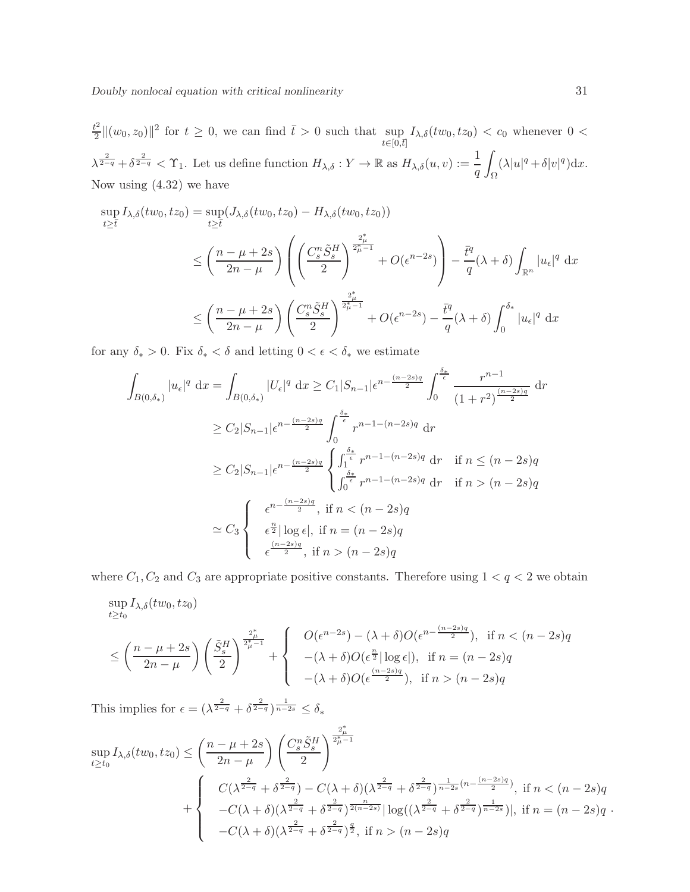$\frac{t^2}{2}\|(w_0,z_0)\|^2$ for $t \geq 0$, we can find $\bar{t} > 0$ such that $\sup\limits_{t\in[0,\bar{t}]} I_{\lambda,\delta}(tw_0, tz_0) < c_0$ whenever $0 < \lambda^{\frac{2}{2-q}} + \delta^{\frac{2}{2-q}} < \Upsilon_1$. Let us define function $H_{\lambda,\delta} : Y \to \mathbb{R}$ as $H_{\lambda,\delta}(u,v) := \dfrac{1}{q}\displaystyle\int_\Omega (\lambda|u|^q + \delta|v|^q)\mathrm{d}x$. Now using (4.32) we have

$$
\begin{aligned}
\sup_{t\geq \bar{t}} I_{\lambda,\delta}(tw_0, tz_0) &= \sup_{t\geq \bar{t}} (J_{\lambda,\delta}(tw_0,tz_0) - H_{\lambda,\delta}(tw_0,tz_0))\\
&\leq \left(\frac{n-\mu+2s}{2n-\mu}\right)\left(\left(\frac{C_s^n \tilde{S}_s^H}{2}\right)^{\frac{2_\mu^*}{2_\mu^*-1}} + O(\epsilon^{n-2s})\right) - \frac{\bar{t}^q}{q}(\lambda+\delta)\int_{\mathbb{R}^n} |u_\epsilon|^q \ \mathrm{d}x\\
&\leq \left(\frac{n-\mu+2s}{2n-\mu}\right)\left(\frac{C_s^n \tilde{S}_s^H}{2}\right)^{\frac{2_\mu^*}{2_\mu^*-1}} + O(\epsilon^{n-2s}) - \frac{\bar{t}^q}{q}(\lambda+\delta)\int_0^{\delta_*} |u_\epsilon|^q \ \mathrm{d}x
\end{aligned}
$$

for any $\delta_* > 0$. Fix $\delta_* < \delta$ and letting $0 < \epsilon < \delta_*$ we estimate

$$
\begin{aligned}
\int_{B(0,\delta_*)} |u_\epsilon|^q \ \mathrm{d}x &= \int_{B(0,\delta_*)} |U_\epsilon|^q \ \mathrm{d}x \geq C_1 |S_{n-1}| \epsilon^{n - \frac{(n-2s)q}{2}} \int_0^{\frac{\delta_*}{\epsilon}} \frac{r^{n-1}}{(1+r^2)^{\frac{(n-2s)q}{2}}} \ \mathrm{d}r\\
&\geq C_2 |S_{n-1}| \epsilon^{n-\frac{(n-2s)q}{2}} \int_0^{\frac{\delta_*}{\epsilon}} r^{n-1-(n-2s)q} \ \mathrm{d}r\\
&\geq C_2 |S_{n-1}| \epsilon^{n-\frac{(n-2s)q}{2}} \begin{cases} \int_1^{\frac{\delta_*}{\epsilon}} r^{n-1-(n-2s)q} \ \mathrm{d}r & \text{if } n \leq (n-2s)q\\ \int_0^{\frac{\delta_*}{\epsilon}} r^{n-1-(n-2s)q} \ \mathrm{d}r & \text{if } n > (n-2s)q \end{cases}\\
&\simeq C_3 \begin{cases} \epsilon^{n-\frac{(n-2s)q}{2}}, \text{ if } n < (n-2s)q\\ \epsilon^{\frac{n}{2}} |\log \epsilon|, \text{ if } n = (n-2s)q\\ \epsilon^{\frac{(n-2s)q}{2}}, \text{ if } n > (n-2s)q \end{cases}
\end{aligned}
$$

where $C_1, C_2$ and $C_3$ are appropriate positive constants. Therefore using $1 < q < 2$ we obtain

$$
\begin{aligned}
&\sup_{t\geq t_0} I_{\lambda,\delta}(tw_0,tz_0)\\
&\leq \left(\frac{n-\mu+2s}{2n-\mu}\right)\left(\frac{\tilde{S}_s^H}{2}\right)^{\frac{2_\mu^*}{2_\mu^*-1}} + \begin{cases} O(\epsilon^{n-2s}) - (\lambda+\delta) O(\epsilon^{n-\frac{(n-2s)q}{2}}), & \text{if } n < (n-2s)q\\ -(\lambda+\delta)O(\epsilon^{\frac{n}{2}}|\log\epsilon|), & \text{if } n = (n-2s)q\\ -(\lambda+\delta)O(\epsilon^{\frac{(n-2s)q}{2}}), & \text{if } n > (n-2s)q \end{cases}
\end{aligned}
$$

This implies for $\epsilon = (\lambda^{\frac{2}{2-q}} + \delta^{\frac{2}{2-q}})^{\frac{1}{n-2s}} \leq \delta_*$

$$
\begin{aligned}
\sup_{t\geq t_0} I_{\lambda,\delta}(tw_0,tz_0) &\leq \left(\frac{n-\mu+2s}{2n-\mu}\right)\left(\frac{C_s^n \tilde{S}_s^H}{2}\right)^{\frac{2_\mu^*}{2_\mu^*-1}}\\
&+ \begin{cases} C(\lambda^{\frac{2}{2-q}} + \delta^{\frac{2}{2-q}}) - C(\lambda+\delta)(\lambda^{\frac{2}{2-q}} + \delta^{\frac{2}{2-q}})^{\frac{1}{n-2s}(n-\frac{(n-2s)q}{2})}, \text{ if } n < (n-2s)q\\ -C(\lambda+\delta)(\lambda^{\frac{2}{2-q}} + \delta^{\frac{2}{2-q}})^{\frac{n}{2(n-2s)}} |\log((\lambda^{\frac{2}{2-q}} + \delta^{\frac{2}{2-q}})^{\frac{1}{n-2s}})|, \text{ if } n = (n-2s)q\\ -C(\lambda+\delta)(\lambda^{\frac{2}{2-q}} + \delta^{\frac{2}{2-q}})^{\frac{q}{2}}, \text{ if } n > (n-2s)q \end{cases}.
\end{aligned}
$$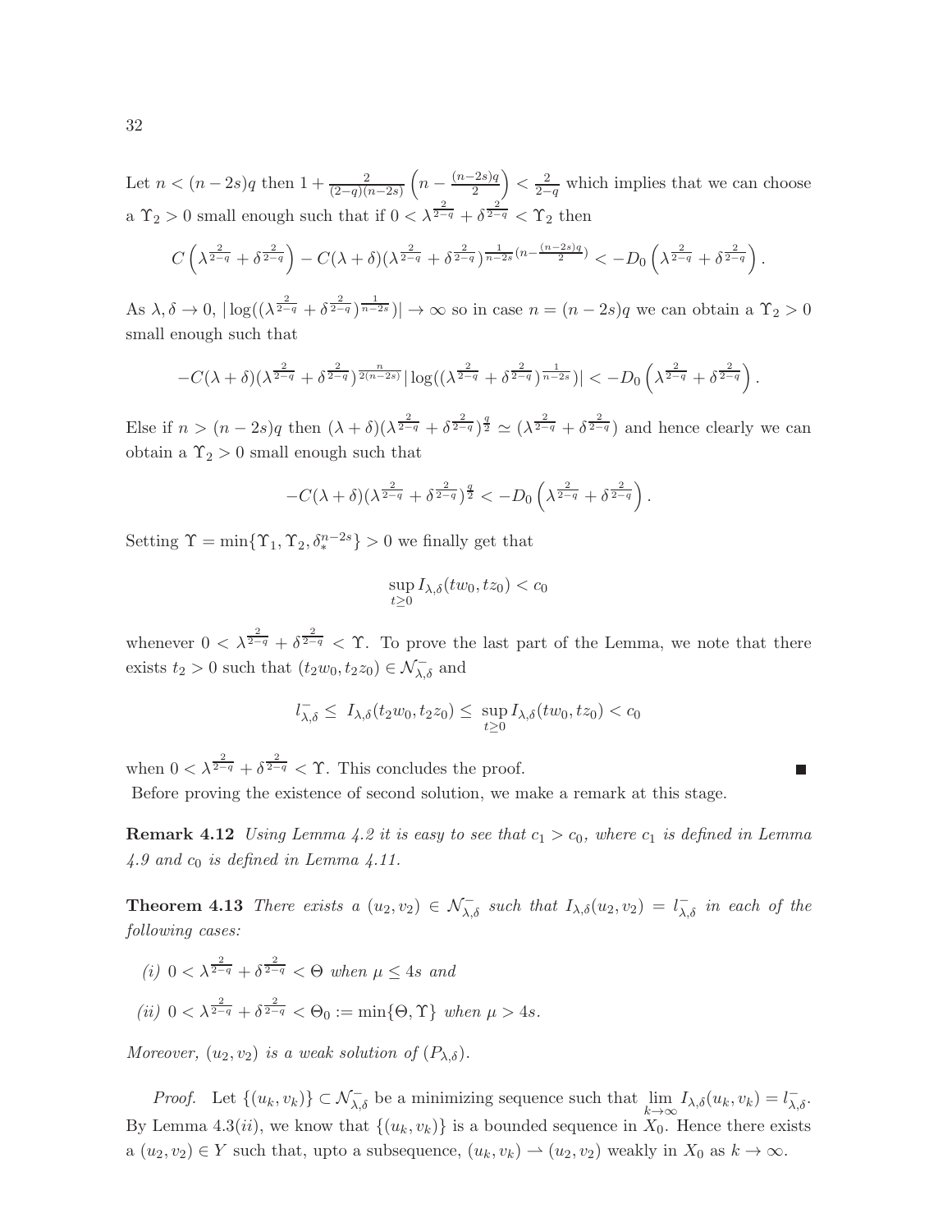Let $n < (n-2s)q$ then $1 + \frac{2}{(2-q)(n-2s)}\left(n - \frac{(n-2s)q}{2}\right) < \frac{2}{2-q}$ which implies that we can choose a $\Upsilon_2 > 0$ small enough such that if $0 < \lambda^{\frac{2}{2-q}} + \delta^{\frac{2}{2-q}} < \Upsilon_2$ then

$$C\left(\lambda^{\frac{2}{2-q}} + \delta^{\frac{2}{2-q}}\right) - C(\lambda+\delta)(\lambda^{\frac{2}{2-q}} + \delta^{\frac{2}{2-q}})^{\frac{1}{n-2s}(n - \frac{(n-2s)q}{2})} < -D_0\left(\lambda^{\frac{2}{2-q}} + \delta^{\frac{2}{2-q}}\right).$$

As $\lambda, \delta \to 0$, $|\log((\lambda^{\frac{2}{2-q}} + \delta^{\frac{2}{2-q}})^{\frac{1}{n-2s}})| \to \infty$ so in case $n = (n-2s)q$ we can obtain a $\Upsilon_2 > 0$ small enough such that

$$-C(\lambda+\delta)(\lambda^{\frac{2}{2-q}} + \delta^{\frac{2}{2-q}})^{\frac{n}{2(n-2s)}}|\log((\lambda^{\frac{2}{2-q}} + \delta^{\frac{2}{2-q}})^{\frac{1}{n-2s}})| < -D_0\left(\lambda^{\frac{2}{2-q}} + \delta^{\frac{2}{2-q}}\right).$$

Else if $n > (n-2s)q$ then $(\lambda+\delta)(\lambda^{\frac{2}{2-q}} + \delta^{\frac{2}{2-q}})^{\frac{q}{2}} \simeq (\lambda^{\frac{2}{2-q}} + \delta^{\frac{2}{2-q}})$ and hence clearly we can obtain a $\Upsilon_2 > 0$ small enough such that

$$-C(\lambda+\delta)(\lambda^{\frac{2}{2-q}} + \delta^{\frac{2}{2-q}})^{\frac{q}{2}} < -D_0\left(\lambda^{\frac{2}{2-q}} + \delta^{\frac{2}{2-q}}\right).$$

Setting $\Upsilon = \min\{\Upsilon_1, \Upsilon_2, \delta_*^{n-2s}\} > 0$ we finally get that

$$\sup_{t\geq 0} I_{\lambda,\delta}(tw_0, tz_0) < c_0$$

whenever $0 < \lambda^{\frac{2}{2-q}} + \delta^{\frac{2}{2-q}} < \Upsilon$. To prove the last part of the Lemma, we note that there exists $t_2 > 0$ such that $(t_2w_0, t_2z_0) \in \mathcal{N}^-_{\lambda,\delta}$ and

$$l^-_{\lambda,\delta} \leq I_{\lambda,\delta}(t_2w_0, t_2z_0) \leq \sup_{t\geq 0} I_{\lambda,\delta}(tw_0, tz_0) < c_0$$

when $0 < \lambda^{\frac{2}{2-q}} + \delta^{\frac{2}{2-q}} < \Upsilon$. This concludes the proof. ■

Before proving the existence of second solution, we make a remark at this stage.

**Remark 4.12** *Using Lemma 4.2 it is easy to see that $c_1 > c_0$, where $c_1$ is defined in Lemma 4.9 and $c_0$ is defined in Lemma 4.11.*

**Theorem 4.13** *There exists a $(u_2, v_2) \in \mathcal{N}^-_{\lambda,\delta}$ such that $I_{\lambda,\delta}(u_2, v_2) = l^-_{\lambda,\delta}$ in each of the following cases:*

*(i) $0 < \lambda^{\frac{2}{2-q}} + \delta^{\frac{2}{2-q}} < \Theta$ when $\mu \leq 4s$ and*

*(ii) $0 < \lambda^{\frac{2}{2-q}} + \delta^{\frac{2}{2-q}} < \Theta_0 := \min\{\Theta, \Upsilon\}$ when $\mu > 4s$.*

*Moreover, $(u_2, v_2)$ is a weak solution of $(P_{\lambda,\delta})$.*

*Proof.* Let $\{(u_k, v_k)\} \subset \mathcal{N}^-_{\lambda,\delta}$ be a minimizing sequence such that $\lim_{k\to\infty} I_{\lambda,\delta}(u_k, v_k) = l^-_{\lambda,\delta}$. By Lemma 4.3$(ii)$, we know that $\{(u_k, v_k)\}$ is a bounded sequence in $X_0$. Hence there exists a $(u_2, v_2) \in Y$ such that, upto a subsequence, $(u_k, v_k) \rightharpoonup (u_2, v_2)$ weakly in $X_0$ as $k \to \infty$.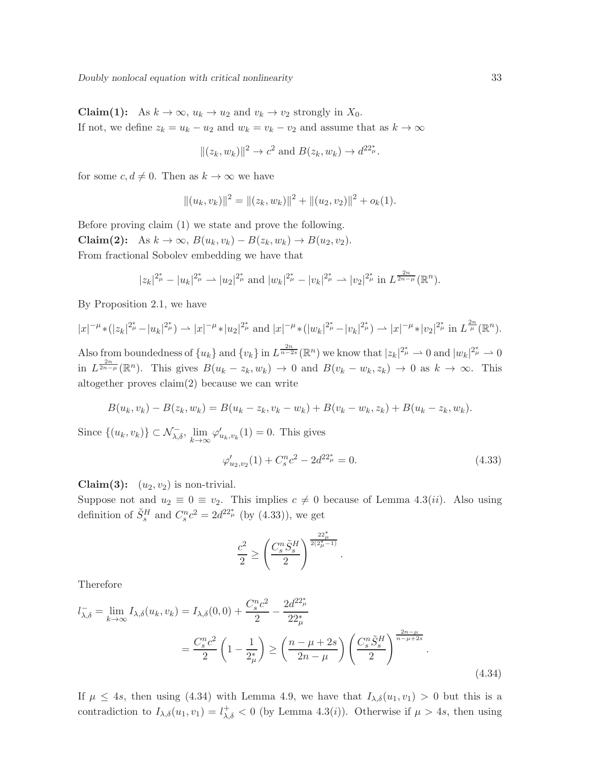**Claim(1):** As $k \to \infty$, $u_k \to u_2$ and $v_k \to v_2$ strongly in $X_0$.
If not, we define $z_k = u_k - u_2$ and $w_k = v_k - v_2$ and assume that as $k \to \infty$

$$\|(z_k, w_k)\|^2 \to c^2 \text{ and } B(z_k, w_k) \to d^{22^*_\mu}.$$

for some $c, d \neq 0$. Then as $k \to \infty$ we have

$$\|(u_k, v_k)\|^2 = \|(z_k, w_k)\|^2 + \|(u_2, v_2)\|^2 + o_k(1).$$

Before proving claim (1) we state and prove the following.
**Claim(2):** As $k \to \infty$, $B(u_k, v_k) - B(z_k, w_k) \to B(u_2, v_2)$.
From fractional Sobolev embedding we have that

$$|z_k|^{2^*_\mu} - |u_k|^{2^*_\mu} \rightharpoonup |u_2|^{2^*_\mu} \text{ and } |w_k|^{2^*_\mu} - |v_k|^{2^*_\mu} \rightharpoonup |v_2|^{2^*_\mu} \text{ in } L^{\frac{2n}{2n-\mu}}(\mathbb{R}^n).$$

By Proposition 2.1, we have

$$|x|^{-\mu} * (|z_k|^{2^*_\mu} - |u_k|^{2^*_\mu}) \rightharpoonup |x|^{-\mu} * |u_2|^{2^*_\mu} \text{ and } |x|^{-\mu} * (|w_k|^{2^*_\mu} - |v_k|^{2^*_\mu}) \rightharpoonup |x|^{-\mu} * |v_2|^{2^*_\mu} \text{ in } L^{\frac{2n}{\mu}}(\mathbb{R}^n).$$

Also from boundedness of $\{u_k\}$ and $\{v_k\}$ in $L^{\frac{2n}{n-2s}}(\mathbb{R}^n)$ we know that $|z_k|^{2^*_\mu} \rightharpoonup 0$ and $|w_k|^{2^*_\mu} \rightharpoonup 0$ in $L^{\frac{2n}{2n-\mu}}(\mathbb{R}^n)$. This gives $B(u_k - z_k, w_k) \to 0$ and $B(v_k - w_k, z_k) \to 0$ as $k \to \infty$. This altogether proves claim(2) because we can write

$$B(u_k, v_k) - B(z_k, w_k) = B(u_k - z_k, v_k - w_k) + B(v_k - w_k, z_k) + B(u_k - z_k, w_k).$$

Since $\{(u_k, v_k)\} \subset \mathcal{N}^-_{\lambda,\delta}$, $\lim\limits_{k \to \infty} \varphi'_{u_k, v_k}(1) = 0$. This gives

$$\varphi'_{u_2, v_2}(1) + C^n_s c^2 - 2d^{22^*_\mu} = 0. \tag{4.33}$$

**Claim(3):** $(u_2, v_2)$ is non-trivial.
Suppose not and $u_2 \equiv 0 \equiv v_2$. This implies $c \neq 0$ because of Lemma 4.3$(ii)$. Also using definition of $\tilde{S}^H_s$ and $C^n_s c^2 = 2d^{22^*_\mu}$ (by (4.33)), we get

$$\frac{c^2}{2} \geq \left( \frac{C^n_s \tilde{S}^H_s}{2} \right)^{\frac{22^*_\mu}{2(2^*_\mu - 1)}}.$$

Therefore

$$\begin{aligned} l^-_{\lambda,\delta} = \lim_{k \to \infty} I_{\lambda,\delta}(u_k, v_k) &= I_{\lambda,\delta}(0,0) + \frac{C^n_s c^2}{2} - \frac{2d^{22^*_\mu}}{22^*_\mu} \\ &= \frac{C^n_s c^2}{2} \left( 1 - \frac{1}{2^*_\mu} \right) \geq \left( \frac{n - \mu + 2s}{2n - \mu} \right) \left( \frac{C^n_s \tilde{S}^H_s}{2} \right)^{\frac{2n-\mu}{n-\mu+2s}}. \end{aligned} \tag{4.34}$$

If $\mu \leq 4s$, then using (4.34) with Lemma 4.9, we have that $I_{\lambda,\delta}(u_1, v_1) > 0$ but this is a contradiction to $I_{\lambda,\delta}(u_1, v_1) = l^+_{\lambda,\delta} < 0$ (by Lemma 4.3$(i)$). Otherwise if $\mu > 4s$, then using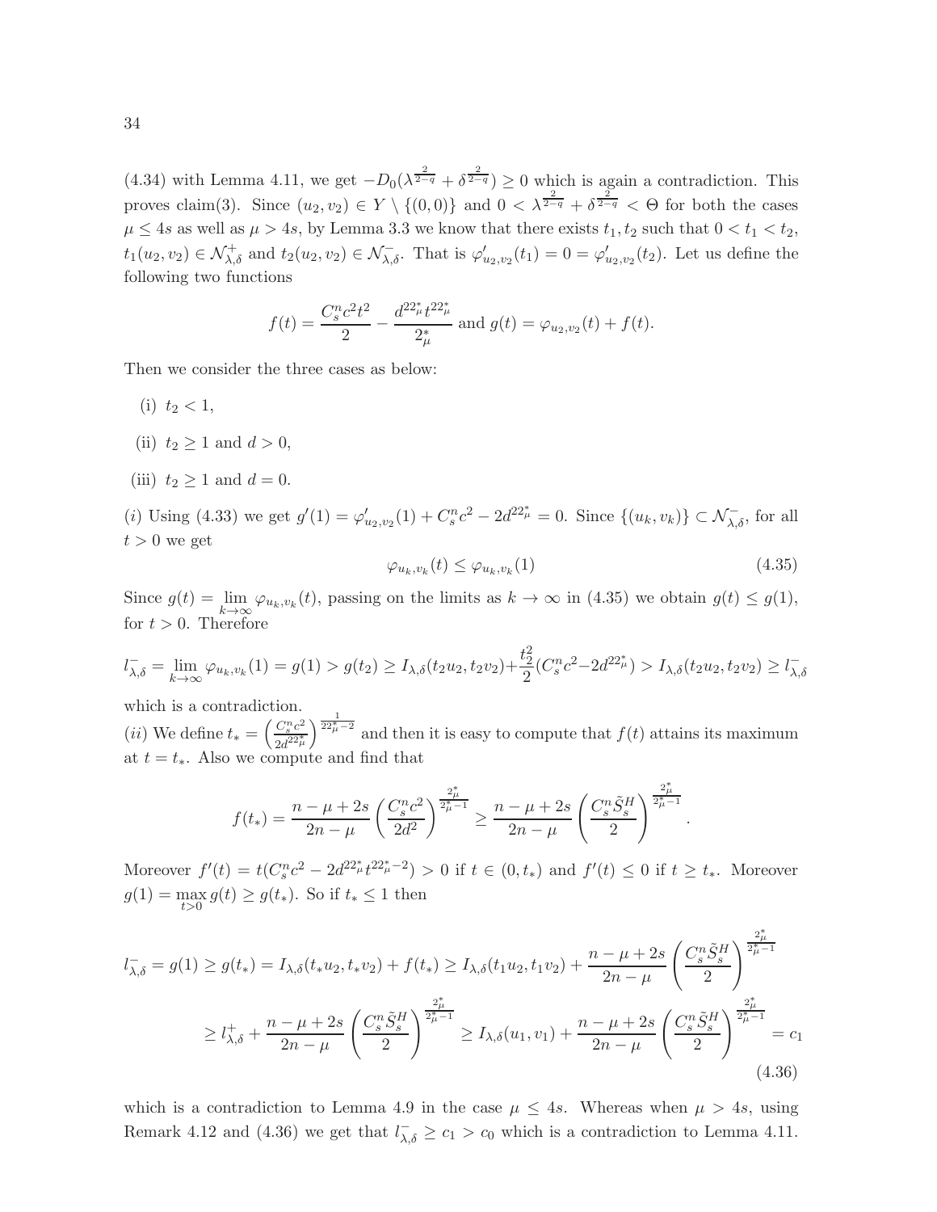(4.34) with Lemma 4.11, we get $-D_0(\lambda^{\frac{2}{2-q}} + \delta^{\frac{2}{2-q}}) \geq 0$ which is again a contradiction. This proves claim(3). Since $(u_2, v_2) \in Y \setminus \{(0,0)\}$ and $0 < \lambda^{\frac{2}{2-q}} + \delta^{\frac{2}{2-q}} < \Theta$ for both the cases $\mu \leq 4s$ as well as $\mu > 4s$, by Lemma 3.3 we know that there exists $t_1, t_2$ such that $0 < t_1 < t_2$, $t_1(u_2, v_2) \in \mathcal{N}^+_{\lambda,\delta}$ and $t_2(u_2, v_2) \in \mathcal{N}^-_{\lambda,\delta}$. That is $\varphi'_{u_2,v_2}(t_1) = 0 = \varphi'_{u_2,v_2}(t_2)$. Let us define the following two functions

$$f(t) = \frac{C_s^n c^2 t^2}{2} - \frac{d^{22^*_\mu} t^{22^*_\mu}}{2^*_\mu} \text{ and } g(t) = \varphi_{u_2,v_2}(t) + f(t).$$

Then we consider the three cases as below:

(i) $t_2 < 1$,

(ii) $t_2 \geq 1$ and $d > 0$,

(iii) $t_2 \geq 1$ and $d = 0$.

$(i)$ Using (4.33) we get $g'(1) = \varphi'_{u_2,v_2}(1) + C_s^n c^2 - 2d^{22^*_\mu} = 0$. Since $\{(u_k, v_k)\} \subset \mathcal{N}^-_{\lambda,\delta}$, for all $t > 0$ we get

$$\varphi_{u_k,v_k}(t) \leq \varphi_{u_k,v_k}(1) \tag{4.35}$$

Since $g(t) = \lim\limits_{k\to\infty} \varphi_{u_k,v_k}(t)$, passing on the limits as $k \to \infty$ in (4.35) we obtain $g(t) \leq g(1)$, for $t > 0$. Therefore

$$l^-_{\lambda,\delta} = \lim_{k\to\infty} \varphi_{u_k,v_k}(1) = g(1) > g(t_2) \geq I_{\lambda,\delta}(t_2u_2, t_2v_2) + \frac{t_2^2}{2}(C_s^n c^2 - 2d^{22^*_\mu}) > I_{\lambda,\delta}(t_2u_2, t_2v_2) \geq l^-_{\lambda,\delta}$$

which is a contradiction.

$(ii)$ We define $t_* = \left(\frac{C_s^n c^2}{2d^{22^*_\mu}}\right)^{\frac{1}{22^*_\mu - 2}}$ and then it is easy to compute that $f(t)$ attains its maximum at $t = t_*$. Also we compute and find that

$$f(t_*) = \frac{n - \mu + 2s}{2n - \mu} \left(\frac{C_s^n c^2}{2d^2}\right)^{\frac{2^*_\mu}{2^*_\mu - 1}} \geq \frac{n - \mu + 2s}{2n - \mu} \left(\frac{C_s^n \tilde{S}_s^H}{2}\right)^{\frac{2^*_\mu}{2^*_\mu - 1}}.$$

Moreover $f'(t) = t(C_s^n c^2 - 2d^{22^*_\mu} t^{22^*_\mu - 2}) > 0$ if $t \in (0, t_*)$ and $f'(t) \leq 0$ if $t \geq t_*$. Moreover $g(1) = \max\limits_{t>0} g(t) \geq g(t_*)$. So if $t_* \leq 1$ then

$$\begin{aligned} l^-_{\lambda,\delta} = g(1) \geq g(t_*) &= I_{\lambda,\delta}(t_*u_2, t_*v_2) + f(t_*) \geq I_{\lambda,\delta}(t_1u_2, t_1v_2) + \frac{n - \mu + 2s}{2n - \mu} \left(\frac{C_s^n \tilde{S}_s^H}{2}\right)^{\frac{2^*_\mu}{2^*_\mu - 1}} \\ &\geq l^+_{\lambda,\delta} + \frac{n - \mu + 2s}{2n - \mu} \left(\frac{C_s^n \tilde{S}_s^H}{2}\right)^{\frac{2^*_\mu}{2^*_\mu - 1}} \geq I_{\lambda,\delta}(u_1, v_1) + \frac{n - \mu + 2s}{2n - \mu} \left(\frac{C_s^n \tilde{S}_s^H}{2}\right)^{\frac{2^*_\mu}{2^*_\mu - 1}} = c_1 \end{aligned} \tag{4.36}$$

which is a contradiction to Lemma 4.9 in the case $\mu \leq 4s$. Whereas when $\mu > 4s$, using Remark 4.12 and (4.36) we get that $l^-_{\lambda,\delta} \geq c_1 > c_0$ which is a contradiction to Lemma 4.11.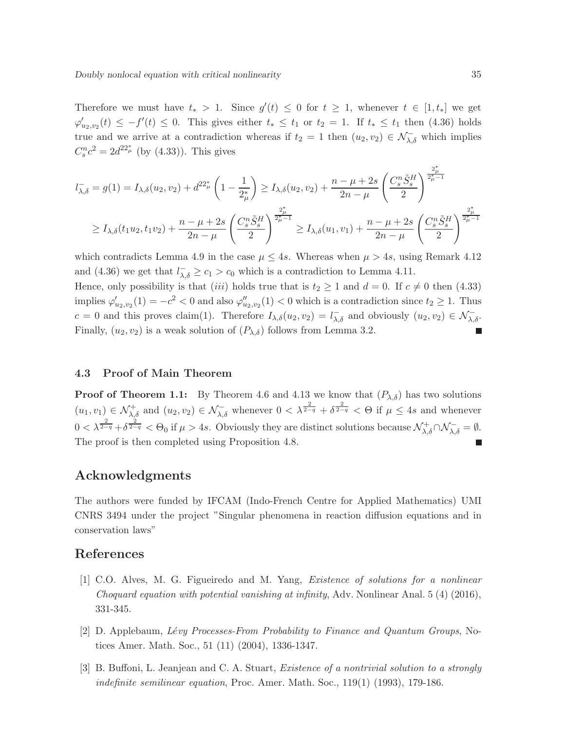Therefore we must have $t_* > 1$. Since $g'(t) \leq 0$ for $t \geq 1$, whenever $t \in [1, t_*]$ we get $\varphi'_{u_2,v_2}(t) \leq -f'(t) \leq 0$. This gives either $t_* \leq t_1$ or $t_2 = 1$. If $t_* \leq t_1$ then (4.36) holds true and we arrive at a contradiction whereas if $t_2 = 1$ then $(u_2, v_2) \in \mathcal{N}^-_{\lambda,\delta}$ which implies $C^n_s c^2 = 2d^{22^*_\mu}$ (by (4.33)). This gives

$$
\begin{aligned}
l^-_{\lambda,\delta} = g(1) = I_{\lambda,\delta}(u_2, v_2) + d^{22^*_\mu}\left(1 - \frac{1}{2^*_\mu}\right) &\geq I_{\lambda,\delta}(u_2, v_2) + \frac{n-\mu+2s}{2n-\mu}\left(\frac{C^n_s \tilde{S}^H_s}{2}\right)^{\frac{2^*_\mu}{2^*_\mu - 1}} \\
\geq I_{\lambda,\delta}(t_1 u_2, t_1 v_2) + \frac{n-\mu+2s}{2n-\mu}\left(\frac{C^n_s \tilde{S}^H_s}{2}\right)^{\frac{2^*_\mu}{2^*_\mu - 1}} &\geq I_{\lambda,\delta}(u_1, v_1) + \frac{n-\mu+2s}{2n-\mu}\left(\frac{C^n_s \tilde{S}^H_s}{2}\right)^{\frac{2^*_\mu}{2^*_\mu - 1}}
\end{aligned}
$$

which contradicts Lemma 4.9 in the case $\mu \leq 4s$. Whereas when $\mu > 4s$, using Remark 4.12 and (4.36) we get that $l^-_{\lambda,\delta} \geq c_1 > c_0$ which is a contradiction to Lemma 4.11.
Hence, only possibility is that *(iii)* holds true that is $t_2 \geq 1$ and $d = 0$. If $c \neq 0$ then (4.33) implies $\varphi'_{u_2,v_2}(1) = -c^2 < 0$ and also $\varphi''_{u_2,v_2}(1) < 0$ which is a contradiction since $t_2 \geq 1$. Thus $c = 0$ and this proves claim(1). Therefore $I_{\lambda,\delta}(u_2, v_2) = l^-_{\lambda,\delta}$ and obviously $(u_2, v_2) \in \mathcal{N}^-_{\lambda,\delta}$. Finally, $(u_2, v_2)$ is a weak solution of $(P_{\lambda,\delta})$ follows from Lemma 3.2. ■

### 4.3 Proof of Main Theorem

**Proof of Theorem 1.1:** By Theorem 4.6 and 4.13 we know that $(P_{\lambda,\delta})$ has two solutions $(u_1, v_1) \in \mathcal{N}^+_{\lambda,\delta}$ and $(u_2, v_2) \in \mathcal{N}^-_{\lambda,\delta}$ whenever $0 < \lambda^{\frac{2}{2-q}} + \delta^{\frac{2}{2-q}} < \Theta$ if $\mu \leq 4s$ and whenever $0 < \lambda^{\frac{2}{2-q}} + \delta^{\frac{2}{2-q}} < \Theta_0$ if $\mu > 4s$. Obviously they are distinct solutions because $\mathcal{N}^+_{\lambda,\delta} \cap \mathcal{N}^-_{\lambda,\delta} = \emptyset$. The proof is then completed using Proposition 4.8. ■

## Acknowledgments

The authors were funded by IFCAM (Indo-French Centre for Applied Mathematics) UMI CNRS 3494 under the project "Singular phenomena in reaction diffusion equations and in conservation laws"

## References

[1] C.O. Alves, M. G. Figueiredo and M. Yang, *Existence of solutions for a nonlinear Choquard equation with potential vanishing at infinity*, Adv. Nonlinear Anal. 5 (4) (2016), 331-345.

[2] D. Applebaum, *Lévy Processes-From Probability to Finance and Quantum Groups*, Notices Amer. Math. Soc., 51 (11) (2004), 1336-1347.

[3] B. Buffoni, L. Jeanjean and C. A. Stuart, *Existence of a nontrivial solution to a strongly indefinite semilinear equation*, Proc. Amer. Math. Soc., 119(1) (1993), 179-186.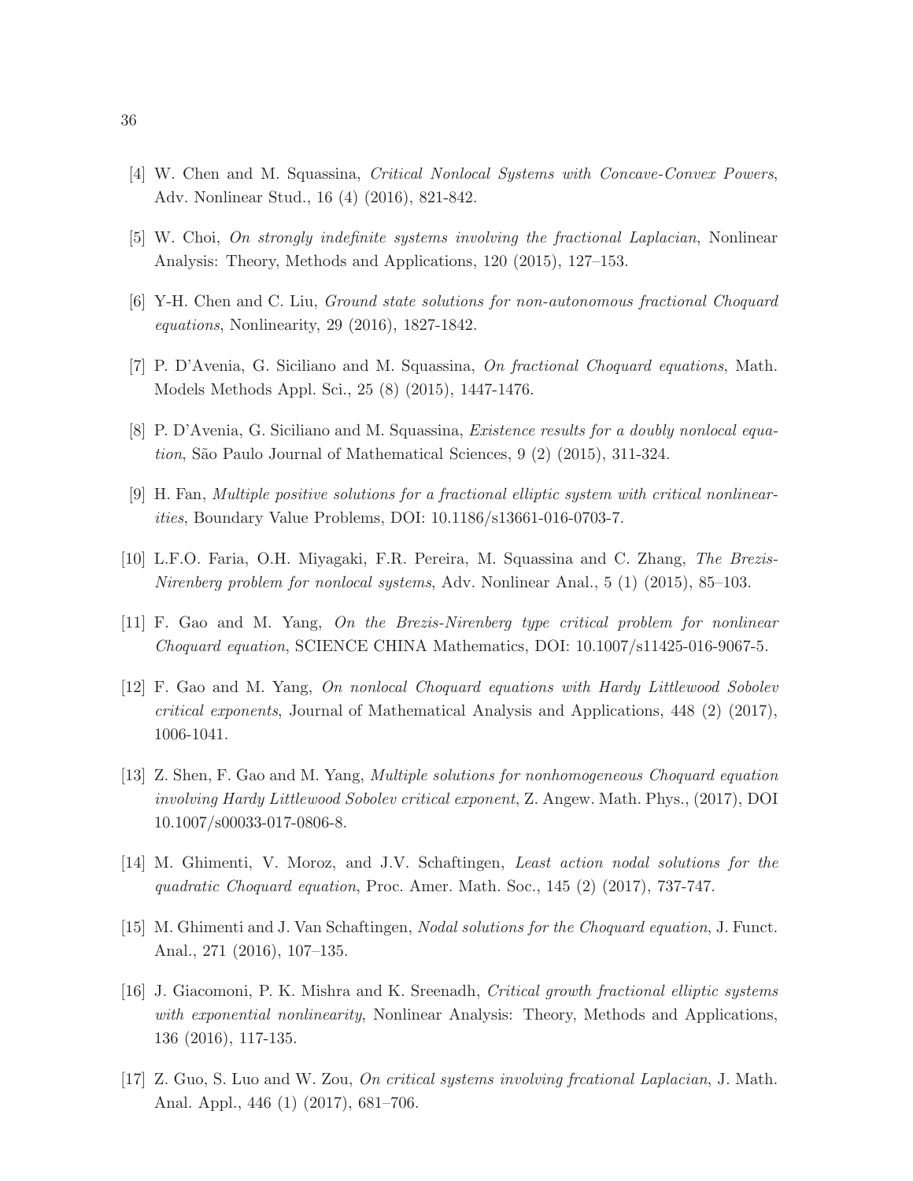[4] W. Chen and M. Squassina, *Critical Nonlocal Systems with Concave-Convex Powers*, Adv. Nonlinear Stud., 16 (4) (2016), 821-842.

[5] W. Choi, *On strongly indefinite systems involving the fractional Laplacian*, Nonlinear Analysis: Theory, Methods and Applications, 120 (2015), 127–153.

[6] Y-H. Chen and C. Liu, *Ground state solutions for non-autonomous fractional Choquard equations*, Nonlinearity, 29 (2016), 1827-1842.

[7] P. D'Avenia, G. Siciliano and M. Squassina, *On fractional Choquard equations*, Math. Models Methods Appl. Sci., 25 (8) (2015), 1447-1476.

[8] P. D'Avenia, G. Siciliano and M. Squassina, *Existence results for a doubly nonlocal equation*, São Paulo Journal of Mathematical Sciences, 9 (2) (2015), 311-324.

[9] H. Fan, *Multiple positive solutions for a fractional elliptic system with critical nonlinearities*, Boundary Value Problems, DOI: 10.1186/s13661-016-0703-7.

[10] L.F.O. Faria, O.H. Miyagaki, F.R. Pereira, M. Squassina and C. Zhang, *The Brezis-Nirenberg problem for nonlocal systems*, Adv. Nonlinear Anal., 5 (1) (2015), 85–103.

[11] F. Gao and M. Yang, *On the Brezis-Nirenberg type critical problem for nonlinear Choquard equation*, SCIENCE CHINA Mathematics, DOI: 10.1007/s11425-016-9067-5.

[12] F. Gao and M. Yang, *On nonlocal Choquard equations with Hardy Littlewood Sobolev critical exponents*, Journal of Mathematical Analysis and Applications, 448 (2) (2017), 1006-1041.

[13] Z. Shen, F. Gao and M. Yang, *Multiple solutions for nonhomogeneous Choquard equation involving Hardy Littlewood Sobolev critical exponent*, Z. Angew. Math. Phys., (2017), DOI 10.1007/s00033-017-0806-8.

[14] M. Ghimenti, V. Moroz, and J.V. Schaftingen, *Least action nodal solutions for the quadratic Choquard equation*, Proc. Amer. Math. Soc., 145 (2) (2017), 737-747.

[15] M. Ghimenti and J. Van Schaftingen, *Nodal solutions for the Choquard equation*, J. Funct. Anal., 271 (2016), 107–135.

[16] J. Giacomoni, P. K. Mishra and K. Sreenadh, *Critical growth fractional elliptic systems with exponential nonlinearity*, Nonlinear Analysis: Theory, Methods and Applications, 136 (2016), 117-135.

[17] Z. Guo, S. Luo and W. Zou, *On critical systems involving frcational Laplacian*, J. Math. Anal. Appl., 446 (1) (2017), 681–706.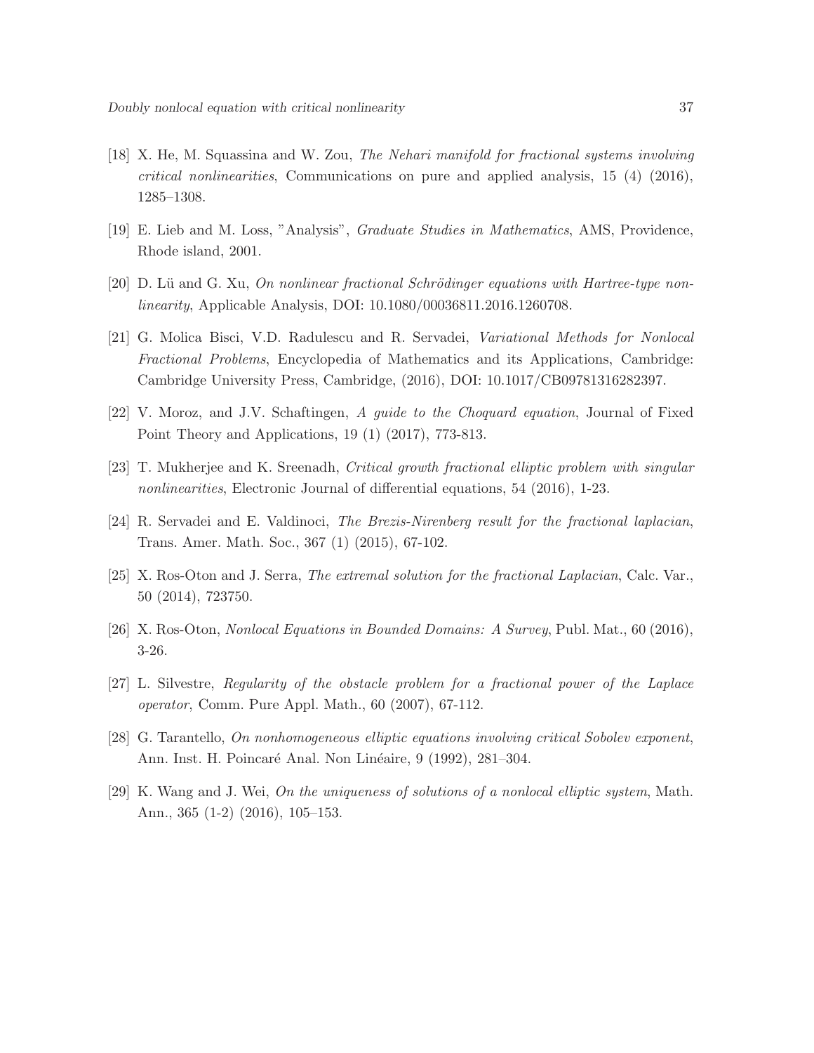[18] X. He, M. Squassina and W. Zou, *The Nehari manifold for fractional systems involving critical nonlinearities*, Communications on pure and applied analysis, 15 (4) (2016), 1285–1308.

[19] E. Lieb and M. Loss, "Analysis", *Graduate Studies in Mathematics*, AMS, Providence, Rhode island, 2001.

[20] D. Lü and G. Xu, *On nonlinear fractional Schrödinger equations with Hartree-type nonlinearity*, Applicable Analysis, DOI: 10.1080/00036811.2016.1260708.

[21] G. Molica Bisci, V.D. Radulescu and R. Servadei, *Variational Methods for Nonlocal Fractional Problems*, Encyclopedia of Mathematics and its Applications, Cambridge: Cambridge University Press, Cambridge, (2016), DOI: 10.1017/CB09781316282397.

[22] V. Moroz, and J.V. Schaftingen, *A guide to the Choquard equation*, Journal of Fixed Point Theory and Applications, 19 (1) (2017), 773-813.

[23] T. Mukherjee and K. Sreenadh, *Critical growth fractional elliptic problem with singular nonlinearities*, Electronic Journal of differential equations, 54 (2016), 1-23.

[24] R. Servadei and E. Valdinoci, *The Brezis-Nirenberg result for the fractional laplacian*, Trans. Amer. Math. Soc., 367 (1) (2015), 67-102.

[25] X. Ros-Oton and J. Serra, *The extremal solution for the fractional Laplacian*, Calc. Var., 50 (2014), 723750.

[26] X. Ros-Oton, *Nonlocal Equations in Bounded Domains: A Survey*, Publ. Mat., 60 (2016), 3-26.

[27] L. Silvestre, *Regularity of the obstacle problem for a fractional power of the Laplace operator*, Comm. Pure Appl. Math., 60 (2007), 67-112.

[28] G. Tarantello, *On nonhomogeneous elliptic equations involving critical Sobolev exponent*, Ann. Inst. H. Poincaré Anal. Non Linéaire, 9 (1992), 281–304.

[29] K. Wang and J. Wei, *On the uniqueness of solutions of a nonlocal elliptic system*, Math. Ann., 365 (1-2) (2016), 105–153.